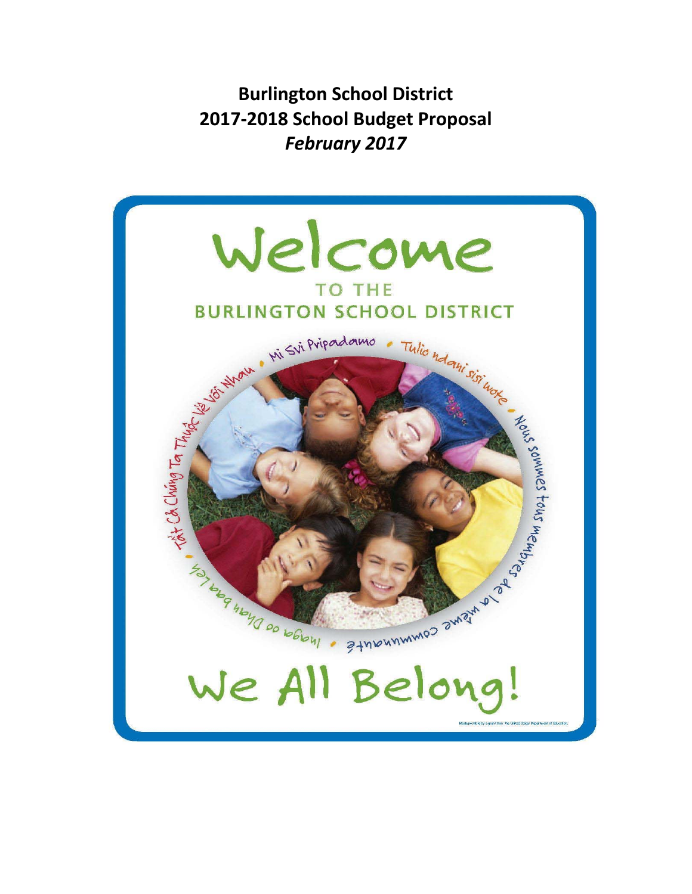# Burlington School District
# 2017-2018 School Budget Proposal
## *February 2017*

Welcome

TO THE

BURLINGTON SCHOOL DISTRICT

Mi Svi Pripadamo • Tulio ndani sisi wote • Nous sommes tous membres de la même communauté • Inaga oo Dhan baa Leh • Tất Cả Chúng Ta Thuộc Về Với Nhau

We All Belong!

Made possible by a grant from the United States Department of Education.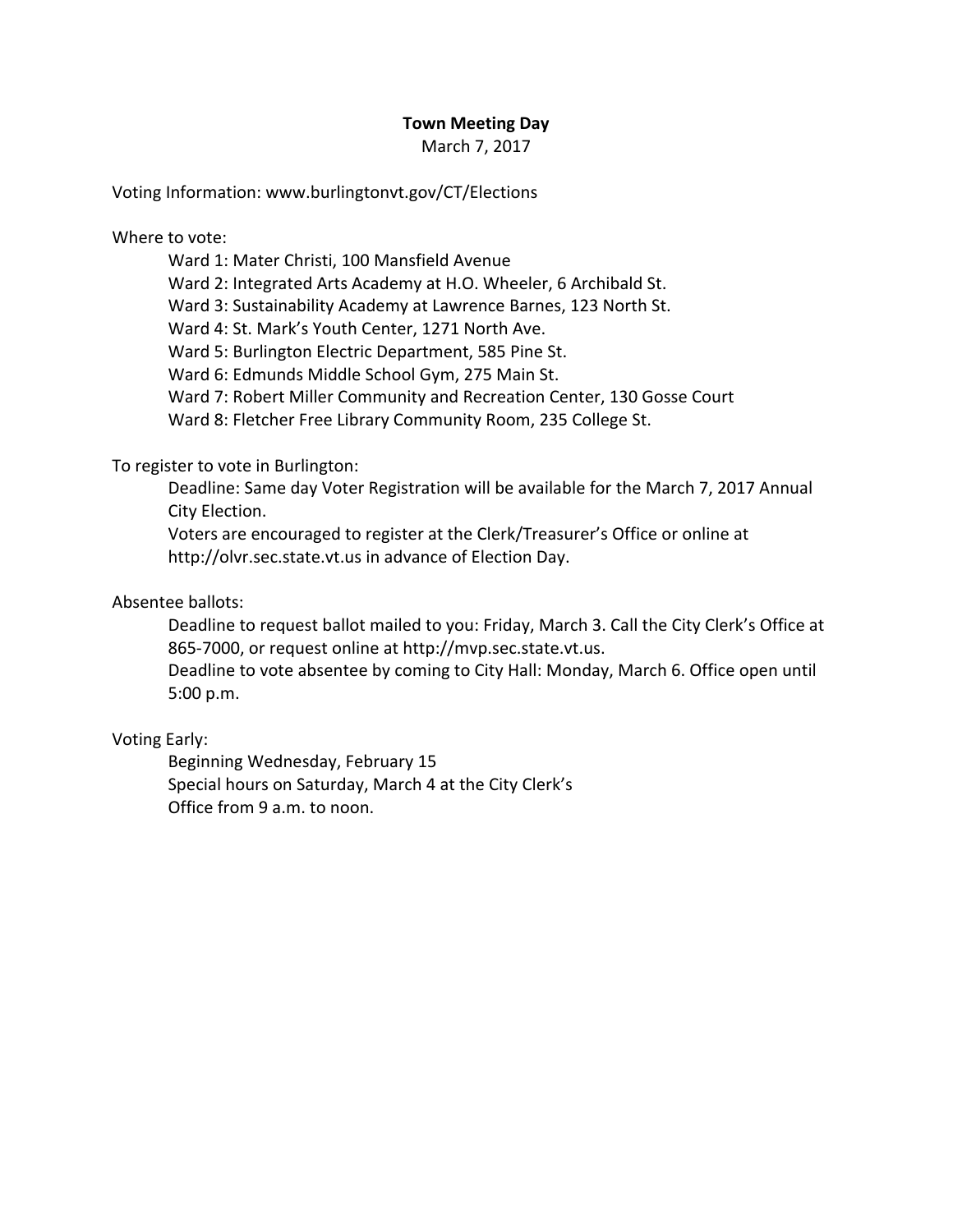**Town Meeting Day**

March 7, 2017

Voting Information: www.burlingtonvt.gov/CT/Elections

Where to vote:

- Ward 1: Mater Christi, 100 Mansfield Avenue
- Ward 2: Integrated Arts Academy at H.O. Wheeler, 6 Archibald St.
- Ward 3: Sustainability Academy at Lawrence Barnes, 123 North St.
- Ward 4: St. Mark's Youth Center, 1271 North Ave.
- Ward 5: Burlington Electric Department, 585 Pine St.
- Ward 6: Edmunds Middle School Gym, 275 Main St.
- Ward 7: Robert Miller Community and Recreation Center, 130 Gosse Court
- Ward 8: Fletcher Free Library Community Room, 235 College St.

To register to vote in Burlington:

Deadline: Same day Voter Registration will be available for the March 7, 2017 Annual City Election.

Voters are encouraged to register at the Clerk/Treasurer's Office or online at http://olvr.sec.state.vt.us in advance of Election Day.

Absentee ballots:

Deadline to request ballot mailed to you: Friday, March 3. Call the City Clerk's Office at 865-7000, or request online at http://mvp.sec.state.vt.us.

Deadline to vote absentee by coming to City Hall: Monday, March 6. Office open until 5:00 p.m.

Voting Early:

Beginning Wednesday, February 15

Special hours on Saturday, March 4 at the City Clerk's Office from 9 a.m. to noon.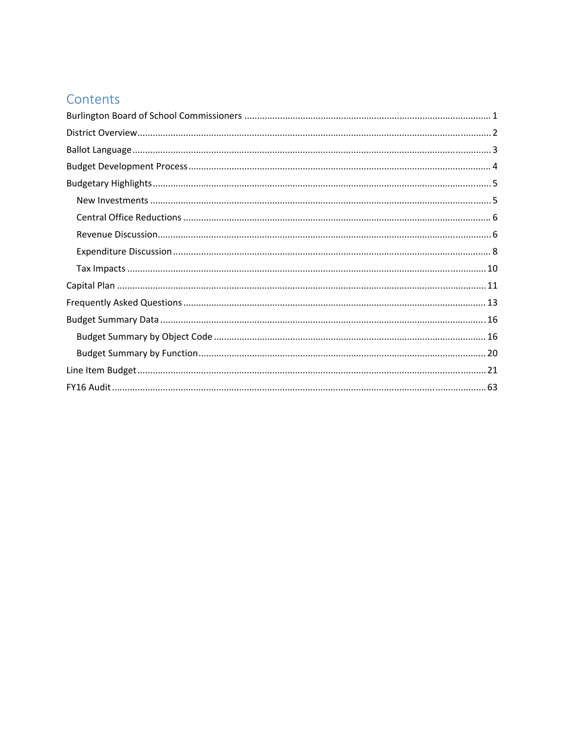# Contents

- Burlington Board of School Commissioners ..... 1
- District Overview ..... 2
- Ballot Language ..... 3
- Budget Development Process ..... 4
- Budgetary Highlights ..... 5
  - New Investments ..... 5
  - Central Office Reductions ..... 6
  - Revenue Discussion ..... 6
  - Expenditure Discussion ..... 8
  - Tax Impacts ..... 10
- Capital Plan ..... 11
- Frequently Asked Questions ..... 13
- Budget Summary Data ..... 16
  - Budget Summary by Object Code ..... 16
  - Budget Summary by Function ..... 20
- Line Item Budget ..... 21
- FY16 Audit ..... 63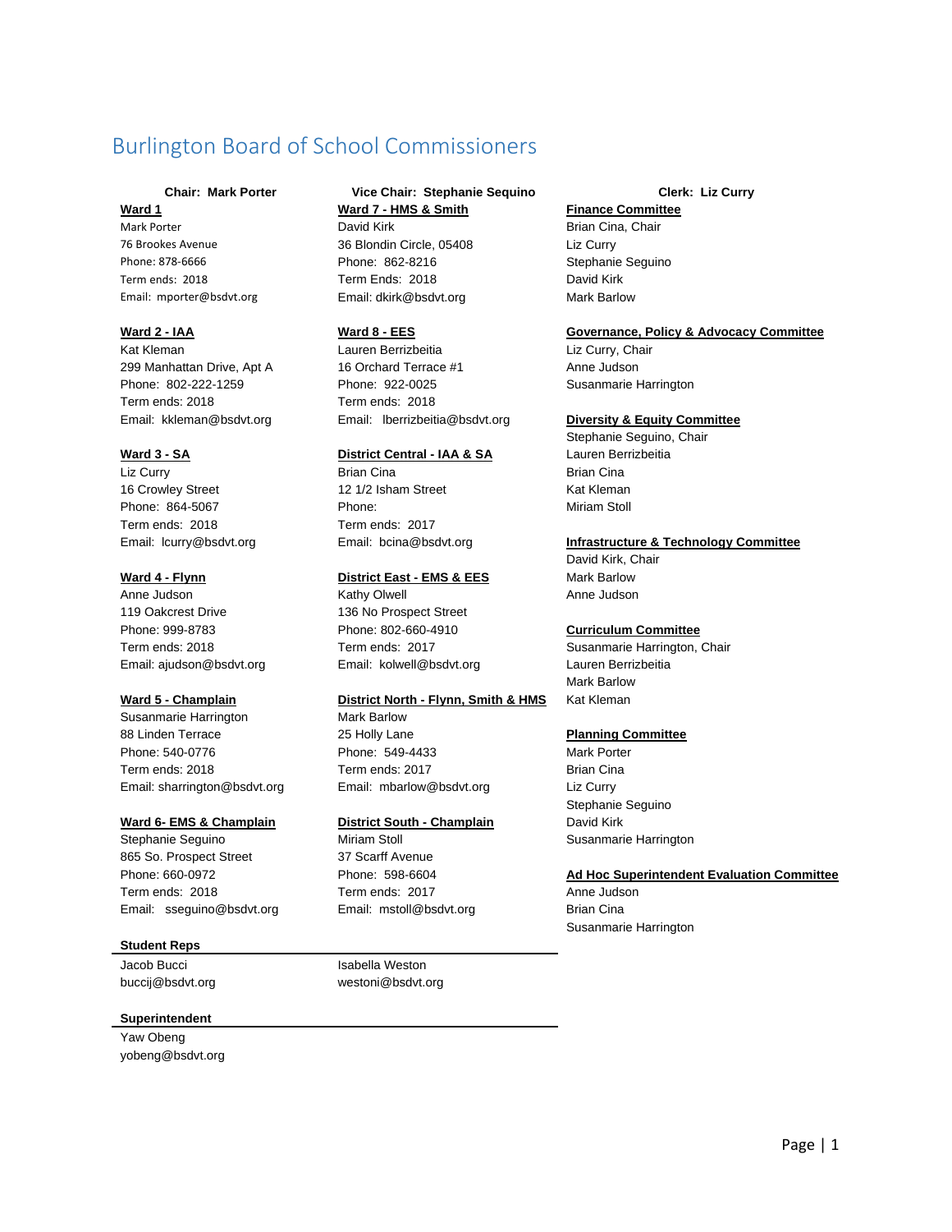# Burlington Board of School Commissioners

**Chair: Mark Porter** | **Vice Chair: Stephanie Sequino** | **Clerk: Liz Curry**

**Ward 1**
Mark Porter
76 Brookes Avenue
Phone: 878-6666
Term ends: 2018
Email: mporter@bsdvt.org

**Ward 2 - IAA**
Kat Kleman
299 Manhattan Drive, Apt A
Phone: 802-222-1259
Term ends: 2018
Email: kkleman@bsdvt.org

**Ward 3 - SA**
Liz Curry
16 Crowley Street
Phone: 864-5067
Term ends: 2018
Email: lcurry@bsdvt.org

**Ward 4 - Flynn**
Anne Judson
119 Oakcrest Drive
Phone: 999-8783
Term ends: 2018
Email: ajudson@bsdvt.org

**Ward 5 - Champlain**
Susanmarie Harrington
88 Linden Terrace
Phone: 540-0776
Term ends: 2018
Email: sharrington@bsdvt.org

**Ward 6- EMS & Champlain**
Stephanie Seguino
865 So. Prospect Street
Phone: 660-0972
Term ends: 2018
Email: sseguino@bsdvt.org

**Ward 7 - HMS & Smith**
David Kirk
36 Blondin Circle, 05408
Phone: 862-8216
Term Ends: 2018
Email: dkirk@bsdvt.org

**Ward 8 - EES**
Lauren Berrizbeitia
16 Orchard Terrace #1
Phone: 922-0025
Term ends: 2018
Email: lberrizbeitia@bsdvt.org

**District Central - IAA & SA**
Brian Cina
12 1/2 Isham Street
Phone:
Term ends: 2017
Email: bcina@bsdvt.org

**District East - EMS & EES**
Kathy Olwell
136 No Prospect Street
Phone: 802-660-4910
Term ends: 2017
Email: kolwell@bsdvt.org

**District North - Flynn, Smith & HMS**
Mark Barlow
25 Holly Lane
Phone: 549-4433
Term ends: 2017
Email: mbarlow@bsdvt.org

**District South - Champlain**
Miriam Stoll
37 Scarff Avenue
Phone: 598-6604
Term ends: 2017
Email: mstoll@bsdvt.org

**Student Reps**
Jacob Bucci
buccij@bsdvt.org

Isabella Weston
westoni@bsdvt.org

**Superintendent**
Yaw Obeng
yobeng@bsdvt.org

**Finance Committee**
Brian Cina, Chair
Liz Curry
Stephanie Seguino
David Kirk
Mark Barlow

**Governance, Policy & Advocacy Committee**
Liz Curry, Chair
Anne Judson
Susanmarie Harrington

**Diversity & Equity Committee**
Stephanie Seguino, Chair
Lauren Berrizbeitia
Brian Cina
Kat Kleman
Miriam Stoll

**Infrastructure & Technology Committee**
David Kirk, Chair
Mark Barlow
Anne Judson

**Curriculum Committee**
Susanmarie Harrington, Chair
Lauren Berrizbeitia
Mark Barlow
Kat Kleman

**Planning Committee**
Mark Porter
Brian Cina
Liz Curry
Stephanie Seguino
David Kirk
Susanmarie Harrington

**Ad Hoc Superintendent Evaluation Committee**
Anne Judson
Brian Cina
Susanmarie Harrington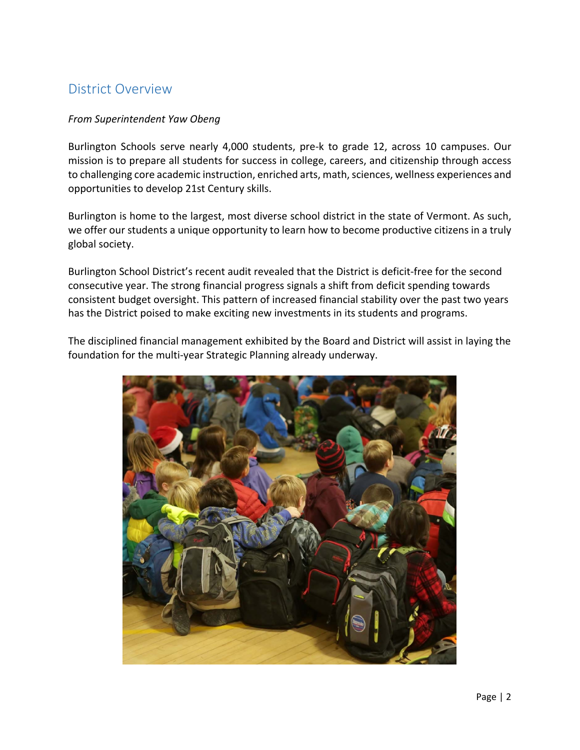## District Overview

*From Superintendent Yaw Obeng*

Burlington Schools serve nearly 4,000 students, pre-k to grade 12, across 10 campuses. Our mission is to prepare all students for success in college, careers, and citizenship through access to challenging core academic instruction, enriched arts, math, sciences, wellness experiences and opportunities to develop 21st Century skills.

Burlington is home to the largest, most diverse school district in the state of Vermont. As such, we offer our students a unique opportunity to learn how to become productive citizens in a truly global society.

Burlington School District's recent audit revealed that the District is deficit-free for the second consecutive year. The strong financial progress signals a shift from deficit spending towards consistent budget oversight. This pattern of increased financial stability over the past two years has the District poised to make exciting new investments in its students and programs.

The disciplined financial management exhibited by the Board and District will assist in laying the foundation for the multi-year Strategic Planning already underway.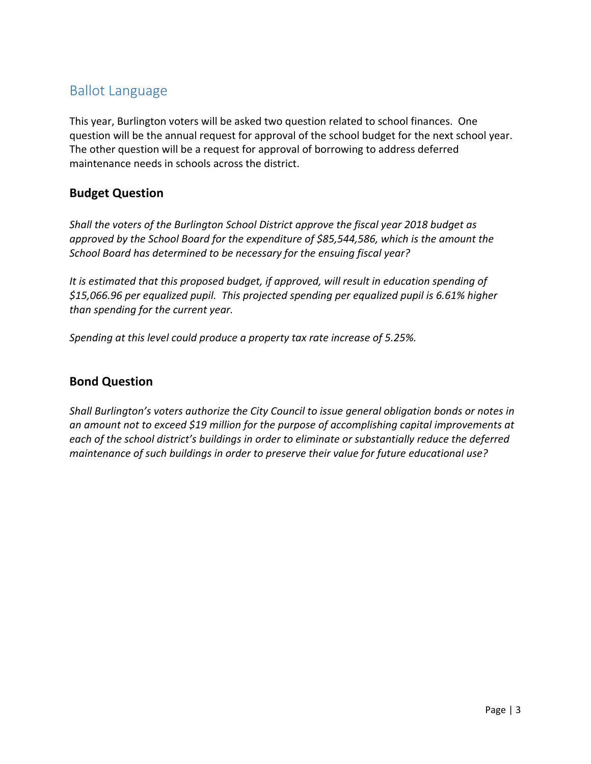## Ballot Language

This year, Burlington voters will be asked two question related to school finances. One question will be the annual request for approval of the school budget for the next school year. The other question will be a request for approval of borrowing to address deferred maintenance needs in schools across the district.

### Budget Question

*Shall the voters of the Burlington School District approve the fiscal year 2018 budget as approved by the School Board for the expenditure of $85,544,586, which is the amount the School Board has determined to be necessary for the ensuing fiscal year?*

*It is estimated that this proposed budget, if approved, will result in education spending of $15,066.96 per equalized pupil. This projected spending per equalized pupil is 6.61% higher than spending for the current year.*

*Spending at this level could produce a property tax rate increase of 5.25%.*

### Bond Question

*Shall Burlington's voters authorize the City Council to issue general obligation bonds or notes in an amount not to exceed $19 million for the purpose of accomplishing capital improvements at each of the school district's buildings in order to eliminate or substantially reduce the deferred maintenance of such buildings in order to preserve their value for future educational use?*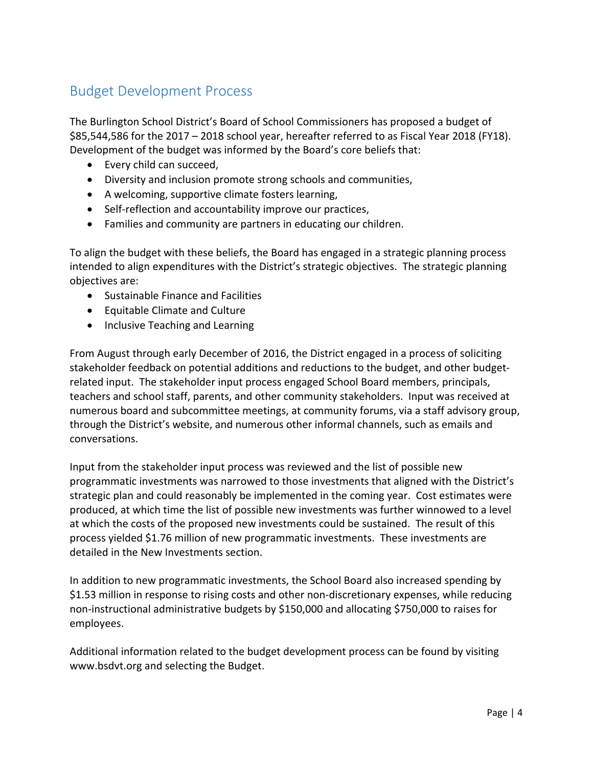## Budget Development Process

The Burlington School District's Board of School Commissioners has proposed a budget of $85,544,586 for the 2017 – 2018 school year, hereafter referred to as Fiscal Year 2018 (FY18). Development of the budget was informed by the Board's core beliefs that:

- Every child can succeed,
- Diversity and inclusion promote strong schools and communities,
- A welcoming, supportive climate fosters learning,
- Self-reflection and accountability improve our practices,
- Families and community are partners in educating our children.

To align the budget with these beliefs, the Board has engaged in a strategic planning process intended to align expenditures with the District's strategic objectives. The strategic planning objectives are:

- Sustainable Finance and Facilities
- Equitable Climate and Culture
- Inclusive Teaching and Learning

From August through early December of 2016, the District engaged in a process of soliciting stakeholder feedback on potential additions and reductions to the budget, and other budget-related input. The stakeholder input process engaged School Board members, principals, teachers and school staff, parents, and other community stakeholders. Input was received at numerous board and subcommittee meetings, at community forums, via a staff advisory group, through the District's website, and numerous other informal channels, such as emails and conversations.

Input from the stakeholder input process was reviewed and the list of possible new programmatic investments was narrowed to those investments that aligned with the District's strategic plan and could reasonably be implemented in the coming year. Cost estimates were produced, at which time the list of possible new investments was further winnowed to a level at which the costs of the proposed new investments could be sustained. The result of this process yielded $1.76 million of new programmatic investments. These investments are detailed in the New Investments section.

In addition to new programmatic investments, the School Board also increased spending by $1.53 million in response to rising costs and other non-discretionary expenses, while reducing non-instructional administrative budgets by $150,000 and allocating $750,000 to raises for employees.

Additional information related to the budget development process can be found by visiting www.bsdvt.org and selecting the Budget.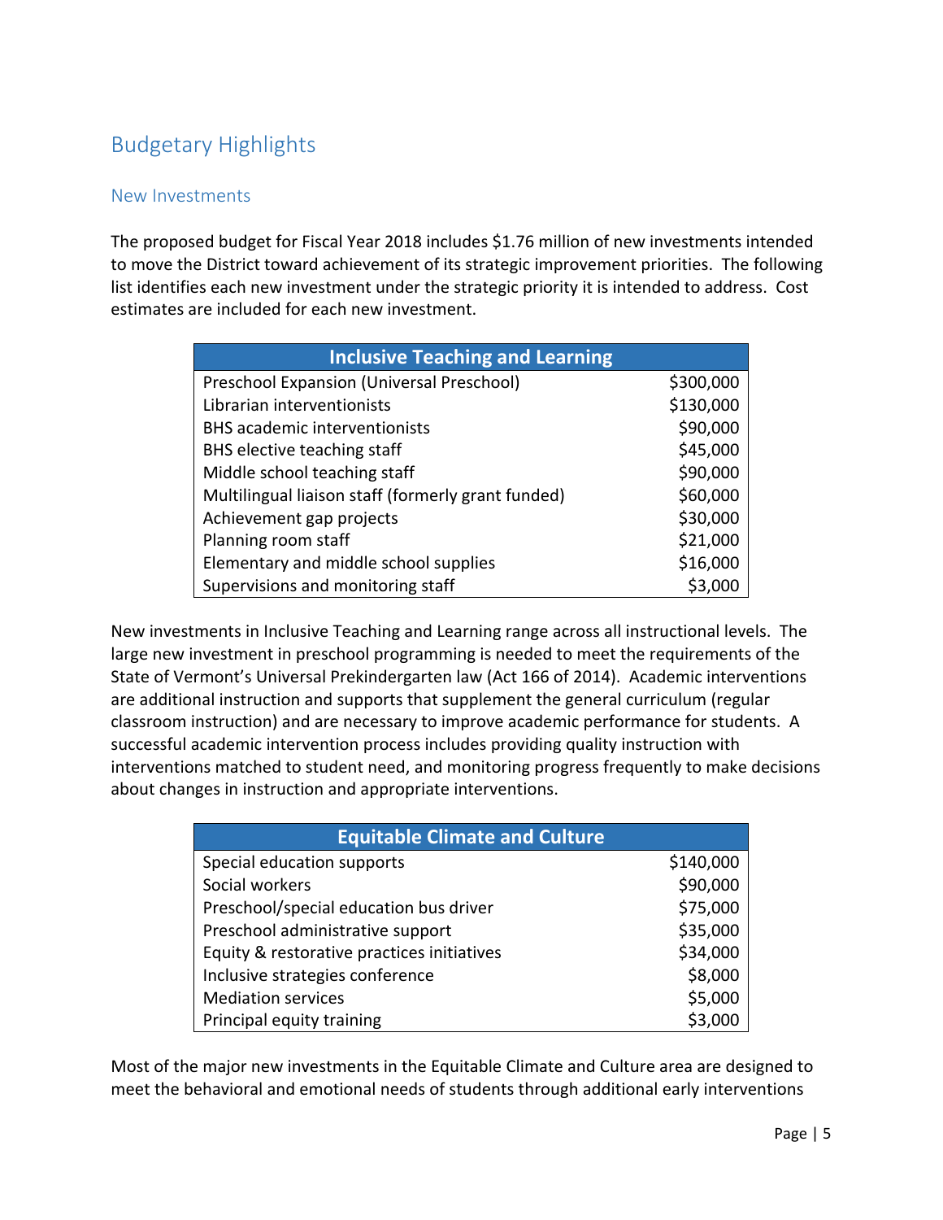# Budgetary Highlights

## New Investments

The proposed budget for Fiscal Year 2018 includes $1.76 million of new investments intended to move the District toward achievement of its strategic improvement priorities. The following list identifies each new investment under the strategic priority it is intended to address. Cost estimates are included for each new investment.

| Inclusive Teaching and Learning | |
|---|---|
| Preschool Expansion (Universal Preschool) | $300,000 |
| Librarian interventionists | $130,000 |
| BHS academic interventionists | $90,000 |
| BHS elective teaching staff | $45,000 |
| Middle school teaching staff | $90,000 |
| Multilingual liaison staff (formerly grant funded) | $60,000 |
| Achievement gap projects | $30,000 |
| Planning room staff | $21,000 |
| Elementary and middle school supplies | $16,000 |
| Supervisions and monitoring staff | $3,000 |

New investments in Inclusive Teaching and Learning range across all instructional levels. The large new investment in preschool programming is needed to meet the requirements of the State of Vermont's Universal Prekindergarten law (Act 166 of 2014). Academic interventions are additional instruction and supports that supplement the general curriculum (regular classroom instruction) and are necessary to improve academic performance for students. A successful academic intervention process includes providing quality instruction with interventions matched to student need, and monitoring progress frequently to make decisions about changes in instruction and appropriate interventions.

| Equitable Climate and Culture | |
|---|---|
| Special education supports | $140,000 |
| Social workers | $90,000 |
| Preschool/special education bus driver | $75,000 |
| Preschool administrative support | $35,000 |
| Equity & restorative practices initiatives | $34,000 |
| Inclusive strategies conference | $8,000 |
| Mediation services | $5,000 |
| Principal equity training | $3,000 |

Most of the major new investments in the Equitable Climate and Culture area are designed to meet the behavioral and emotional needs of students through additional early interventions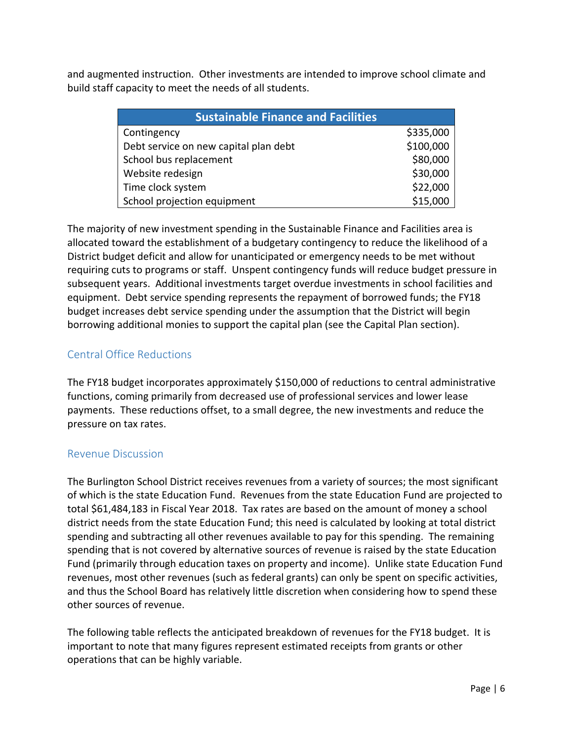and augmented instruction. Other investments are intended to improve school climate and build staff capacity to meet the needs of all students.

| Sustainable Finance and Facilities | |
|---|---|
| Contingency | $335,000 |
| Debt service on new capital plan debt | $100,000 |
| School bus replacement | $80,000 |
| Website redesign | $30,000 |
| Time clock system | $22,000 |
| School projection equipment | $15,000 |

The majority of new investment spending in the Sustainable Finance and Facilities area is allocated toward the establishment of a budgetary contingency to reduce the likelihood of a District budget deficit and allow for unanticipated or emergency needs to be met without requiring cuts to programs or staff. Unspent contingency funds will reduce budget pressure in subsequent years. Additional investments target overdue investments in school facilities and equipment. Debt service spending represents the repayment of borrowed funds; the FY18 budget increases debt service spending under the assumption that the District will begin borrowing additional monies to support the capital plan (see the Capital Plan section).

## Central Office Reductions

The FY18 budget incorporates approximately $150,000 of reductions to central administrative functions, coming primarily from decreased use of professional services and lower lease payments. These reductions offset, to a small degree, the new investments and reduce the pressure on tax rates.

## Revenue Discussion

The Burlington School District receives revenues from a variety of sources; the most significant of which is the state Education Fund. Revenues from the state Education Fund are projected to total $61,484,183 in Fiscal Year 2018. Tax rates are based on the amount of money a school district needs from the state Education Fund; this need is calculated by looking at total district spending and subtracting all other revenues available to pay for this spending. The remaining spending that is not covered by alternative sources of revenue is raised by the state Education Fund (primarily through education taxes on property and income). Unlike state Education Fund revenues, most other revenues (such as federal grants) can only be spent on specific activities, and thus the School Board has relatively little discretion when considering how to spend these other sources of revenue.

The following table reflects the anticipated breakdown of revenues for the FY18 budget. It is important to note that many figures represent estimated receipts from grants or other operations that can be highly variable.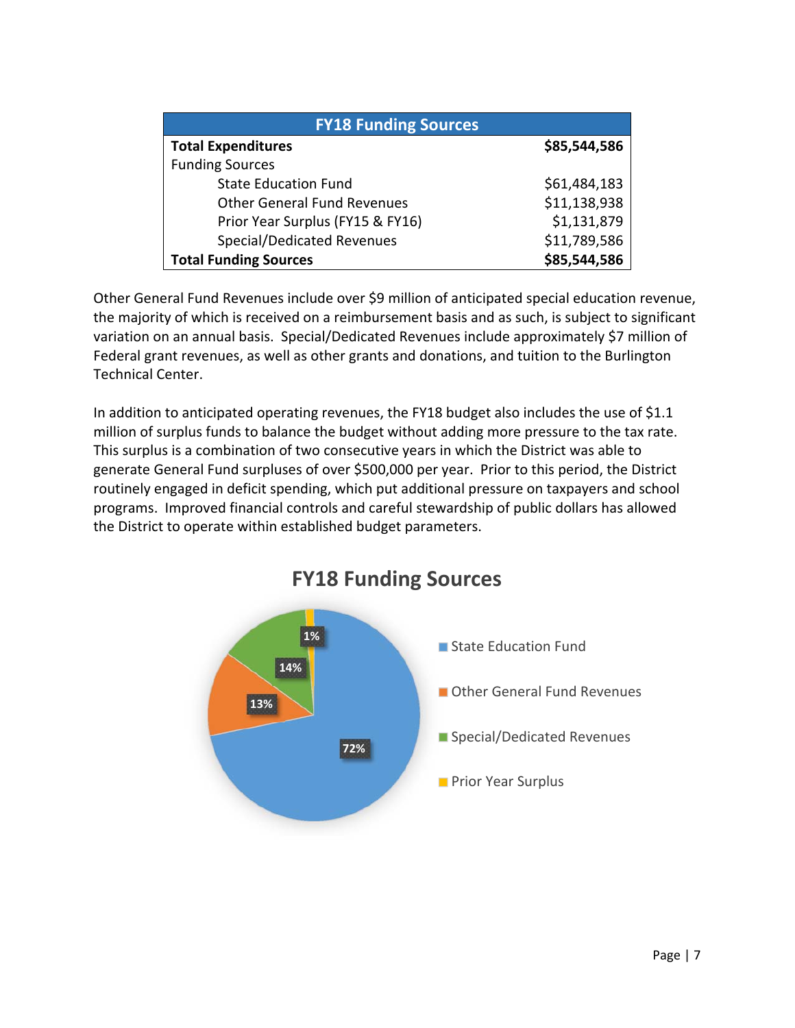| FY18 Funding Sources | |
|---|---|
| **Total Expenditures** | **$85,544,586** |
| Funding Sources | |
| State Education Fund | $61,484,183 |
| Other General Fund Revenues | $11,138,938 |
| Prior Year Surplus (FY15 & FY16) | $1,131,879 |
| Special/Dedicated Revenues | $11,789,586 |
| **Total Funding Sources** | **$85,544,586** |

Other General Fund Revenues include over $9 million of anticipated special education revenue, the majority of which is received on a reimbursement basis and as such, is subject to significant variation on an annual basis. Special/Dedicated Revenues include approximately $7 million of Federal grant revenues, as well as other grants and donations, and tuition to the Burlington Technical Center.

In addition to anticipated operating revenues, the FY18 budget also includes the use of $1.1 million of surplus funds to balance the budget without adding more pressure to the tax rate. This surplus is a combination of two consecutive years in which the District was able to generate General Fund surpluses of over $500,000 per year. Prior to this period, the District routinely engaged in deficit spending, which put additional pressure on taxpayers and school programs. Improved financial controls and careful stewardship of public dollars has allowed the District to operate within established budget parameters.

**FY18 Funding Sources**

- State Education Fund: 72%
- Other General Fund Revenues: 13%
- Special/Dedicated Revenues: 14%
- Prior Year Surplus: 1%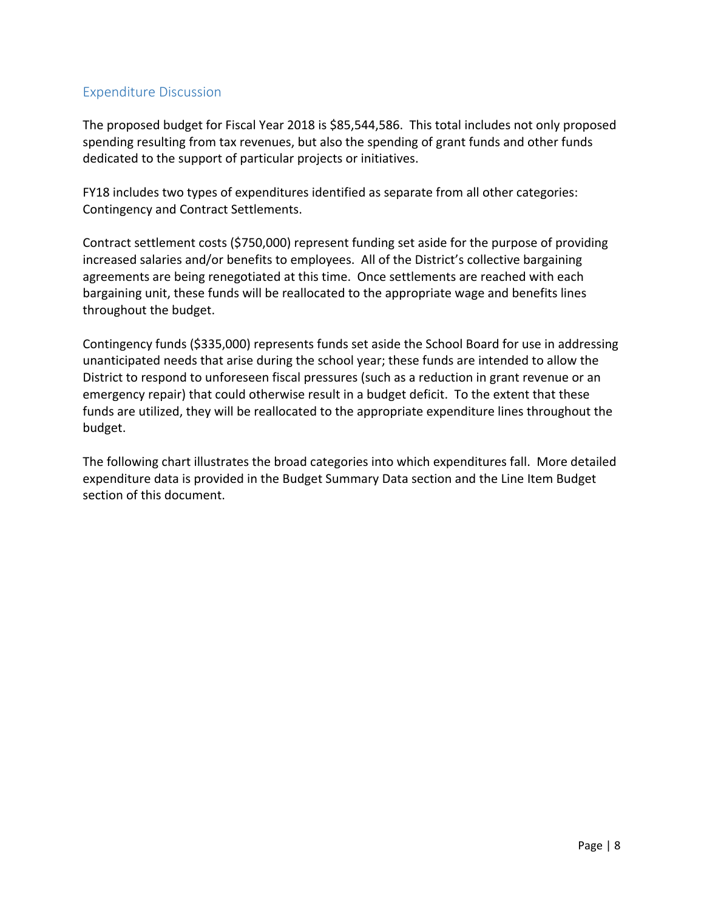## Expenditure Discussion

The proposed budget for Fiscal Year 2018 is $85,544,586. This total includes not only proposed spending resulting from tax revenues, but also the spending of grant funds and other funds dedicated to the support of particular projects or initiatives.

FY18 includes two types of expenditures identified as separate from all other categories: Contingency and Contract Settlements.

Contract settlement costs ($750,000) represent funding set aside for the purpose of providing increased salaries and/or benefits to employees. All of the District's collective bargaining agreements are being renegotiated at this time. Once settlements are reached with each bargaining unit, these funds will be reallocated to the appropriate wage and benefits lines throughout the budget.

Contingency funds ($335,000) represents funds set aside the School Board for use in addressing unanticipated needs that arise during the school year; these funds are intended to allow the District to respond to unforeseen fiscal pressures (such as a reduction in grant revenue or an emergency repair) that could otherwise result in a budget deficit. To the extent that these funds are utilized, they will be reallocated to the appropriate expenditure lines throughout the budget.

The following chart illustrates the broad categories into which expenditures fall. More detailed expenditure data is provided in the Budget Summary Data section and the Line Item Budget section of this document.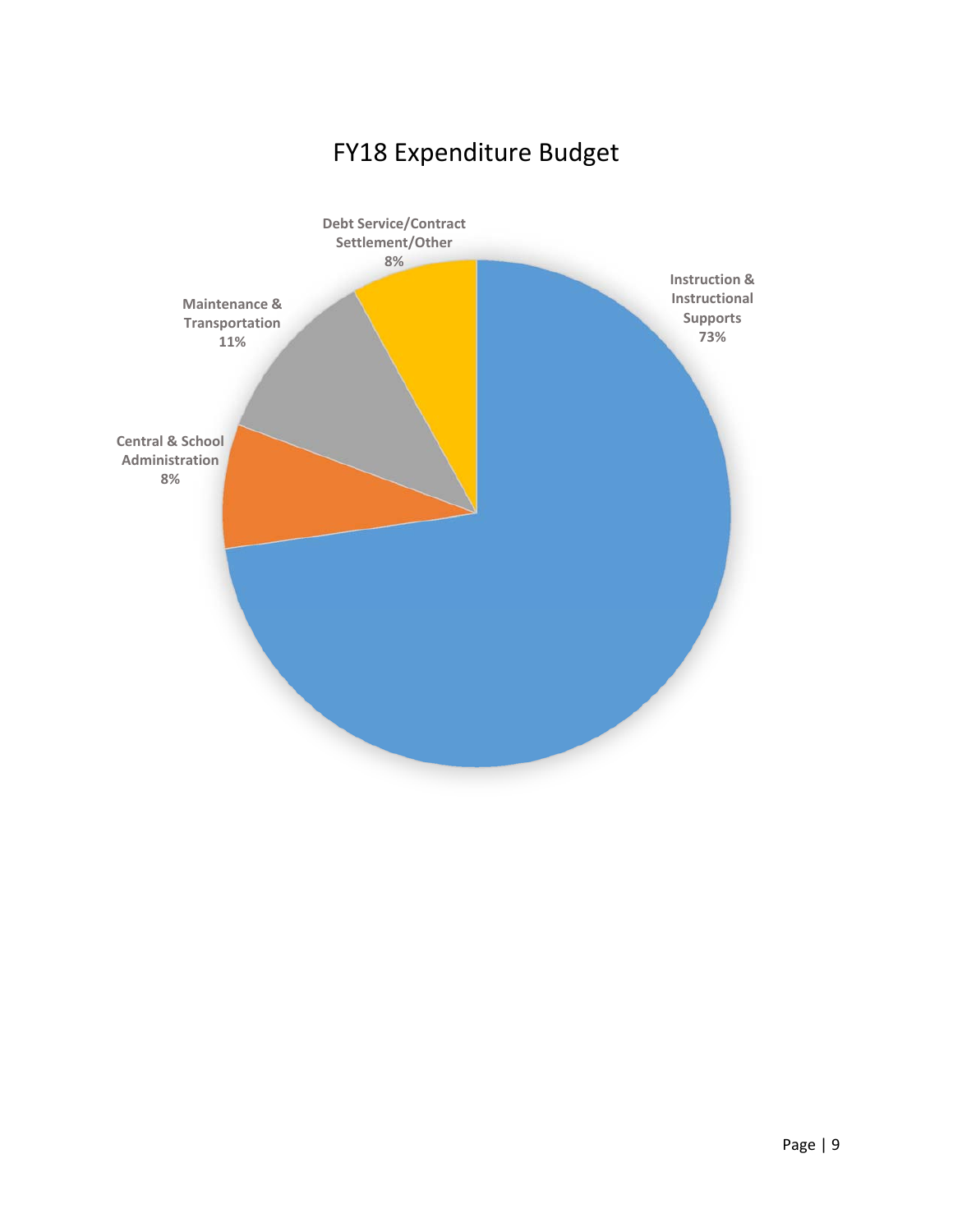# FY18 Expenditure Budget

Debt Service/Contract Settlement/Other 8%

Instruction & Instructional Supports 73%

Maintenance & Transportation 11%

Central & School Administration 8%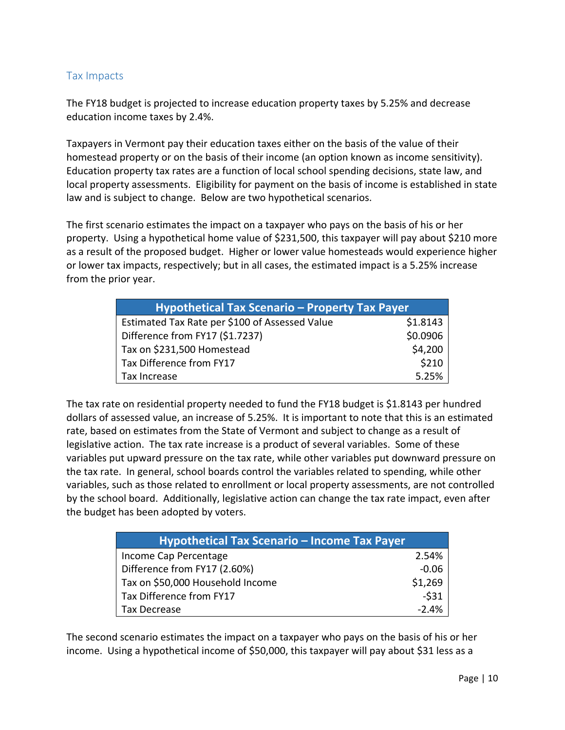## Tax Impacts

The FY18 budget is projected to increase education property taxes by 5.25% and decrease education income taxes by 2.4%.

Taxpayers in Vermont pay their education taxes either on the basis of the value of their homestead property or on the basis of their income (an option known as income sensitivity). Education property tax rates are a function of local school spending decisions, state law, and local property assessments. Eligibility for payment on the basis of income is established in state law and is subject to change. Below are two hypothetical scenarios.

The first scenario estimates the impact on a taxpayer who pays on the basis of his or her property. Using a hypothetical home value of $231,500, this taxpayer will pay about $210 more as a result of the proposed budget. Higher or lower value homesteads would experience higher or lower tax impacts, respectively; but in all cases, the estimated impact is a 5.25% increase from the prior year.

| Hypothetical Tax Scenario – Property Tax Payer | |
|---|---|
| Estimated Tax Rate per $100 of Assessed Value | $1.8143 |
| Difference from FY17 ($1.7237) | $0.0906 |
| Tax on $231,500 Homestead | $4,200 |
| Tax Difference from FY17 | $210 |
| Tax Increase | 5.25% |

The tax rate on residential property needed to fund the FY18 budget is $1.8143 per hundred dollars of assessed value, an increase of 5.25%. It is important to note that this is an estimated rate, based on estimates from the State of Vermont and subject to change as a result of legislative action. The tax rate increase is a product of several variables. Some of these variables put upward pressure on the tax rate, while other variables put downward pressure on the tax rate. In general, school boards control the variables related to spending, while other variables, such as those related to enrollment or local property assessments, are not controlled by the school board. Additionally, legislative action can change the tax rate impact, even after the budget has been adopted by voters.

| Hypothetical Tax Scenario – Income Tax Payer | |
|---|---|
| Income Cap Percentage | 2.54% |
| Difference from FY17 (2.60%) | -0.06 |
| Tax on $50,000 Household Income | $1,269 |
| Tax Difference from FY17 | -$31 |
| Tax Decrease | -2.4% |

The second scenario estimates the impact on a taxpayer who pays on the basis of his or her income. Using a hypothetical income of $50,000, this taxpayer will pay about $31 less as a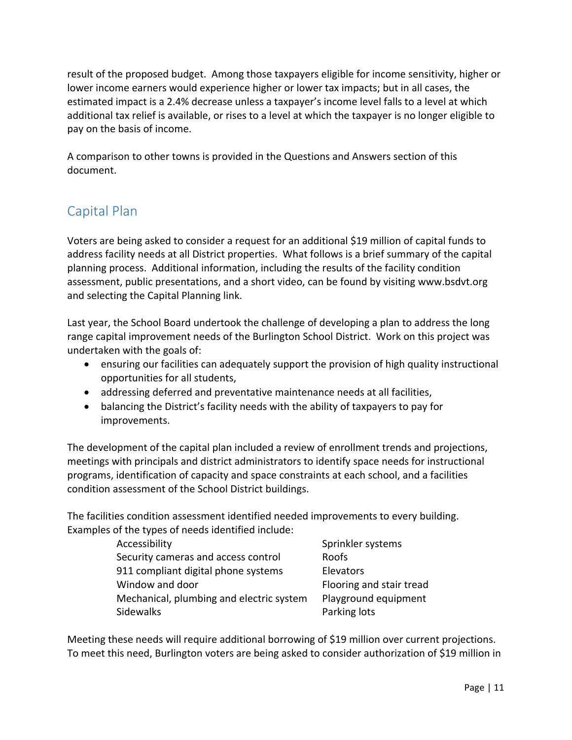result of the proposed budget. Among those taxpayers eligible for income sensitivity, higher or lower income earners would experience higher or lower tax impacts; but in all cases, the estimated impact is a 2.4% decrease unless a taxpayer's income level falls to a level at which additional tax relief is available, or rises to a level at which the taxpayer is no longer eligible to pay on the basis of income.

A comparison to other towns is provided in the Questions and Answers section of this document.

## Capital Plan

Voters are being asked to consider a request for an additional $19 million of capital funds to address facility needs at all District properties. What follows is a brief summary of the capital planning process. Additional information, including the results of the facility condition assessment, public presentations, and a short video, can be found by visiting www.bsdvt.org and selecting the Capital Planning link.

Last year, the School Board undertook the challenge of developing a plan to address the long range capital improvement needs of the Burlington School District. Work on this project was undertaken with the goals of:

- ensuring our facilities can adequately support the provision of high quality instructional opportunities for all students,
- addressing deferred and preventative maintenance needs at all facilities,
- balancing the District's facility needs with the ability of taxpayers to pay for improvements.

The development of the capital plan included a review of enrollment trends and projections, meetings with principals and district administrators to identify space needs for instructional programs, identification of capacity and space constraints at each school, and a facilities condition assessment of the School District buildings.

The facilities condition assessment identified needed improvements to every building. Examples of the types of needs identified include:

| | |
|---|---|
| Accessibility | Sprinkler systems |
| Security cameras and access control | Roofs |
| 911 compliant digital phone systems | Elevators |
| Window and door | Flooring and stair tread |
| Mechanical, plumbing and electric system | Playground equipment |
| Sidewalks | Parking lots |

Meeting these needs will require additional borrowing of $19 million over current projections. To meet this need, Burlington voters are being asked to consider authorization of $19 million in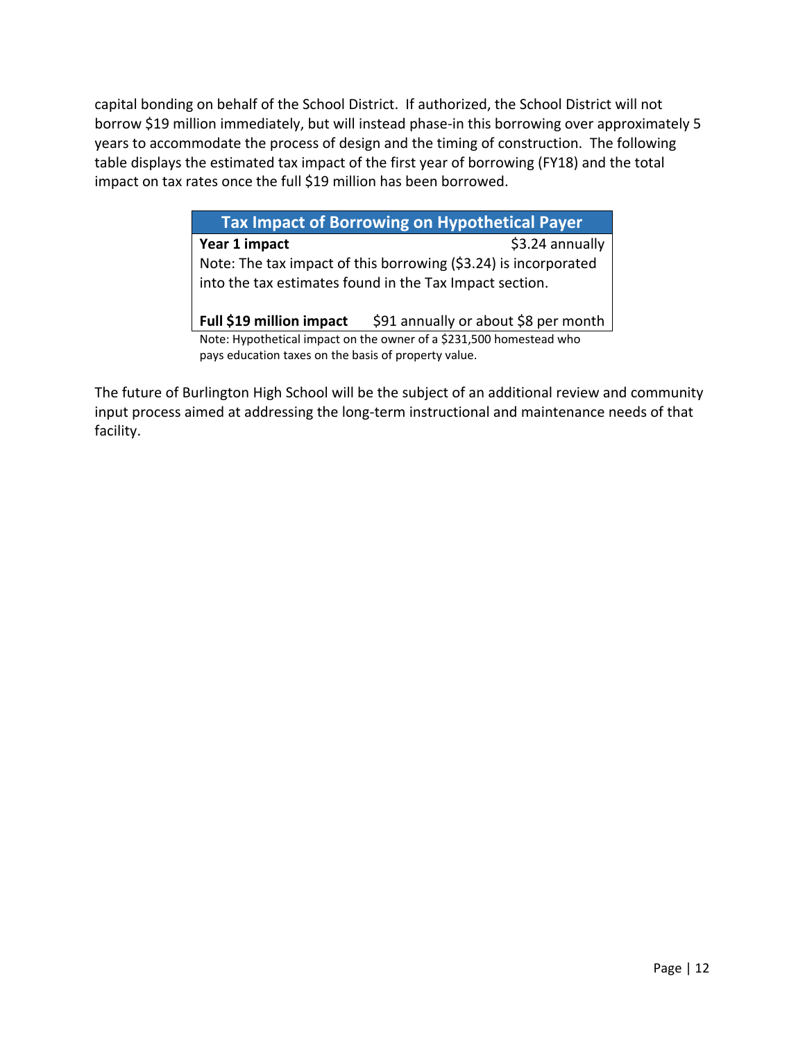capital bonding on behalf of the School District. If authorized, the School District will not borrow $19 million immediately, but will instead phase-in this borrowing over approximately 5 years to accommodate the process of design and the timing of construction. The following table displays the estimated tax impact of the first year of borrowing (FY18) and the total impact on tax rates once the full $19 million has been borrowed.

| Tax Impact of Borrowing on Hypothetical Payer | |
|---|---|
| **Year 1 impact** | $3.24 annually |
| Note: The tax impact of this borrowing ($3.24) is incorporated into the tax estimates found in the Tax Impact section. | |
| **Full $19 million impact** | $91 annually or about $8 per month |

Note: Hypothetical impact on the owner of a $231,500 homestead who pays education taxes on the basis of property value.

The future of Burlington High School will be the subject of an additional review and community input process aimed at addressing the long-term instructional and maintenance needs of that facility.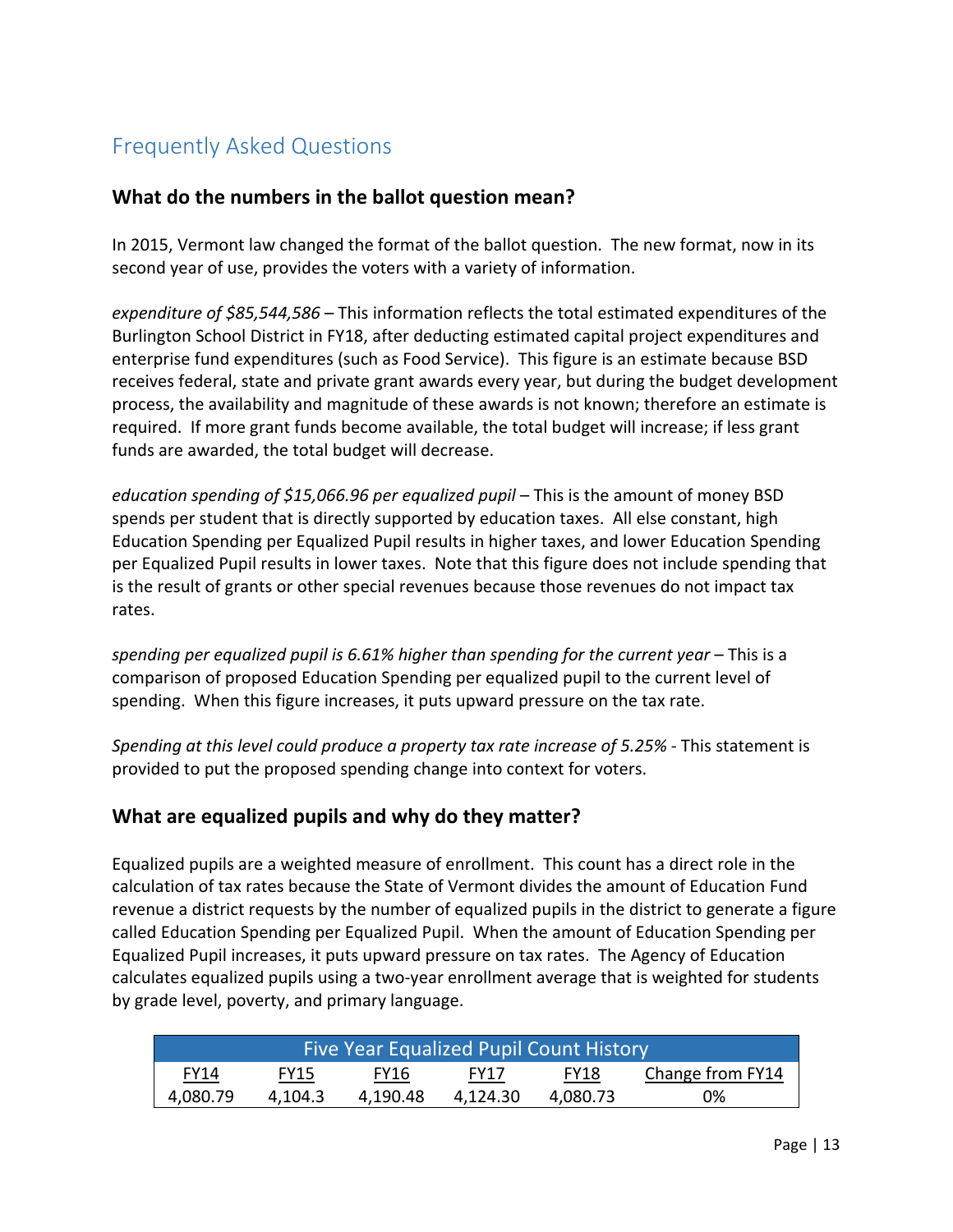## Frequently Asked Questions

### What do the numbers in the ballot question mean?

In 2015, Vermont law changed the format of the ballot question. The new format, now in its second year of use, provides the voters with a variety of information.

*expenditure of $85,544,586* – This information reflects the total estimated expenditures of the Burlington School District in FY18, after deducting estimated capital project expenditures and enterprise fund expenditures (such as Food Service). This figure is an estimate because BSD receives federal, state and private grant awards every year, but during the budget development process, the availability and magnitude of these awards is not known; therefore an estimate is required. If more grant funds become available, the total budget will increase; if less grant funds are awarded, the total budget will decrease.

*education spending of $15,066.96 per equalized pupil* – This is the amount of money BSD spends per student that is directly supported by education taxes. All else constant, high Education Spending per Equalized Pupil results in higher taxes, and lower Education Spending per Equalized Pupil results in lower taxes. Note that this figure does not include spending that is the result of grants or other special revenues because those revenues do not impact tax rates.

*spending per equalized pupil is 6.61% higher than spending for the current year* – This is a comparison of proposed Education Spending per equalized pupil to the current level of spending. When this figure increases, it puts upward pressure on the tax rate.

*Spending at this level could produce a property tax rate increase of 5.25%* - This statement is provided to put the proposed spending change into context for voters.

### What are equalized pupils and why do they matter?

Equalized pupils are a weighted measure of enrollment. This count has a direct role in the calculation of tax rates because the State of Vermont divides the amount of Education Fund revenue a district requests by the number of equalized pupils in the district to generate a figure called Education Spending per Equalized Pupil. When the amount of Education Spending per Equalized Pupil increases, it puts upward pressure on tax rates. The Agency of Education calculates equalized pupils using a two-year enrollment average that is weighted for students by grade level, poverty, and primary language.

| Five Year Equalized Pupil Count History | | | | | |
|---|---|---|---|---|---|
| FY14 | FY15 | FY16 | FY17 | FY18 | Change from FY14 |
| 4,080.79 | 4,104.3 | 4,190.48 | 4,124.30 | 4,080.73 | 0% |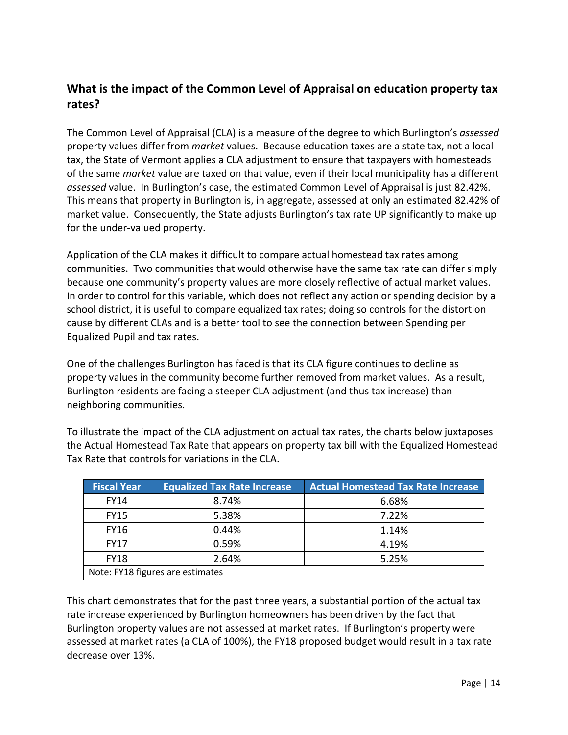## What is the impact of the Common Level of Appraisal on education property tax rates?

The Common Level of Appraisal (CLA) is a measure of the degree to which Burlington's *assessed* property values differ from *market* values. Because education taxes are a state tax, not a local tax, the State of Vermont applies a CLA adjustment to ensure that taxpayers with homesteads of the same *market* value are taxed on that value, even if their local municipality has a different *assessed* value. In Burlington's case, the estimated Common Level of Appraisal is just 82.42%. This means that property in Burlington is, in aggregate, assessed at only an estimated 82.42% of market value. Consequently, the State adjusts Burlington's tax rate UP significantly to make up for the under-valued property.

Application of the CLA makes it difficult to compare actual homestead tax rates among communities. Two communities that would otherwise have the same tax rate can differ simply because one community's property values are more closely reflective of actual market values. In order to control for this variable, which does not reflect any action or spending decision by a school district, it is useful to compare equalized tax rates; doing so controls for the distortion cause by different CLAs and is a better tool to see the connection between Spending per Equalized Pupil and tax rates.

One of the challenges Burlington has faced is that its CLA figure continues to decline as property values in the community become further removed from market values. As a result, Burlington residents are facing a steeper CLA adjustment (and thus tax increase) than neighboring communities.

To illustrate the impact of the CLA adjustment on actual tax rates, the charts below juxtaposes the Actual Homestead Tax Rate that appears on property tax bill with the Equalized Homestead Tax Rate that controls for variations in the CLA.

| Fiscal Year | Equalized Tax Rate Increase | Actual Homestead Tax Rate Increase |
|---|---|---|
| FY14 | 8.74% | 6.68% |
| FY15 | 5.38% | 7.22% |
| FY16 | 0.44% | 1.14% |
| FY17 | 0.59% | 4.19% |
| FY18 | 2.64% | 5.25% |
| Note: FY18 figures are estimates | | |

This chart demonstrates that for the past three years, a substantial portion of the actual tax rate increase experienced by Burlington homeowners has been driven by the fact that Burlington property values are not assessed at market rates. If Burlington's property were assessed at market rates (a CLA of 100%), the FY18 proposed budget would result in a tax rate decrease over 13%.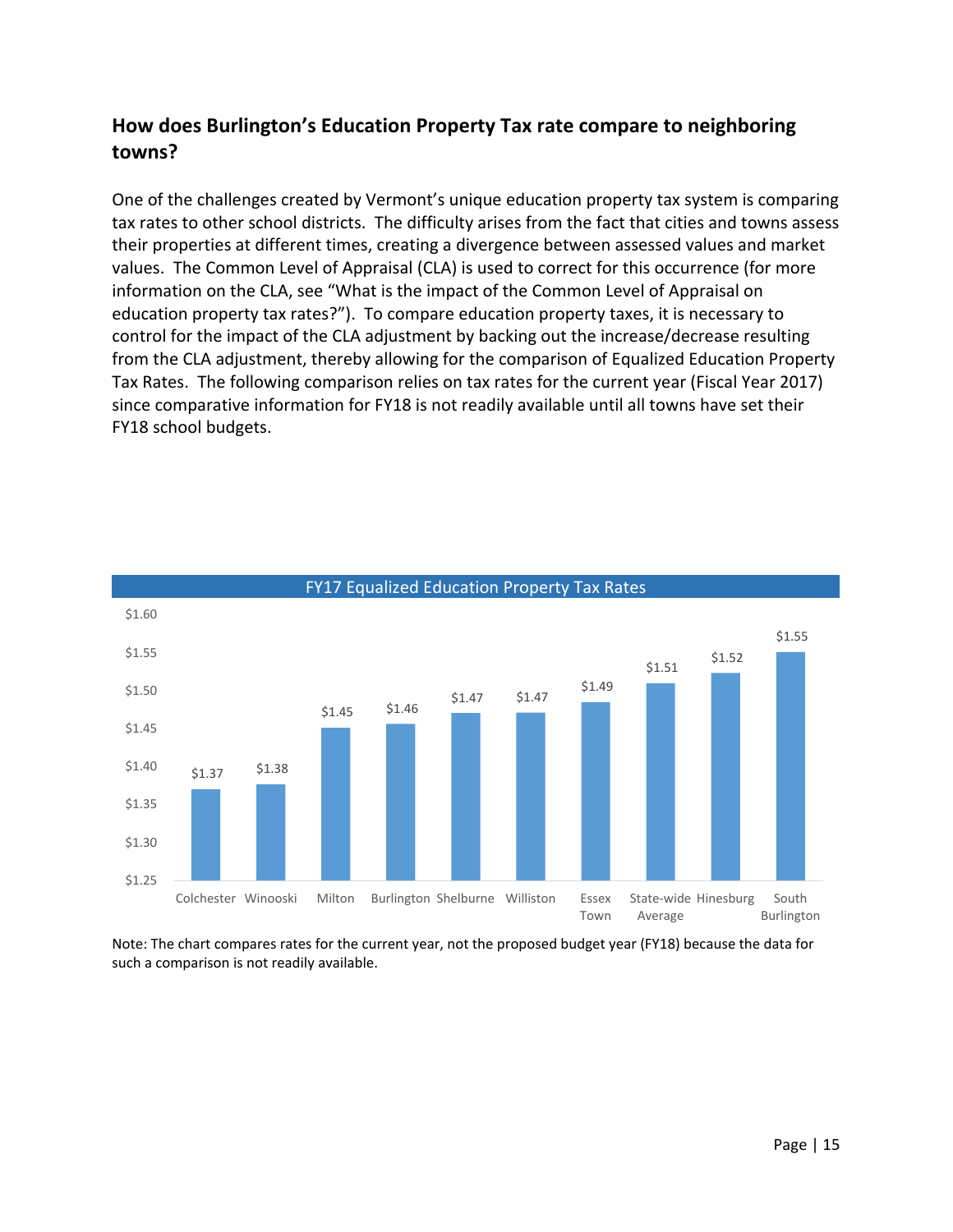### How does Burlington's Education Property Tax rate compare to neighboring towns?

One of the challenges created by Vermont's unique education property tax system is comparing tax rates to other school districts. The difficulty arises from the fact that cities and towns assess their properties at different times, creating a divergence between assessed values and market values. The Common Level of Appraisal (CLA) is used to correct for this occurrence (for more information on the CLA, see "What is the impact of the Common Level of Appraisal on education property tax rates?"). To compare education property taxes, it is necessary to control for the impact of the CLA adjustment by backing out the increase/decrease resulting from the CLA adjustment, thereby allowing for the comparison of Equalized Education Property Tax Rates. The following comparison relies on tax rates for the current year (Fiscal Year 2017) since comparative information for FY18 is not readily available until all towns have set their FY18 school budgets.

**FY17 Equalized Education Property Tax Rates**

| Town | Rate |
|---|---|
| Colchester | $1.37 |
| Winooski | $1.38 |
| Milton | $1.45 |
| Burlington | $1.46 |
| Shelburne | $1.47 |
| Williston | $1.47 |
| Essex Town | $1.49 |
| State-wide Average | $1.51 |
| Hinesburg | $1.52 |
| South Burlington | $1.55 |

Note: The chart compares rates for the current year, not the proposed budget year (FY18) because the data for such a comparison is not readily available.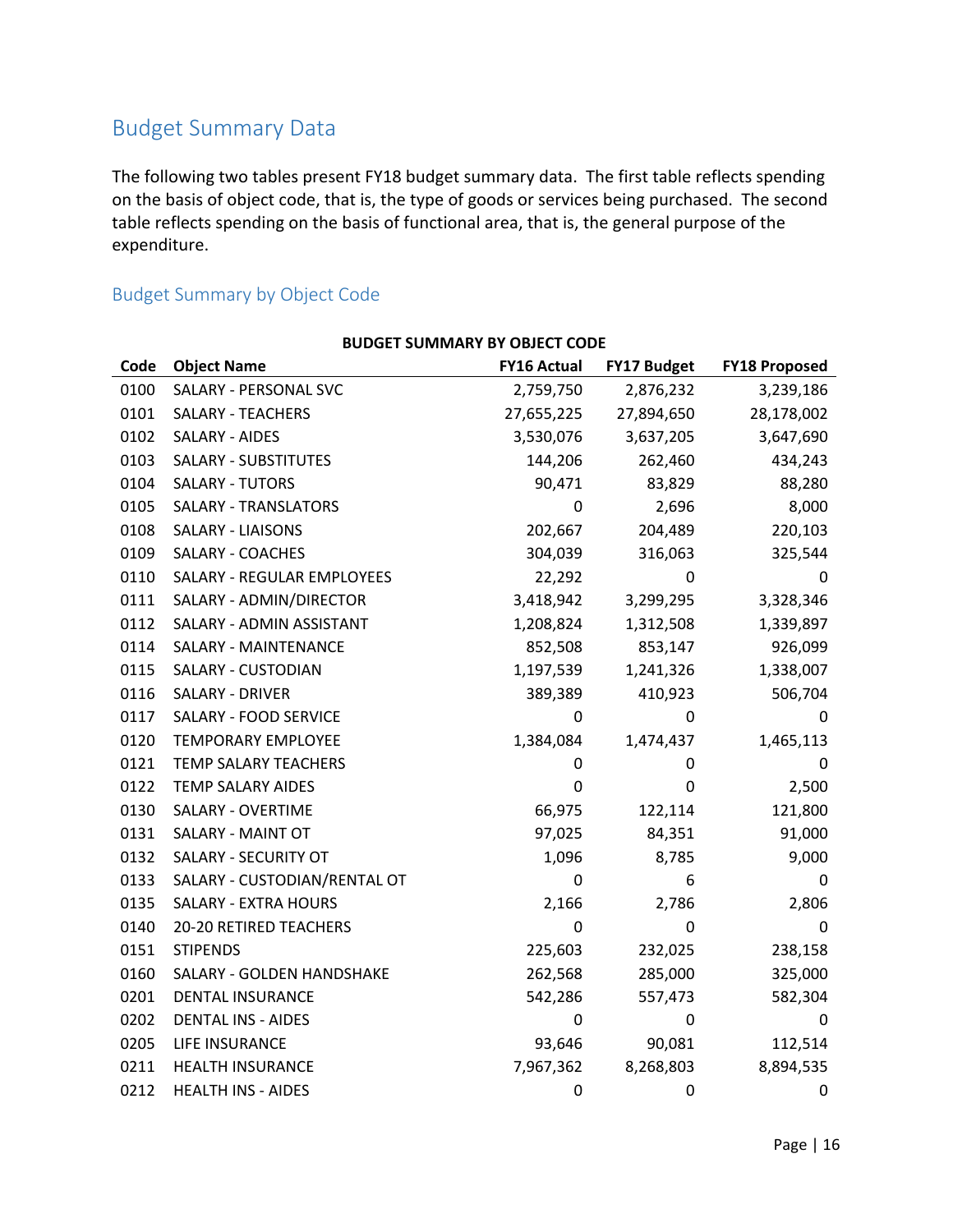## Budget Summary Data

The following two tables present FY18 budget summary data. The first table reflects spending on the basis of object code, that is, the type of goods or services being purchased. The second table reflects spending on the basis of functional area, that is, the general purpose of the expenditure.

### Budget Summary by Object Code

**BUDGET SUMMARY BY OBJECT CODE**

| Code | Object Name | FY16 Actual | FY17 Budget | FY18 Proposed |
|---|---|---|---|---|
| 0100 | SALARY - PERSONAL SVC | 2,759,750 | 2,876,232 | 3,239,186 |
| 0101 | SALARY - TEACHERS | 27,655,225 | 27,894,650 | 28,178,002 |
| 0102 | SALARY - AIDES | 3,530,076 | 3,637,205 | 3,647,690 |
| 0103 | SALARY - SUBSTITUTES | 144,206 | 262,460 | 434,243 |
| 0104 | SALARY - TUTORS | 90,471 | 83,829 | 88,280 |
| 0105 | SALARY - TRANSLATORS | 0 | 2,696 | 8,000 |
| 0108 | SALARY - LIAISONS | 202,667 | 204,489 | 220,103 |
| 0109 | SALARY - COACHES | 304,039 | 316,063 | 325,544 |
| 0110 | SALARY - REGULAR EMPLOYEES | 22,292 | 0 | 0 |
| 0111 | SALARY - ADMIN/DIRECTOR | 3,418,942 | 3,299,295 | 3,328,346 |
| 0112 | SALARY - ADMIN ASSISTANT | 1,208,824 | 1,312,508 | 1,339,897 |
| 0114 | SALARY - MAINTENANCE | 852,508 | 853,147 | 926,099 |
| 0115 | SALARY - CUSTODIAN | 1,197,539 | 1,241,326 | 1,338,007 |
| 0116 | SALARY - DRIVER | 389,389 | 410,923 | 506,704 |
| 0117 | SALARY - FOOD SERVICE | 0 | 0 | 0 |
| 0120 | TEMPORARY EMPLOYEE | 1,384,084 | 1,474,437 | 1,465,113 |
| 0121 | TEMP SALARY TEACHERS | 0 | 0 | 0 |
| 0122 | TEMP SALARY AIDES | 0 | 0 | 2,500 |
| 0130 | SALARY - OVERTIME | 66,975 | 122,114 | 121,800 |
| 0131 | SALARY - MAINT OT | 97,025 | 84,351 | 91,000 |
| 0132 | SALARY - SECURITY OT | 1,096 | 8,785 | 9,000 |
| 0133 | SALARY - CUSTODIAN/RENTAL OT | 0 | 6 | 0 |
| 0135 | SALARY - EXTRA HOURS | 2,166 | 2,786 | 2,806 |
| 0140 | 20-20 RETIRED TEACHERS | 0 | 0 | 0 |
| 0151 | STIPENDS | 225,603 | 232,025 | 238,158 |
| 0160 | SALARY - GOLDEN HANDSHAKE | 262,568 | 285,000 | 325,000 |
| 0201 | DENTAL INSURANCE | 542,286 | 557,473 | 582,304 |
| 0202 | DENTAL INS - AIDES | 0 | 0 | 0 |
| 0205 | LIFE INSURANCE | 93,646 | 90,081 | 112,514 |
| 0211 | HEALTH INSURANCE | 7,967,362 | 8,268,803 | 8,894,535 |
| 0212 | HEALTH INS - AIDES | 0 | 0 | 0 |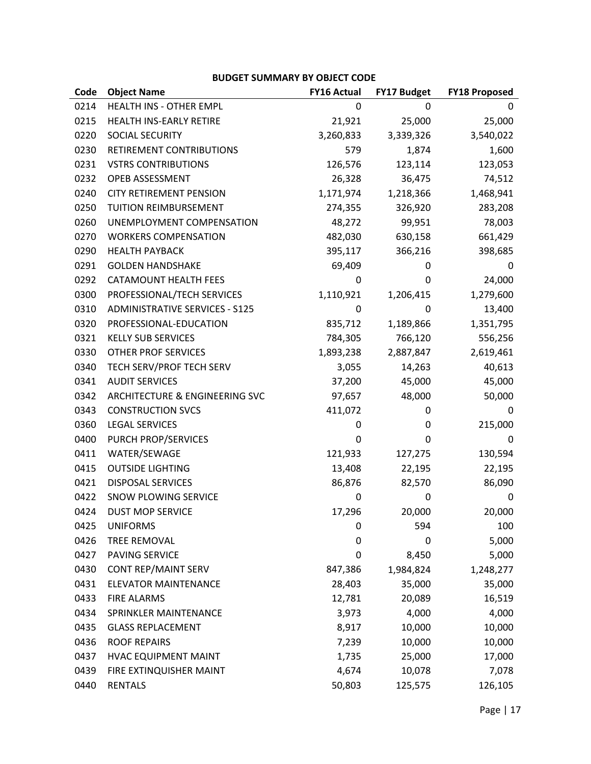## BUDGET SUMMARY BY OBJECT CODE

| Code | Object Name | FY16 Actual | FY17 Budget | FY18 Proposed |
|---|---|---|---|---|
| 0214 | HEALTH INS - OTHER EMPL | 0 | 0 | 0 |
| 0215 | HEALTH INS-EARLY RETIRE | 21,921 | 25,000 | 25,000 |
| 0220 | SOCIAL SECURITY | 3,260,833 | 3,339,326 | 3,540,022 |
| 0230 | RETIREMENT CONTRIBUTIONS | 579 | 1,874 | 1,600 |
| 0231 | VSTRS CONTRIBUTIONS | 126,576 | 123,114 | 123,053 |
| 0232 | OPEB ASSESSMENT | 26,328 | 36,475 | 74,512 |
| 0240 | CITY RETIREMENT PENSION | 1,171,974 | 1,218,366 | 1,468,941 |
| 0250 | TUITION REIMBURSEMENT | 274,355 | 326,920 | 283,208 |
| 0260 | UNEMPLOYMENT COMPENSATION | 48,272 | 99,951 | 78,003 |
| 0270 | WORKERS COMPENSATION | 482,030 | 630,158 | 661,429 |
| 0290 | HEALTH PAYBACK | 395,117 | 366,216 | 398,685 |
| 0291 | GOLDEN HANDSHAKE | 69,409 | 0 | 0 |
| 0292 | CATAMOUNT HEALTH FEES | 0 | 0 | 24,000 |
| 0300 | PROFESSIONAL/TECH SERVICES | 1,110,921 | 1,206,415 | 1,279,600 |
| 0310 | ADMINISTRATIVE SERVICES - S125 | 0 | 0 | 13,400 |
| 0320 | PROFESSIONAL-EDUCATION | 835,712 | 1,189,866 | 1,351,795 |
| 0321 | KELLY SUB SERVICES | 784,305 | 766,120 | 556,256 |
| 0330 | OTHER PROF SERVICES | 1,893,238 | 2,887,847 | 2,619,461 |
| 0340 | TECH SERV/PROF TECH SERV | 3,055 | 14,263 | 40,613 |
| 0341 | AUDIT SERVICES | 37,200 | 45,000 | 45,000 |
| 0342 | ARCHITECTURE & ENGINEERING SVC | 97,657 | 48,000 | 50,000 |
| 0343 | CONSTRUCTION SVCS | 411,072 | 0 | 0 |
| 0360 | LEGAL SERVICES | 0 | 0 | 215,000 |
| 0400 | PURCH PROP/SERVICES | 0 | 0 | 0 |
| 0411 | WATER/SEWAGE | 121,933 | 127,275 | 130,594 |
| 0415 | OUTSIDE LIGHTING | 13,408 | 22,195 | 22,195 |
| 0421 | DISPOSAL SERVICES | 86,876 | 82,570 | 86,090 |
| 0422 | SNOW PLOWING SERVICE | 0 | 0 | 0 |
| 0424 | DUST MOP SERVICE | 17,296 | 20,000 | 20,000 |
| 0425 | UNIFORMS | 0 | 594 | 100 |
| 0426 | TREE REMOVAL | 0 | 0 | 5,000 |
| 0427 | PAVING SERVICE | 0 | 8,450 | 5,000 |
| 0430 | CONT REP/MAINT SERV | 847,386 | 1,984,824 | 1,248,277 |
| 0431 | ELEVATOR MAINTENANCE | 28,403 | 35,000 | 35,000 |
| 0433 | FIRE ALARMS | 12,781 | 20,089 | 16,519 |
| 0434 | SPRINKLER MAINTENANCE | 3,973 | 4,000 | 4,000 |
| 0435 | GLASS REPLACEMENT | 8,917 | 10,000 | 10,000 |
| 0436 | ROOF REPAIRS | 7,239 | 10,000 | 10,000 |
| 0437 | HVAC EQUIPMENT MAINT | 1,735 | 25,000 | 17,000 |
| 0439 | FIRE EXTINQUISHER MAINT | 4,674 | 10,078 | 7,078 |
| 0440 | RENTALS | 50,803 | 125,575 | 126,105 |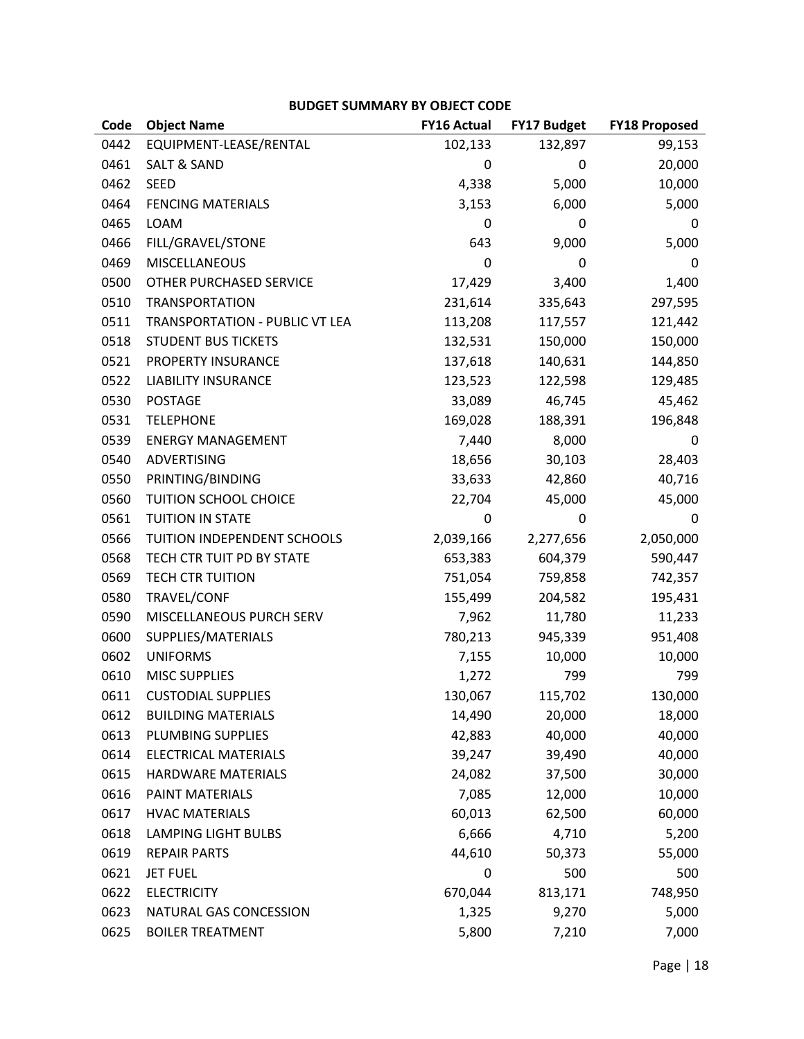## BUDGET SUMMARY BY OBJECT CODE

| Code | Object Name | FY16 Actual | FY17 Budget | FY18 Proposed |
|---|---|---|---|---|
| 0442 | EQUIPMENT-LEASE/RENTAL | 102,133 | 132,897 | 99,153 |
| 0461 | SALT & SAND | 0 | 0 | 20,000 |
| 0462 | SEED | 4,338 | 5,000 | 10,000 |
| 0464 | FENCING MATERIALS | 3,153 | 6,000 | 5,000 |
| 0465 | LOAM | 0 | 0 | 0 |
| 0466 | FILL/GRAVEL/STONE | 643 | 9,000 | 5,000 |
| 0469 | MISCELLANEOUS | 0 | 0 | 0 |
| 0500 | OTHER PURCHASED SERVICE | 17,429 | 3,400 | 1,400 |
| 0510 | TRANSPORTATION | 231,614 | 335,643 | 297,595 |
| 0511 | TRANSPORTATION - PUBLIC VT LEA | 113,208 | 117,557 | 121,442 |
| 0518 | STUDENT BUS TICKETS | 132,531 | 150,000 | 150,000 |
| 0521 | PROPERTY INSURANCE | 137,618 | 140,631 | 144,850 |
| 0522 | LIABILITY INSURANCE | 123,523 | 122,598 | 129,485 |
| 0530 | POSTAGE | 33,089 | 46,745 | 45,462 |
| 0531 | TELEPHONE | 169,028 | 188,391 | 196,848 |
| 0539 | ENERGY MANAGEMENT | 7,440 | 8,000 | 0 |
| 0540 | ADVERTISING | 18,656 | 30,103 | 28,403 |
| 0550 | PRINTING/BINDING | 33,633 | 42,860 | 40,716 |
| 0560 | TUITION SCHOOL CHOICE | 22,704 | 45,000 | 45,000 |
| 0561 | TUITION IN STATE | 0 | 0 | 0 |
| 0566 | TUITION INDEPENDENT SCHOOLS | 2,039,166 | 2,277,656 | 2,050,000 |
| 0568 | TECH CTR TUIT PD BY STATE | 653,383 | 604,379 | 590,447 |
| 0569 | TECH CTR TUITION | 751,054 | 759,858 | 742,357 |
| 0580 | TRAVEL/CONF | 155,499 | 204,582 | 195,431 |
| 0590 | MISCELLANEOUS PURCH SERV | 7,962 | 11,780 | 11,233 |
| 0600 | SUPPLIES/MATERIALS | 780,213 | 945,339 | 951,408 |
| 0602 | UNIFORMS | 7,155 | 10,000 | 10,000 |
| 0610 | MISC SUPPLIES | 1,272 | 799 | 799 |
| 0611 | CUSTODIAL SUPPLIES | 130,067 | 115,702 | 130,000 |
| 0612 | BUILDING MATERIALS | 14,490 | 20,000 | 18,000 |
| 0613 | PLUMBING SUPPLIES | 42,883 | 40,000 | 40,000 |
| 0614 | ELECTRICAL MATERIALS | 39,247 | 39,490 | 40,000 |
| 0615 | HARDWARE MATERIALS | 24,082 | 37,500 | 30,000 |
| 0616 | PAINT MATERIALS | 7,085 | 12,000 | 10,000 |
| 0617 | HVAC MATERIALS | 60,013 | 62,500 | 60,000 |
| 0618 | LAMPING LIGHT BULBS | 6,666 | 4,710 | 5,200 |
| 0619 | REPAIR PARTS | 44,610 | 50,373 | 55,000 |
| 0621 | JET FUEL | 0 | 500 | 500 |
| 0622 | ELECTRICITY | 670,044 | 813,171 | 748,950 |
| 0623 | NATURAL GAS CONCESSION | 1,325 | 9,270 | 5,000 |
| 0625 | BOILER TREATMENT | 5,800 | 7,210 | 7,000 |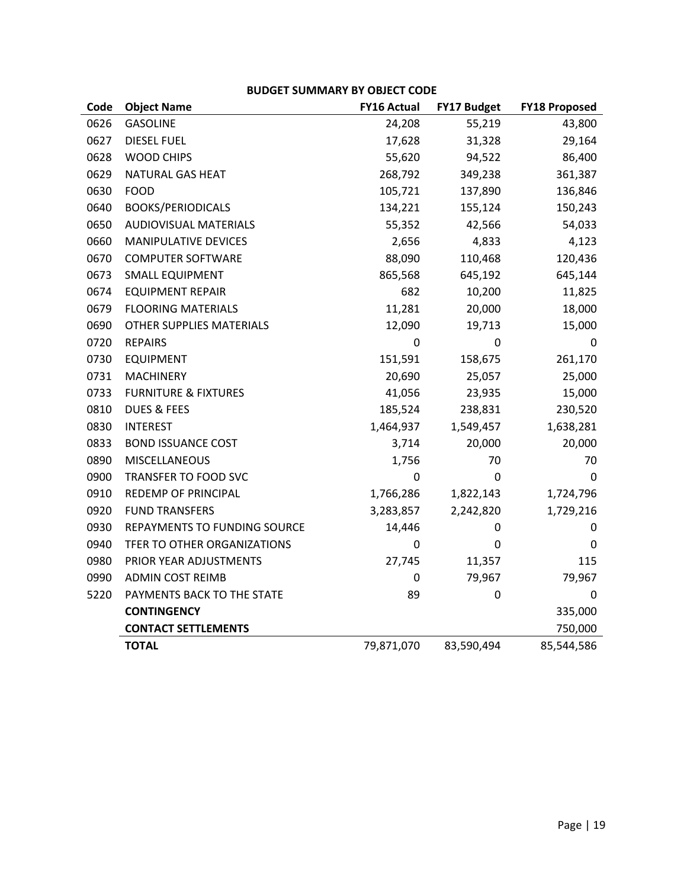## BUDGET SUMMARY BY OBJECT CODE

| Code | Object Name | FY16 Actual | FY17 Budget | FY18 Proposed |
|---|---|---|---|---|
| 0626 | GASOLINE | 24,208 | 55,219 | 43,800 |
| 0627 | DIESEL FUEL | 17,628 | 31,328 | 29,164 |
| 0628 | WOOD CHIPS | 55,620 | 94,522 | 86,400 |
| 0629 | NATURAL GAS HEAT | 268,792 | 349,238 | 361,387 |
| 0630 | FOOD | 105,721 | 137,890 | 136,846 |
| 0640 | BOOKS/PERIODICALS | 134,221 | 155,124 | 150,243 |
| 0650 | AUDIOVISUAL MATERIALS | 55,352 | 42,566 | 54,033 |
| 0660 | MANIPULATIVE DEVICES | 2,656 | 4,833 | 4,123 |
| 0670 | COMPUTER SOFTWARE | 88,090 | 110,468 | 120,436 |
| 0673 | SMALL EQUIPMENT | 865,568 | 645,192 | 645,144 |
| 0674 | EQUIPMENT REPAIR | 682 | 10,200 | 11,825 |
| 0679 | FLOORING MATERIALS | 11,281 | 20,000 | 18,000 |
| 0690 | OTHER SUPPLIES MATERIALS | 12,090 | 19,713 | 15,000 |
| 0720 | REPAIRS | 0 | 0 | 0 |
| 0730 | EQUIPMENT | 151,591 | 158,675 | 261,170 |
| 0731 | MACHINERY | 20,690 | 25,057 | 25,000 |
| 0733 | FURNITURE & FIXTURES | 41,056 | 23,935 | 15,000 |
| 0810 | DUES & FEES | 185,524 | 238,831 | 230,520 |
| 0830 | INTEREST | 1,464,937 | 1,549,457 | 1,638,281 |
| 0833 | BOND ISSUANCE COST | 3,714 | 20,000 | 20,000 |
| 0890 | MISCELLANEOUS | 1,756 | 70 | 70 |
| 0900 | TRANSFER TO FOOD SVC | 0 | 0 | 0 |
| 0910 | REDEMP OF PRINCIPAL | 1,766,286 | 1,822,143 | 1,724,796 |
| 0920 | FUND TRANSFERS | 3,283,857 | 2,242,820 | 1,729,216 |
| 0930 | REPAYMENTS TO FUNDING SOURCE | 14,446 | 0 | 0 |
| 0940 | TFER TO OTHER ORGANIZATIONS | 0 | 0 | 0 |
| 0980 | PRIOR YEAR ADJUSTMENTS | 27,745 | 11,357 | 115 |
| 0990 | ADMIN COST REIMB | 0 | 79,967 | 79,967 |
| 5220 | PAYMENTS BACK TO THE STATE | 89 | 0 | 0 |
| | **CONTINGENCY** | | | 335,000 |
| | **CONTACT SETTLEMENTS** | | | 750,000 |
| | **TOTAL** | 79,871,070 | 83,590,494 | 85,544,586 |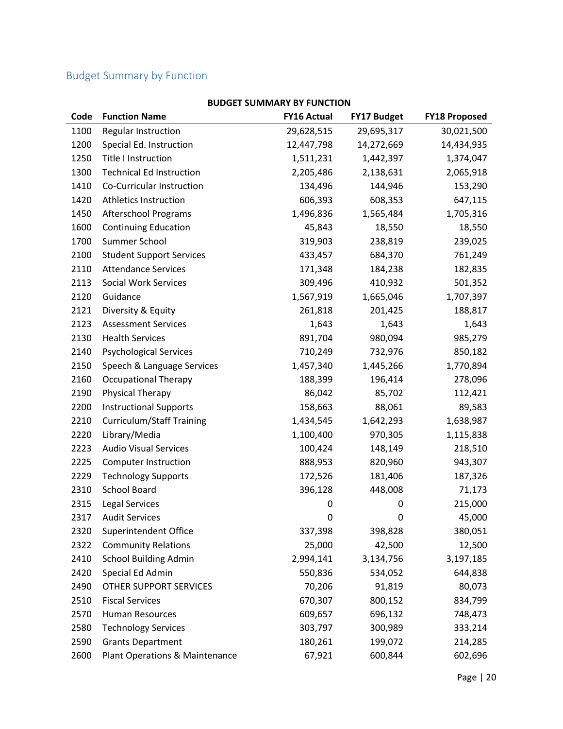## Budget Summary by Function

**BUDGET SUMMARY BY FUNCTION**

| Code | Function Name | FY16 Actual | FY17 Budget | FY18 Proposed |
|---|---|---|---|---|
| 1100 | Regular Instruction | 29,628,515 | 29,695,317 | 30,021,500 |
| 1200 | Special Ed. Instruction | 12,447,798 | 14,272,669 | 14,434,935 |
| 1250 | Title I Instruction | 1,511,231 | 1,442,397 | 1,374,047 |
| 1300 | Technical Ed Instruction | 2,205,486 | 2,138,631 | 2,065,918 |
| 1410 | Co-Curricular Instruction | 134,496 | 144,946 | 153,290 |
| 1420 | Athletics Instruction | 606,393 | 608,353 | 647,115 |
| 1450 | Afterschool Programs | 1,496,836 | 1,565,484 | 1,705,316 |
| 1600 | Continuing Education | 45,843 | 18,550 | 18,550 |
| 1700 | Summer School | 319,903 | 238,819 | 239,025 |
| 2100 | Student Support Services | 433,457 | 684,370 | 761,249 |
| 2110 | Attendance Services | 171,348 | 184,238 | 182,835 |
| 2113 | Social Work Services | 309,496 | 410,932 | 501,352 |
| 2120 | Guidance | 1,567,919 | 1,665,046 | 1,707,397 |
| 2121 | Diversity & Equity | 261,818 | 201,425 | 188,817 |
| 2123 | Assessment Services | 1,643 | 1,643 | 1,643 |
| 2130 | Health Services | 891,704 | 980,094 | 985,279 |
| 2140 | Psychological Services | 710,249 | 732,976 | 850,182 |
| 2150 | Speech & Language Services | 1,457,340 | 1,445,266 | 1,770,894 |
| 2160 | Occupational Therapy | 188,399 | 196,414 | 278,096 |
| 2190 | Physical Therapy | 86,042 | 85,702 | 112,421 |
| 2200 | Instructional Supports | 158,663 | 88,061 | 89,583 |
| 2210 | Curriculum/Staff Training | 1,434,545 | 1,642,293 | 1,638,987 |
| 2220 | Library/Media | 1,100,400 | 970,305 | 1,115,838 |
| 2223 | Audio Visual Services | 100,424 | 148,149 | 218,510 |
| 2225 | Computer Instruction | 888,953 | 820,960 | 943,307 |
| 2229 | Technology Supports | 172,526 | 181,406 | 187,326 |
| 2310 | School Board | 396,128 | 448,008 | 71,173 |
| 2315 | Legal Services | 0 | 0 | 215,000 |
| 2317 | Audit Services | 0 | 0 | 45,000 |
| 2320 | Superintendent Office | 337,398 | 398,828 | 380,051 |
| 2322 | Community Relations | 25,000 | 42,500 | 12,500 |
| 2410 | School Building Admin | 2,994,141 | 3,134,756 | 3,197,185 |
| 2420 | Special Ed Admin | 550,836 | 534,052 | 644,838 |
| 2490 | OTHER SUPPORT SERVICES | 70,206 | 91,819 | 80,073 |
| 2510 | Fiscal Services | 670,307 | 800,152 | 834,799 |
| 2570 | Human Resources | 609,657 | 696,132 | 748,473 |
| 2580 | Technology Services | 303,797 | 300,989 | 333,214 |
| 2590 | Grants Department | 180,261 | 199,072 | 214,285 |
| 2600 | Plant Operations & Maintenance | 67,921 | 600,844 | 602,696 |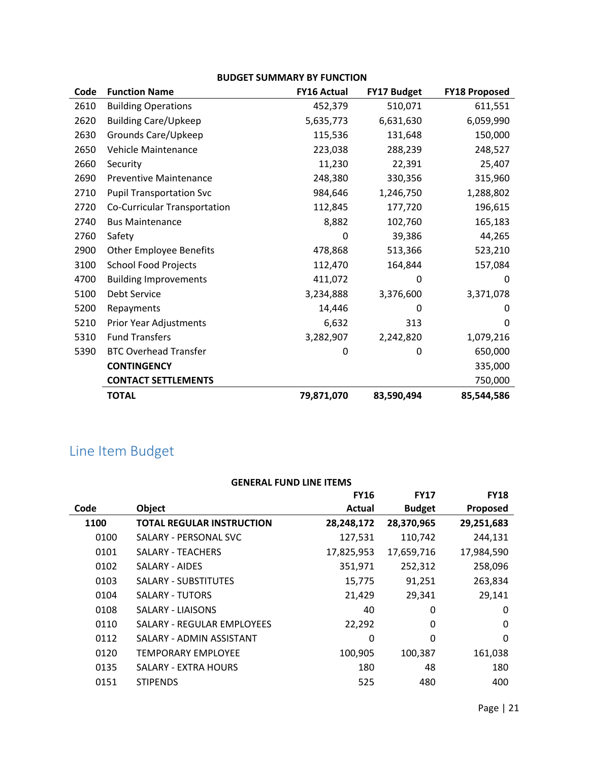**BUDGET SUMMARY BY FUNCTION**

| Code | Function Name | FY16 Actual | FY17 Budget | FY18 Proposed |
|---|---|---|---|---|
| 2610 | Building Operations | 452,379 | 510,071 | 611,551 |
| 2620 | Building Care/Upkeep | 5,635,773 | 6,631,630 | 6,059,990 |
| 2630 | Grounds Care/Upkeep | 115,536 | 131,648 | 150,000 |
| 2650 | Vehicle Maintenance | 223,038 | 288,239 | 248,527 |
| 2660 | Security | 11,230 | 22,391 | 25,407 |
| 2690 | Preventive Maintenance | 248,380 | 330,356 | 315,960 |
| 2710 | Pupil Transportation Svc | 984,646 | 1,246,750 | 1,288,802 |
| 2720 | Co-Curricular Transportation | 112,845 | 177,720 | 196,615 |
| 2740 | Bus Maintenance | 8,882 | 102,760 | 165,183 |
| 2760 | Safety | 0 | 39,386 | 44,265 |
| 2900 | Other Employee Benefits | 478,868 | 513,366 | 523,210 |
| 3100 | School Food Projects | 112,470 | 164,844 | 157,084 |
| 4700 | Building Improvements | 411,072 | 0 | 0 |
| 5100 | Debt Service | 3,234,888 | 3,376,600 | 3,371,078 |
| 5200 | Repayments | 14,446 | 0 | 0 |
| 5210 | Prior Year Adjustments | 6,632 | 313 | 0 |
| 5310 | Fund Transfers | 3,282,907 | 2,242,820 | 1,079,216 |
| 5390 | BTC Overhead Transfer | 0 | 0 | 650,000 |
| | **CONTINGENCY** | | | 335,000 |
| | **CONTACT SETTLEMENTS** | | | 750,000 |
| | **TOTAL** | **79,871,070** | **83,590,494** | **85,544,586** |

## Line Item Budget

**GENERAL FUND LINE ITEMS**

| Code | Object | FY16 Actual | FY17 Budget | FY18 Proposed |
|---|---|---|---|---|
| **1100** | **TOTAL REGULAR INSTRUCTION** | **28,248,172** | **28,370,965** | **29,251,683** |
| 0100 | SALARY - PERSONAL SVC | 127,531 | 110,742 | 244,131 |
| 0101 | SALARY - TEACHERS | 17,825,953 | 17,659,716 | 17,984,590 |
| 0102 | SALARY - AIDES | 351,971 | 252,312 | 258,096 |
| 0103 | SALARY - SUBSTITUTES | 15,775 | 91,251 | 263,834 |
| 0104 | SALARY - TUTORS | 21,429 | 29,341 | 29,141 |
| 0108 | SALARY - LIAISONS | 40 | 0 | 0 |
| 0110 | SALARY - REGULAR EMPLOYEES | 22,292 | 0 | 0 |
| 0112 | SALARY - ADMIN ASSISTANT | 0 | 0 | 0 |
| 0120 | TEMPORARY EMPLOYEE | 100,905 | 100,387 | 161,038 |
| 0135 | SALARY - EXTRA HOURS | 180 | 48 | 180 |
| 0151 | STIPENDS | 525 | 480 | 400 |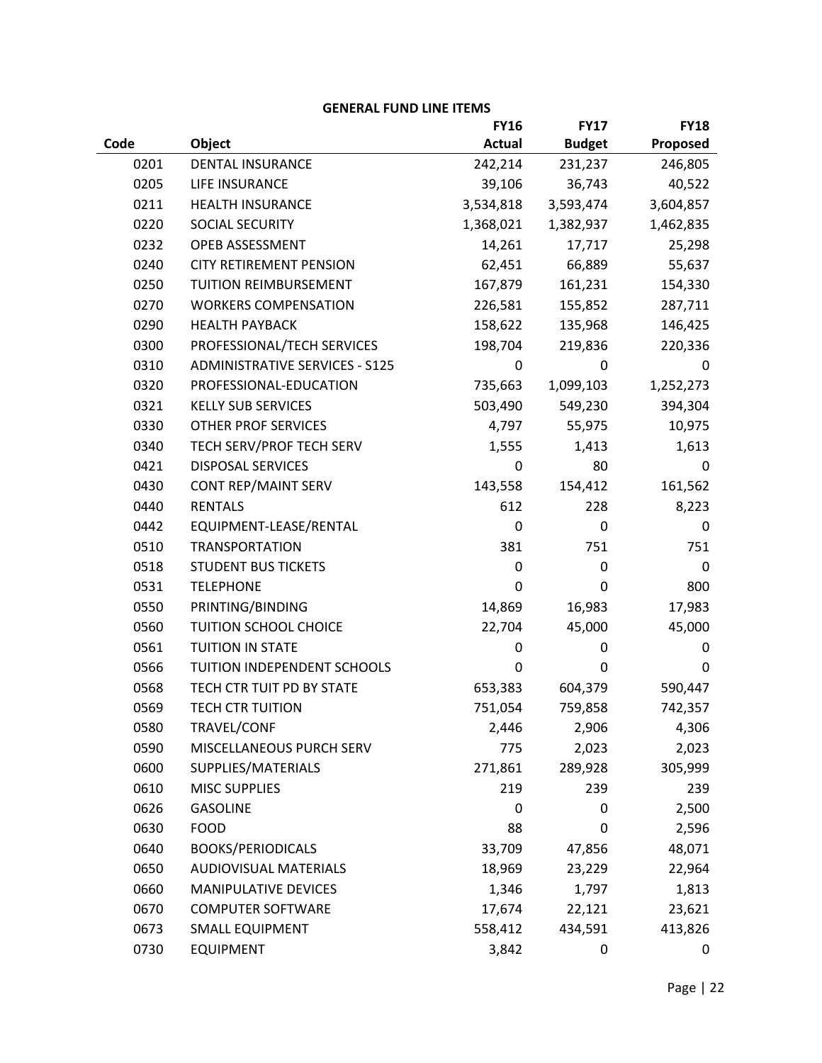## GENERAL FUND LINE ITEMS

| Code | Object | FY16 Actual | FY17 Budget | FY18 Proposed |
|---|---|---|---|---|
| 0201 | DENTAL INSURANCE | 242,214 | 231,237 | 246,805 |
| 0205 | LIFE INSURANCE | 39,106 | 36,743 | 40,522 |
| 0211 | HEALTH INSURANCE | 3,534,818 | 3,593,474 | 3,604,857 |
| 0220 | SOCIAL SECURITY | 1,368,021 | 1,382,937 | 1,462,835 |
| 0232 | OPEB ASSESSMENT | 14,261 | 17,717 | 25,298 |
| 0240 | CITY RETIREMENT PENSION | 62,451 | 66,889 | 55,637 |
| 0250 | TUITION REIMBURSEMENT | 167,879 | 161,231 | 154,330 |
| 0270 | WORKERS COMPENSATION | 226,581 | 155,852 | 287,711 |
| 0290 | HEALTH PAYBACK | 158,622 | 135,968 | 146,425 |
| 0300 | PROFESSIONAL/TECH SERVICES | 198,704 | 219,836 | 220,336 |
| 0310 | ADMINISTRATIVE SERVICES - S125 | 0 | 0 | 0 |
| 0320 | PROFESSIONAL-EDUCATION | 735,663 | 1,099,103 | 1,252,273 |
| 0321 | KELLY SUB SERVICES | 503,490 | 549,230 | 394,304 |
| 0330 | OTHER PROF SERVICES | 4,797 | 55,975 | 10,975 |
| 0340 | TECH SERV/PROF TECH SERV | 1,555 | 1,413 | 1,613 |
| 0421 | DISPOSAL SERVICES | 0 | 80 | 0 |
| 0430 | CONT REP/MAINT SERV | 143,558 | 154,412 | 161,562 |
| 0440 | RENTALS | 612 | 228 | 8,223 |
| 0442 | EQUIPMENT-LEASE/RENTAL | 0 | 0 | 0 |
| 0510 | TRANSPORTATION | 381 | 751 | 751 |
| 0518 | STUDENT BUS TICKETS | 0 | 0 | 0 |
| 0531 | TELEPHONE | 0 | 0 | 800 |
| 0550 | PRINTING/BINDING | 14,869 | 16,983 | 17,983 |
| 0560 | TUITION SCHOOL CHOICE | 22,704 | 45,000 | 45,000 |
| 0561 | TUITION IN STATE | 0 | 0 | 0 |
| 0566 | TUITION INDEPENDENT SCHOOLS | 0 | 0 | 0 |
| 0568 | TECH CTR TUIT PD BY STATE | 653,383 | 604,379 | 590,447 |
| 0569 | TECH CTR TUITION | 751,054 | 759,858 | 742,357 |
| 0580 | TRAVEL/CONF | 2,446 | 2,906 | 4,306 |
| 0590 | MISCELLANEOUS PURCH SERV | 775 | 2,023 | 2,023 |
| 0600 | SUPPLIES/MATERIALS | 271,861 | 289,928 | 305,999 |
| 0610 | MISC SUPPLIES | 219 | 239 | 239 |
| 0626 | GASOLINE | 0 | 0 | 2,500 |
| 0630 | FOOD | 88 | 0 | 2,596 |
| 0640 | BOOKS/PERIODICALS | 33,709 | 47,856 | 48,071 |
| 0650 | AUDIOVISUAL MATERIALS | 18,969 | 23,229 | 22,964 |
| 0660 | MANIPULATIVE DEVICES | 1,346 | 1,797 | 1,813 |
| 0670 | COMPUTER SOFTWARE | 17,674 | 22,121 | 23,621 |
| 0673 | SMALL EQUIPMENT | 558,412 | 434,591 | 413,826 |
| 0730 | EQUIPMENT | 3,842 | 0 | 0 |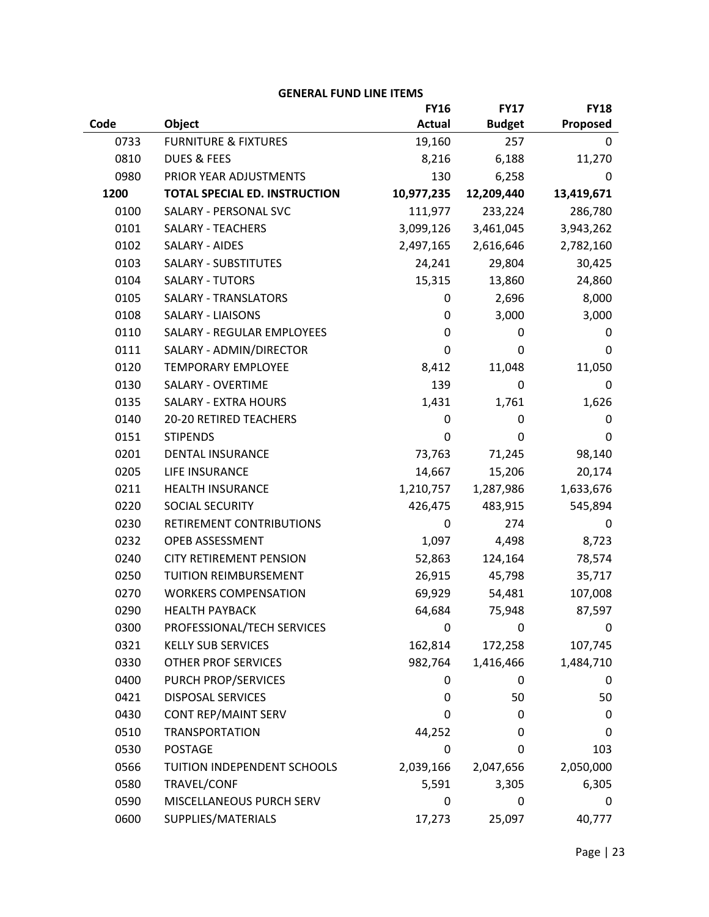**GENERAL FUND LINE ITEMS**

| Code | Object | FY16 Actual | FY17 Budget | FY18 Proposed |
|---|---|---|---|---|
| 0733 | FURNITURE & FIXTURES | 19,160 | 257 | 0 |
| 0810 | DUES & FEES | 8,216 | 6,188 | 11,270 |
| 0980 | PRIOR YEAR ADJUSTMENTS | 130 | 6,258 | 0 |
| **1200** | **TOTAL SPECIAL ED. INSTRUCTION** | **10,977,235** | **12,209,440** | **13,419,671** |
| 0100 | SALARY - PERSONAL SVC | 111,977 | 233,224 | 286,780 |
| 0101 | SALARY - TEACHERS | 3,099,126 | 3,461,045 | 3,943,262 |
| 0102 | SALARY - AIDES | 2,497,165 | 2,616,646 | 2,782,160 |
| 0103 | SALARY - SUBSTITUTES | 24,241 | 29,804 | 30,425 |
| 0104 | SALARY - TUTORS | 15,315 | 13,860 | 24,860 |
| 0105 | SALARY - TRANSLATORS | 0 | 2,696 | 8,000 |
| 0108 | SALARY - LIAISONS | 0 | 3,000 | 3,000 |
| 0110 | SALARY - REGULAR EMPLOYEES | 0 | 0 | 0 |
| 0111 | SALARY - ADMIN/DIRECTOR | 0 | 0 | 0 |
| 0120 | TEMPORARY EMPLOYEE | 8,412 | 11,048 | 11,050 |
| 0130 | SALARY - OVERTIME | 139 | 0 | 0 |
| 0135 | SALARY - EXTRA HOURS | 1,431 | 1,761 | 1,626 |
| 0140 | 20-20 RETIRED TEACHERS | 0 | 0 | 0 |
| 0151 | STIPENDS | 0 | 0 | 0 |
| 0201 | DENTAL INSURANCE | 73,763 | 71,245 | 98,140 |
| 0205 | LIFE INSURANCE | 14,667 | 15,206 | 20,174 |
| 0211 | HEALTH INSURANCE | 1,210,757 | 1,287,986 | 1,633,676 |
| 0220 | SOCIAL SECURITY | 426,475 | 483,915 | 545,894 |
| 0230 | RETIREMENT CONTRIBUTIONS | 0 | 274 | 0 |
| 0232 | OPEB ASSESSMENT | 1,097 | 4,498 | 8,723 |
| 0240 | CITY RETIREMENT PENSION | 52,863 | 124,164 | 78,574 |
| 0250 | TUITION REIMBURSEMENT | 26,915 | 45,798 | 35,717 |
| 0270 | WORKERS COMPENSATION | 69,929 | 54,481 | 107,008 |
| 0290 | HEALTH PAYBACK | 64,684 | 75,948 | 87,597 |
| 0300 | PROFESSIONAL/TECH SERVICES | 0 | 0 | 0 |
| 0321 | KELLY SUB SERVICES | 162,814 | 172,258 | 107,745 |
| 0330 | OTHER PROF SERVICES | 982,764 | 1,416,466 | 1,484,710 |
| 0400 | PURCH PROP/SERVICES | 0 | 0 | 0 |
| 0421 | DISPOSAL SERVICES | 0 | 50 | 50 |
| 0430 | CONT REP/MAINT SERV | 0 | 0 | 0 |
| 0510 | TRANSPORTATION | 44,252 | 0 | 0 |
| 0530 | POSTAGE | 0 | 0 | 103 |
| 0566 | TUITION INDEPENDENT SCHOOLS | 2,039,166 | 2,047,656 | 2,050,000 |
| 0580 | TRAVEL/CONF | 5,591 | 3,305 | 6,305 |
| 0590 | MISCELLANEOUS PURCH SERV | 0 | 0 | 0 |
| 0600 | SUPPLIES/MATERIALS | 17,273 | 25,097 | 40,777 |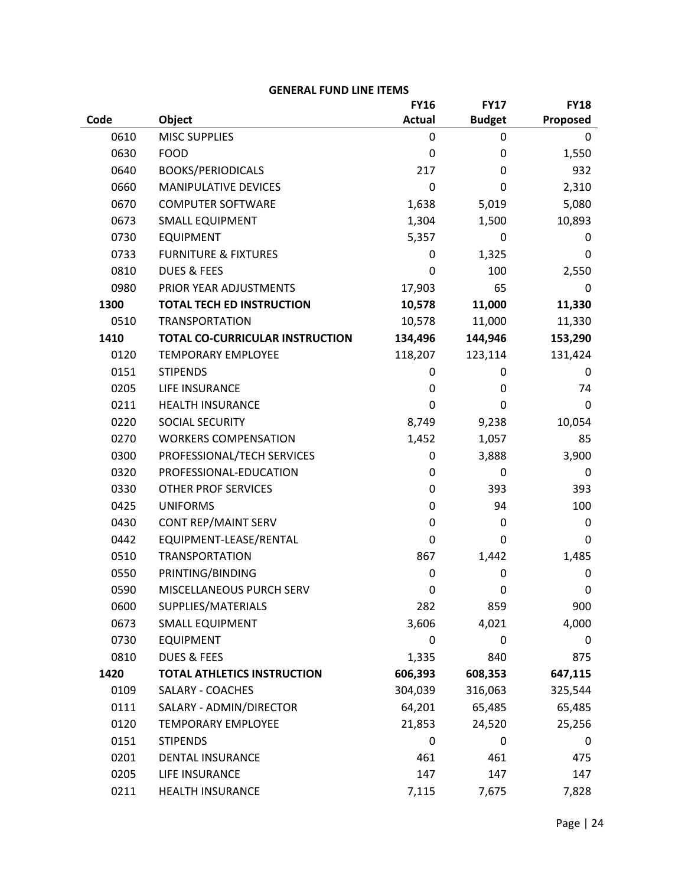**GENERAL FUND LINE ITEMS**

| Code | Object | FY16 Actual | FY17 Budget | FY18 Proposed |
|---|---|---|---|---|
| 0610 | MISC SUPPLIES | 0 | 0 | 0 |
| 0630 | FOOD | 0 | 0 | 1,550 |
| 0640 | BOOKS/PERIODICALS | 217 | 0 | 932 |
| 0660 | MANIPULATIVE DEVICES | 0 | 0 | 2,310 |
| 0670 | COMPUTER SOFTWARE | 1,638 | 5,019 | 5,080 |
| 0673 | SMALL EQUIPMENT | 1,304 | 1,500 | 10,893 |
| 0730 | EQUIPMENT | 5,357 | 0 | 0 |
| 0733 | FURNITURE & FIXTURES | 0 | 1,325 | 0 |
| 0810 | DUES & FEES | 0 | 100 | 2,550 |
| 0980 | PRIOR YEAR ADJUSTMENTS | 17,903 | 65 | 0 |
| **1300** | **TOTAL TECH ED INSTRUCTION** | **10,578** | **11,000** | **11,330** |
| 0510 | TRANSPORTATION | 10,578 | 11,000 | 11,330 |
| **1410** | **TOTAL CO-CURRICULAR INSTRUCTION** | **134,496** | **144,946** | **153,290** |
| 0120 | TEMPORARY EMPLOYEE | 118,207 | 123,114 | 131,424 |
| 0151 | STIPENDS | 0 | 0 | 0 |
| 0205 | LIFE INSURANCE | 0 | 0 | 74 |
| 0211 | HEALTH INSURANCE | 0 | 0 | 0 |
| 0220 | SOCIAL SECURITY | 8,749 | 9,238 | 10,054 |
| 0270 | WORKERS COMPENSATION | 1,452 | 1,057 | 85 |
| 0300 | PROFESSIONAL/TECH SERVICES | 0 | 3,888 | 3,900 |
| 0320 | PROFESSIONAL-EDUCATION | 0 | 0 | 0 |
| 0330 | OTHER PROF SERVICES | 0 | 393 | 393 |
| 0425 | UNIFORMS | 0 | 94 | 100 |
| 0430 | CONT REP/MAINT SERV | 0 | 0 | 0 |
| 0442 | EQUIPMENT-LEASE/RENTAL | 0 | 0 | 0 |
| 0510 | TRANSPORTATION | 867 | 1,442 | 1,485 |
| 0550 | PRINTING/BINDING | 0 | 0 | 0 |
| 0590 | MISCELLANEOUS PURCH SERV | 0 | 0 | 0 |
| 0600 | SUPPLIES/MATERIALS | 282 | 859 | 900 |
| 0673 | SMALL EQUIPMENT | 3,606 | 4,021 | 4,000 |
| 0730 | EQUIPMENT | 0 | 0 | 0 |
| 0810 | DUES & FEES | 1,335 | 840 | 875 |
| **1420** | **TOTAL ATHLETICS INSTRUCTION** | **606,393** | **608,353** | **647,115** |
| 0109 | SALARY - COACHES | 304,039 | 316,063 | 325,544 |
| 0111 | SALARY - ADMIN/DIRECTOR | 64,201 | 65,485 | 65,485 |
| 0120 | TEMPORARY EMPLOYEE | 21,853 | 24,520 | 25,256 |
| 0151 | STIPENDS | 0 | 0 | 0 |
| 0201 | DENTAL INSURANCE | 461 | 461 | 475 |
| 0205 | LIFE INSURANCE | 147 | 147 | 147 |
| 0211 | HEALTH INSURANCE | 7,115 | 7,675 | 7,828 |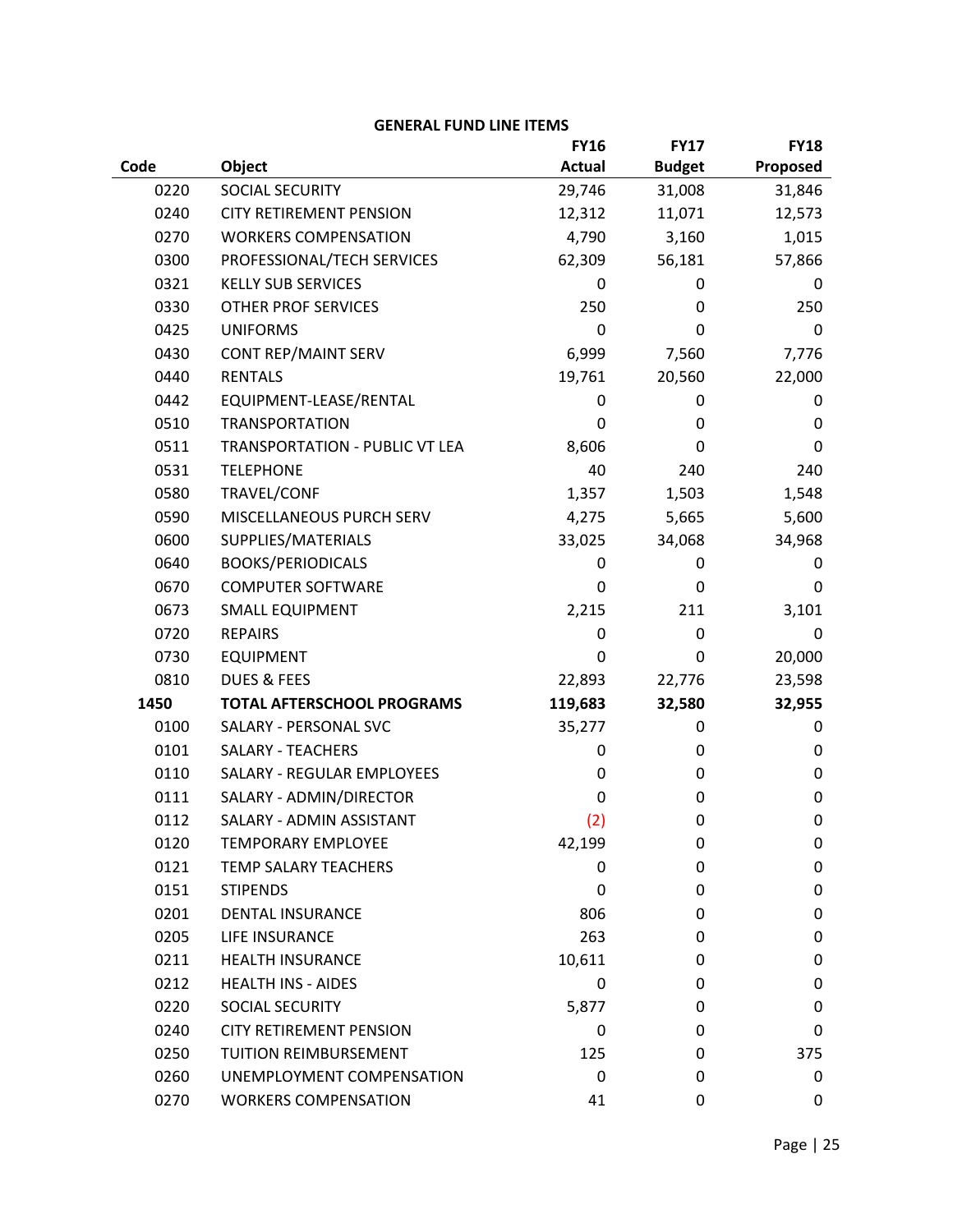## GENERAL FUND LINE ITEMS

| Code | Object | FY16 Actual | FY17 Budget | FY18 Proposed |
|---|---|---|---|---|
| 0220 | SOCIAL SECURITY | 29,746 | 31,008 | 31,846 |
| 0240 | CITY RETIREMENT PENSION | 12,312 | 11,071 | 12,573 |
| 0270 | WORKERS COMPENSATION | 4,790 | 3,160 | 1,015 |
| 0300 | PROFESSIONAL/TECH SERVICES | 62,309 | 56,181 | 57,866 |
| 0321 | KELLY SUB SERVICES | 0 | 0 | 0 |
| 0330 | OTHER PROF SERVICES | 250 | 0 | 250 |
| 0425 | UNIFORMS | 0 | 0 | 0 |
| 0430 | CONT REP/MAINT SERV | 6,999 | 7,560 | 7,776 |
| 0440 | RENTALS | 19,761 | 20,560 | 22,000 |
| 0442 | EQUIPMENT-LEASE/RENTAL | 0 | 0 | 0 |
| 0510 | TRANSPORTATION | 0 | 0 | 0 |
| 0511 | TRANSPORTATION - PUBLIC VT LEA | 8,606 | 0 | 0 |
| 0531 | TELEPHONE | 40 | 240 | 240 |
| 0580 | TRAVEL/CONF | 1,357 | 1,503 | 1,548 |
| 0590 | MISCELLANEOUS PURCH SERV | 4,275 | 5,665 | 5,600 |
| 0600 | SUPPLIES/MATERIALS | 33,025 | 34,068 | 34,968 |
| 0640 | BOOKS/PERIODICALS | 0 | 0 | 0 |
| 0670 | COMPUTER SOFTWARE | 0 | 0 | 0 |
| 0673 | SMALL EQUIPMENT | 2,215 | 211 | 3,101 |
| 0720 | REPAIRS | 0 | 0 | 0 |
| 0730 | EQUIPMENT | 0 | 0 | 20,000 |
| 0810 | DUES & FEES | 22,893 | 22,776 | 23,598 |
| **1450** | **TOTAL AFTERSCHOOL PROGRAMS** | **119,683** | **32,580** | **32,955** |
| 0100 | SALARY - PERSONAL SVC | 35,277 | 0 | 0 |
| 0101 | SALARY - TEACHERS | 0 | 0 | 0 |
| 0110 | SALARY - REGULAR EMPLOYEES | 0 | 0 | 0 |
| 0111 | SALARY - ADMIN/DIRECTOR | 0 | 0 | 0 |
| 0112 | SALARY - ADMIN ASSISTANT | (2) | 0 | 0 |
| 0120 | TEMPORARY EMPLOYEE | 42,199 | 0 | 0 |
| 0121 | TEMP SALARY TEACHERS | 0 | 0 | 0 |
| 0151 | STIPENDS | 0 | 0 | 0 |
| 0201 | DENTAL INSURANCE | 806 | 0 | 0 |
| 0205 | LIFE INSURANCE | 263 | 0 | 0 |
| 0211 | HEALTH INSURANCE | 10,611 | 0 | 0 |
| 0212 | HEALTH INS - AIDES | 0 | 0 | 0 |
| 0220 | SOCIAL SECURITY | 5,877 | 0 | 0 |
| 0240 | CITY RETIREMENT PENSION | 0 | 0 | 0 |
| 0250 | TUITION REIMBURSEMENT | 125 | 0 | 375 |
| 0260 | UNEMPLOYMENT COMPENSATION | 0 | 0 | 0 |
| 0270 | WORKERS COMPENSATION | 41 | 0 | 0 |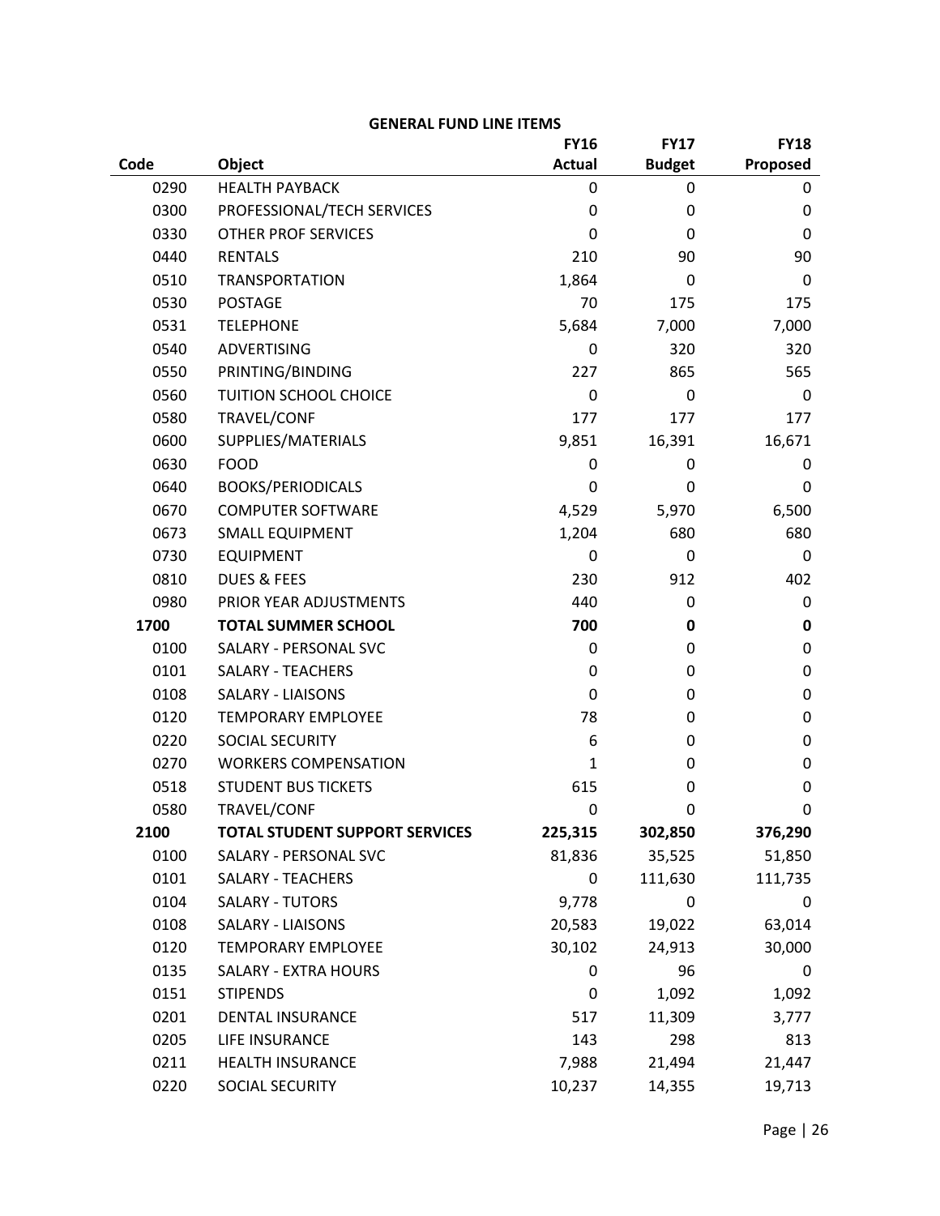**GENERAL FUND LINE ITEMS**

| Code | Object | FY16 Actual | FY17 Budget | FY18 Proposed |
|---|---|---|---|---|
| 0290 | HEALTH PAYBACK | 0 | 0 | 0 |
| 0300 | PROFESSIONAL/TECH SERVICES | 0 | 0 | 0 |
| 0330 | OTHER PROF SERVICES | 0 | 0 | 0 |
| 0440 | RENTALS | 210 | 90 | 90 |
| 0510 | TRANSPORTATION | 1,864 | 0 | 0 |
| 0530 | POSTAGE | 70 | 175 | 175 |
| 0531 | TELEPHONE | 5,684 | 7,000 | 7,000 |
| 0540 | ADVERTISING | 0 | 320 | 320 |
| 0550 | PRINTING/BINDING | 227 | 865 | 565 |
| 0560 | TUITION SCHOOL CHOICE | 0 | 0 | 0 |
| 0580 | TRAVEL/CONF | 177 | 177 | 177 |
| 0600 | SUPPLIES/MATERIALS | 9,851 | 16,391 | 16,671 |
| 0630 | FOOD | 0 | 0 | 0 |
| 0640 | BOOKS/PERIODICALS | 0 | 0 | 0 |
| 0670 | COMPUTER SOFTWARE | 4,529 | 5,970 | 6,500 |
| 0673 | SMALL EQUIPMENT | 1,204 | 680 | 680 |
| 0730 | EQUIPMENT | 0 | 0 | 0 |
| 0810 | DUES & FEES | 230 | 912 | 402 |
| 0980 | PRIOR YEAR ADJUSTMENTS | 440 | 0 | 0 |
| **1700** | **TOTAL SUMMER SCHOOL** | **700** | **0** | **0** |
| 0100 | SALARY - PERSONAL SVC | 0 | 0 | 0 |
| 0101 | SALARY - TEACHERS | 0 | 0 | 0 |
| 0108 | SALARY - LIAISONS | 0 | 0 | 0 |
| 0120 | TEMPORARY EMPLOYEE | 78 | 0 | 0 |
| 0220 | SOCIAL SECURITY | 6 | 0 | 0 |
| 0270 | WORKERS COMPENSATION | 1 | 0 | 0 |
| 0518 | STUDENT BUS TICKETS | 615 | 0 | 0 |
| 0580 | TRAVEL/CONF | 0 | 0 | 0 |
| **2100** | **TOTAL STUDENT SUPPORT SERVICES** | **225,315** | **302,850** | **376,290** |
| 0100 | SALARY - PERSONAL SVC | 81,836 | 35,525 | 51,850 |
| 0101 | SALARY - TEACHERS | 0 | 111,630 | 111,735 |
| 0104 | SALARY - TUTORS | 9,778 | 0 | 0 |
| 0108 | SALARY - LIAISONS | 20,583 | 19,022 | 63,014 |
| 0120 | TEMPORARY EMPLOYEE | 30,102 | 24,913 | 30,000 |
| 0135 | SALARY - EXTRA HOURS | 0 | 96 | 0 |
| 0151 | STIPENDS | 0 | 1,092 | 1,092 |
| 0201 | DENTAL INSURANCE | 517 | 11,309 | 3,777 |
| 0205 | LIFE INSURANCE | 143 | 298 | 813 |
| 0211 | HEALTH INSURANCE | 7,988 | 21,494 | 21,447 |
| 0220 | SOCIAL SECURITY | 10,237 | 14,355 | 19,713 |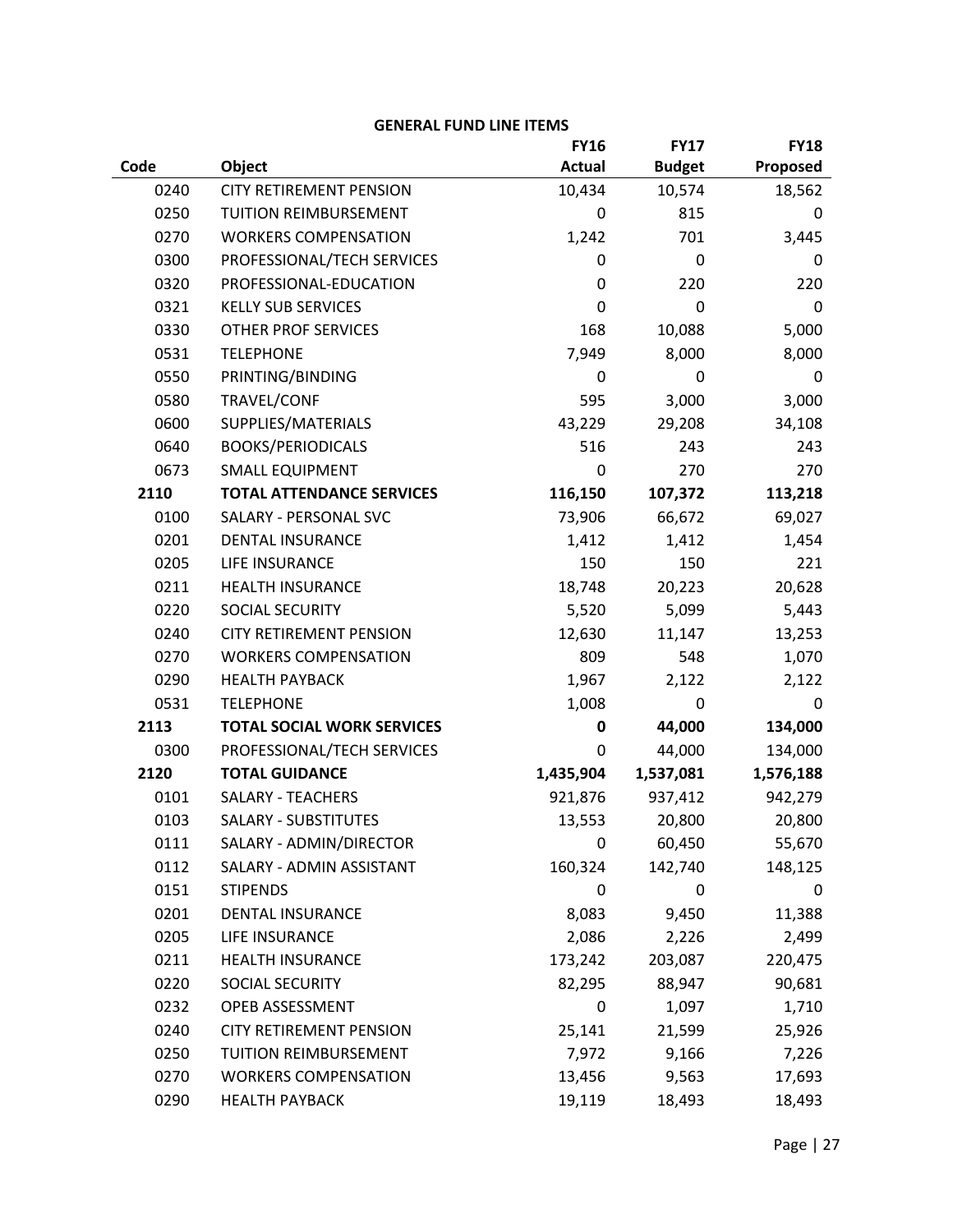**GENERAL FUND LINE ITEMS**

| Code | Object | FY16 Actual | FY17 Budget | FY18 Proposed |
|---|---|---|---|---|
| 0240 | CITY RETIREMENT PENSION | 10,434 | 10,574 | 18,562 |
| 0250 | TUITION REIMBURSEMENT | 0 | 815 | 0 |
| 0270 | WORKERS COMPENSATION | 1,242 | 701 | 3,445 |
| 0300 | PROFESSIONAL/TECH SERVICES | 0 | 0 | 0 |
| 0320 | PROFESSIONAL-EDUCATION | 0 | 220 | 220 |
| 0321 | KELLY SUB SERVICES | 0 | 0 | 0 |
| 0330 | OTHER PROF SERVICES | 168 | 10,088 | 5,000 |
| 0531 | TELEPHONE | 7,949 | 8,000 | 8,000 |
| 0550 | PRINTING/BINDING | 0 | 0 | 0 |
| 0580 | TRAVEL/CONF | 595 | 3,000 | 3,000 |
| 0600 | SUPPLIES/MATERIALS | 43,229 | 29,208 | 34,108 |
| 0640 | BOOKS/PERIODICALS | 516 | 243 | 243 |
| 0673 | SMALL EQUIPMENT | 0 | 270 | 270 |
| **2110** | **TOTAL ATTENDANCE SERVICES** | **116,150** | **107,372** | **113,218** |
| 0100 | SALARY - PERSONAL SVC | 73,906 | 66,672 | 69,027 |
| 0201 | DENTAL INSURANCE | 1,412 | 1,412 | 1,454 |
| 0205 | LIFE INSURANCE | 150 | 150 | 221 |
| 0211 | HEALTH INSURANCE | 18,748 | 20,223 | 20,628 |
| 0220 | SOCIAL SECURITY | 5,520 | 5,099 | 5,443 |
| 0240 | CITY RETIREMENT PENSION | 12,630 | 11,147 | 13,253 |
| 0270 | WORKERS COMPENSATION | 809 | 548 | 1,070 |
| 0290 | HEALTH PAYBACK | 1,967 | 2,122 | 2,122 |
| 0531 | TELEPHONE | 1,008 | 0 | 0 |
| **2113** | **TOTAL SOCIAL WORK SERVICES** | **0** | **44,000** | **134,000** |
| 0300 | PROFESSIONAL/TECH SERVICES | 0 | 44,000 | 134,000 |
| **2120** | **TOTAL GUIDANCE** | **1,435,904** | **1,537,081** | **1,576,188** |
| 0101 | SALARY - TEACHERS | 921,876 | 937,412 | 942,279 |
| 0103 | SALARY - SUBSTITUTES | 13,553 | 20,800 | 20,800 |
| 0111 | SALARY - ADMIN/DIRECTOR | 0 | 60,450 | 55,670 |
| 0112 | SALARY - ADMIN ASSISTANT | 160,324 | 142,740 | 148,125 |
| 0151 | STIPENDS | 0 | 0 | 0 |
| 0201 | DENTAL INSURANCE | 8,083 | 9,450 | 11,388 |
| 0205 | LIFE INSURANCE | 2,086 | 2,226 | 2,499 |
| 0211 | HEALTH INSURANCE | 173,242 | 203,087 | 220,475 |
| 0220 | SOCIAL SECURITY | 82,295 | 88,947 | 90,681 |
| 0232 | OPEB ASSESSMENT | 0 | 1,097 | 1,710 |
| 0240 | CITY RETIREMENT PENSION | 25,141 | 21,599 | 25,926 |
| 0250 | TUITION REIMBURSEMENT | 7,972 | 9,166 | 7,226 |
| 0270 | WORKERS COMPENSATION | 13,456 | 9,563 | 17,693 |
| 0290 | HEALTH PAYBACK | 19,119 | 18,493 | 18,493 |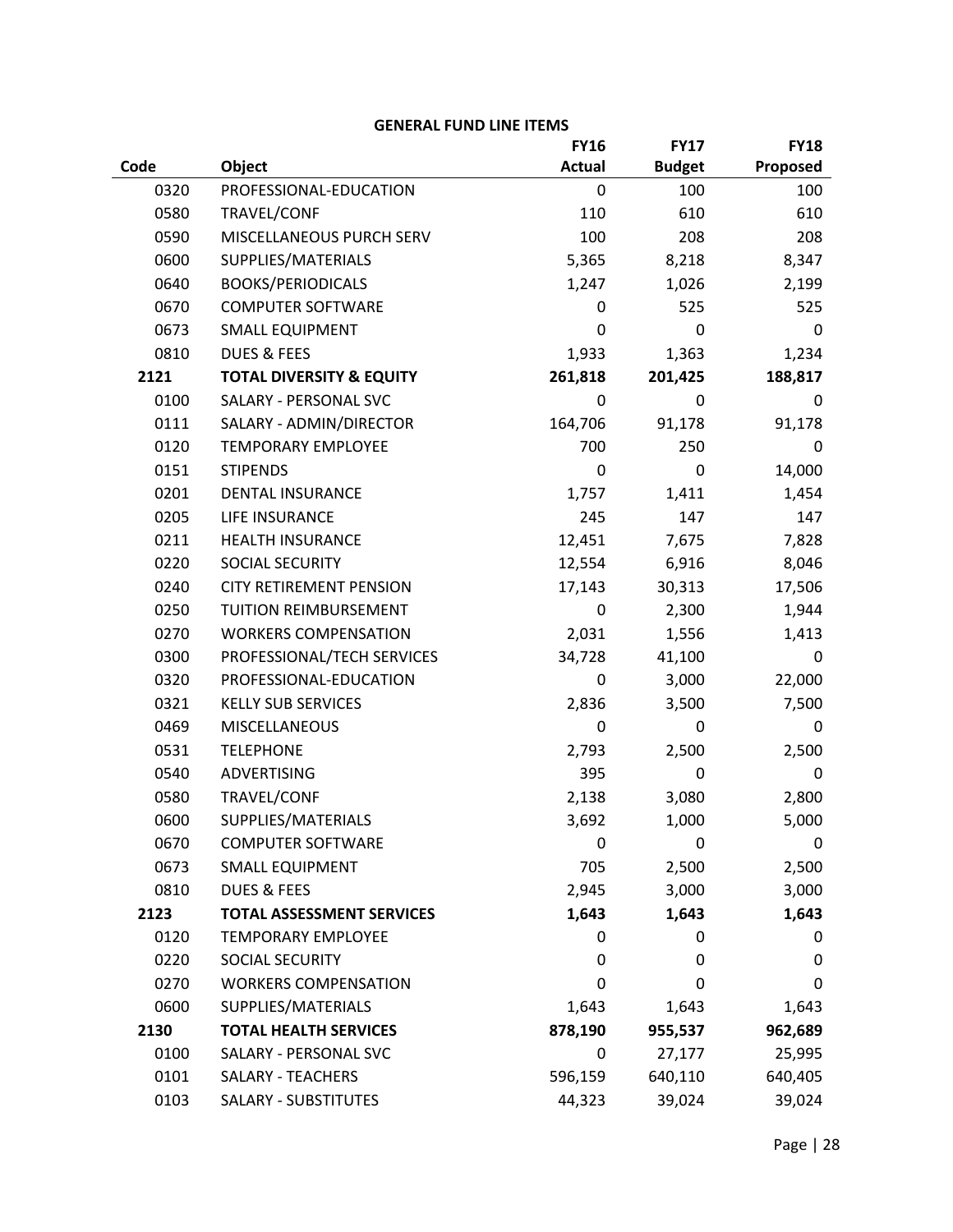**GENERAL FUND LINE ITEMS**

| Code | Object | FY16 Actual | FY17 Budget | FY18 Proposed |
|---|---|---|---|---|
| 0320 | PROFESSIONAL-EDUCATION | 0 | 100 | 100 |
| 0580 | TRAVEL/CONF | 110 | 610 | 610 |
| 0590 | MISCELLANEOUS PURCH SERV | 100 | 208 | 208 |
| 0600 | SUPPLIES/MATERIALS | 5,365 | 8,218 | 8,347 |
| 0640 | BOOKS/PERIODICALS | 1,247 | 1,026 | 2,199 |
| 0670 | COMPUTER SOFTWARE | 0 | 525 | 525 |
| 0673 | SMALL EQUIPMENT | 0 | 0 | 0 |
| 0810 | DUES & FEES | 1,933 | 1,363 | 1,234 |
| **2121** | **TOTAL DIVERSITY & EQUITY** | **261,818** | **201,425** | **188,817** |
| 0100 | SALARY - PERSONAL SVC | 0 | 0 | 0 |
| 0111 | SALARY - ADMIN/DIRECTOR | 164,706 | 91,178 | 91,178 |
| 0120 | TEMPORARY EMPLOYEE | 700 | 250 | 0 |
| 0151 | STIPENDS | 0 | 0 | 14,000 |
| 0201 | DENTAL INSURANCE | 1,757 | 1,411 | 1,454 |
| 0205 | LIFE INSURANCE | 245 | 147 | 147 |
| 0211 | HEALTH INSURANCE | 12,451 | 7,675 | 7,828 |
| 0220 | SOCIAL SECURITY | 12,554 | 6,916 | 8,046 |
| 0240 | CITY RETIREMENT PENSION | 17,143 | 30,313 | 17,506 |
| 0250 | TUITION REIMBURSEMENT | 0 | 2,300 | 1,944 |
| 0270 | WORKERS COMPENSATION | 2,031 | 1,556 | 1,413 |
| 0300 | PROFESSIONAL/TECH SERVICES | 34,728 | 41,100 | 0 |
| 0320 | PROFESSIONAL-EDUCATION | 0 | 3,000 | 22,000 |
| 0321 | KELLY SUB SERVICES | 2,836 | 3,500 | 7,500 |
| 0469 | MISCELLANEOUS | 0 | 0 | 0 |
| 0531 | TELEPHONE | 2,793 | 2,500 | 2,500 |
| 0540 | ADVERTISING | 395 | 0 | 0 |
| 0580 | TRAVEL/CONF | 2,138 | 3,080 | 2,800 |
| 0600 | SUPPLIES/MATERIALS | 3,692 | 1,000 | 5,000 |
| 0670 | COMPUTER SOFTWARE | 0 | 0 | 0 |
| 0673 | SMALL EQUIPMENT | 705 | 2,500 | 2,500 |
| 0810 | DUES & FEES | 2,945 | 3,000 | 3,000 |
| **2123** | **TOTAL ASSESSMENT SERVICES** | **1,643** | **1,643** | **1,643** |
| 0120 | TEMPORARY EMPLOYEE | 0 | 0 | 0 |
| 0220 | SOCIAL SECURITY | 0 | 0 | 0 |
| 0270 | WORKERS COMPENSATION | 0 | 0 | 0 |
| 0600 | SUPPLIES/MATERIALS | 1,643 | 1,643 | 1,643 |
| **2130** | **TOTAL HEALTH SERVICES** | **878,190** | **955,537** | **962,689** |
| 0100 | SALARY - PERSONAL SVC | 0 | 27,177 | 25,995 |
| 0101 | SALARY - TEACHERS | 596,159 | 640,110 | 640,405 |
| 0103 | SALARY - SUBSTITUTES | 44,323 | 39,024 | 39,024 |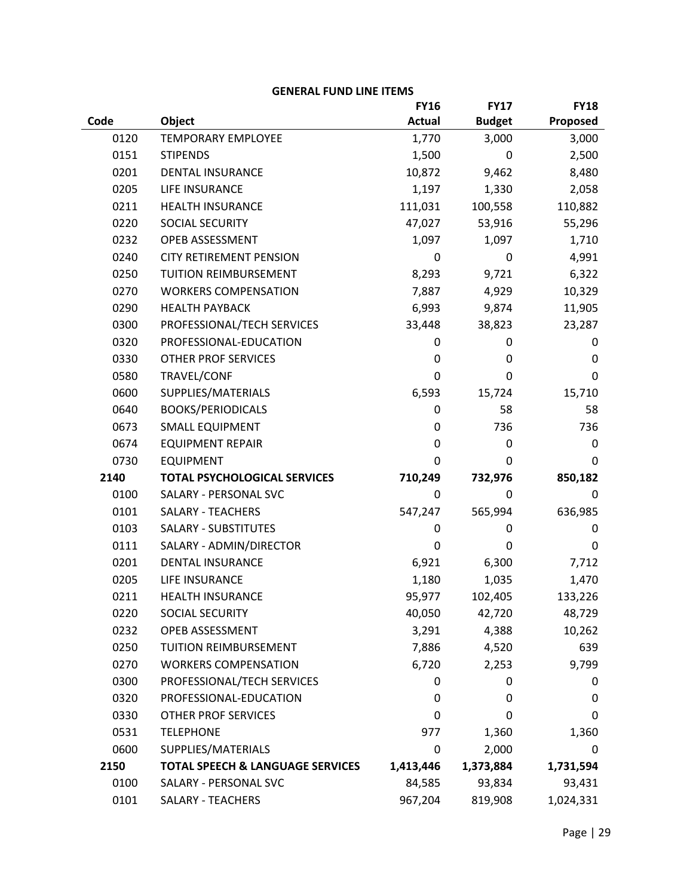**GENERAL FUND LINE ITEMS**

| Code | Object | FY16 Actual | FY17 Budget | FY18 Proposed |
|---|---|---|---|---|
| 0120 | TEMPORARY EMPLOYEE | 1,770 | 3,000 | 3,000 |
| 0151 | STIPENDS | 1,500 | 0 | 2,500 |
| 0201 | DENTAL INSURANCE | 10,872 | 9,462 | 8,480 |
| 0205 | LIFE INSURANCE | 1,197 | 1,330 | 2,058 |
| 0211 | HEALTH INSURANCE | 111,031 | 100,558 | 110,882 |
| 0220 | SOCIAL SECURITY | 47,027 | 53,916 | 55,296 |
| 0232 | OPEB ASSESSMENT | 1,097 | 1,097 | 1,710 |
| 0240 | CITY RETIREMENT PENSION | 0 | 0 | 4,991 |
| 0250 | TUITION REIMBURSEMENT | 8,293 | 9,721 | 6,322 |
| 0270 | WORKERS COMPENSATION | 7,887 | 4,929 | 10,329 |
| 0290 | HEALTH PAYBACK | 6,993 | 9,874 | 11,905 |
| 0300 | PROFESSIONAL/TECH SERVICES | 33,448 | 38,823 | 23,287 |
| 0320 | PROFESSIONAL-EDUCATION | 0 | 0 | 0 |
| 0330 | OTHER PROF SERVICES | 0 | 0 | 0 |
| 0580 | TRAVEL/CONF | 0 | 0 | 0 |
| 0600 | SUPPLIES/MATERIALS | 6,593 | 15,724 | 15,710 |
| 0640 | BOOKS/PERIODICALS | 0 | 58 | 58 |
| 0673 | SMALL EQUIPMENT | 0 | 736 | 736 |
| 0674 | EQUIPMENT REPAIR | 0 | 0 | 0 |
| 0730 | EQUIPMENT | 0 | 0 | 0 |
| **2140** | **TOTAL PSYCHOLOGICAL SERVICES** | **710,249** | **732,976** | **850,182** |
| 0100 | SALARY - PERSONAL SVC | 0 | 0 | 0 |
| 0101 | SALARY - TEACHERS | 547,247 | 565,994 | 636,985 |
| 0103 | SALARY - SUBSTITUTES | 0 | 0 | 0 |
| 0111 | SALARY - ADMIN/DIRECTOR | 0 | 0 | 0 |
| 0201 | DENTAL INSURANCE | 6,921 | 6,300 | 7,712 |
| 0205 | LIFE INSURANCE | 1,180 | 1,035 | 1,470 |
| 0211 | HEALTH INSURANCE | 95,977 | 102,405 | 133,226 |
| 0220 | SOCIAL SECURITY | 40,050 | 42,720 | 48,729 |
| 0232 | OPEB ASSESSMENT | 3,291 | 4,388 | 10,262 |
| 0250 | TUITION REIMBURSEMENT | 7,886 | 4,520 | 639 |
| 0270 | WORKERS COMPENSATION | 6,720 | 2,253 | 9,799 |
| 0300 | PROFESSIONAL/TECH SERVICES | 0 | 0 | 0 |
| 0320 | PROFESSIONAL-EDUCATION | 0 | 0 | 0 |
| 0330 | OTHER PROF SERVICES | 0 | 0 | 0 |
| 0531 | TELEPHONE | 977 | 1,360 | 1,360 |
| 0600 | SUPPLIES/MATERIALS | 0 | 2,000 | 0 |
| **2150** | **TOTAL SPEECH & LANGUAGE SERVICES** | **1,413,446** | **1,373,884** | **1,731,594** |
| 0100 | SALARY - PERSONAL SVC | 84,585 | 93,834 | 93,431 |
| 0101 | SALARY - TEACHERS | 967,204 | 819,908 | 1,024,331 |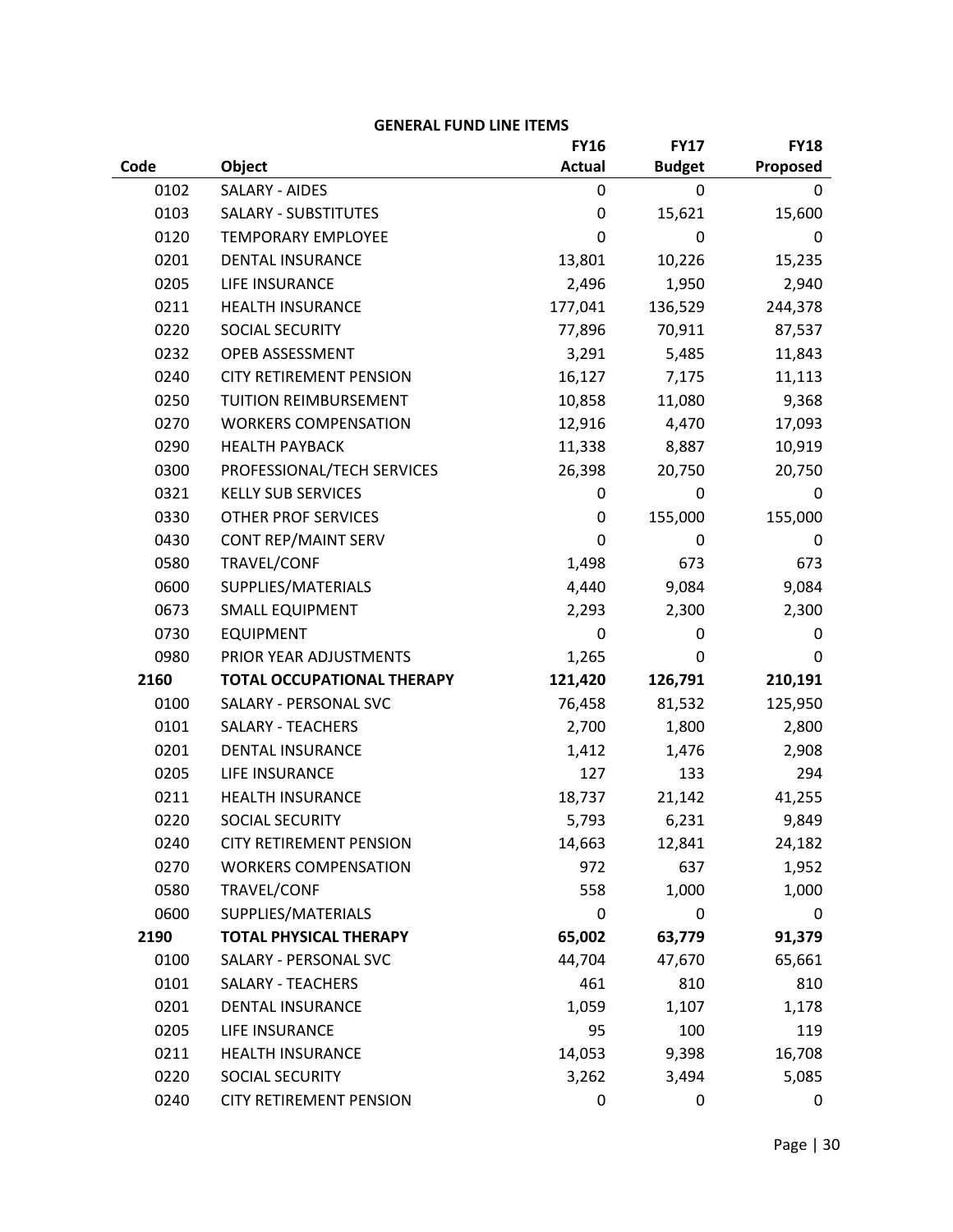**GENERAL FUND LINE ITEMS**

| Code | Object | FY16 Actual | FY17 Budget | FY18 Proposed |
|---|---|---|---|---|
| 0102 | SALARY - AIDES | 0 | 0 | 0 |
| 0103 | SALARY - SUBSTITUTES | 0 | 15,621 | 15,600 |
| 0120 | TEMPORARY EMPLOYEE | 0 | 0 | 0 |
| 0201 | DENTAL INSURANCE | 13,801 | 10,226 | 15,235 |
| 0205 | LIFE INSURANCE | 2,496 | 1,950 | 2,940 |
| 0211 | HEALTH INSURANCE | 177,041 | 136,529 | 244,378 |
| 0220 | SOCIAL SECURITY | 77,896 | 70,911 | 87,537 |
| 0232 | OPEB ASSESSMENT | 3,291 | 5,485 | 11,843 |
| 0240 | CITY RETIREMENT PENSION | 16,127 | 7,175 | 11,113 |
| 0250 | TUITION REIMBURSEMENT | 10,858 | 11,080 | 9,368 |
| 0270 | WORKERS COMPENSATION | 12,916 | 4,470 | 17,093 |
| 0290 | HEALTH PAYBACK | 11,338 | 8,887 | 10,919 |
| 0300 | PROFESSIONAL/TECH SERVICES | 26,398 | 20,750 | 20,750 |
| 0321 | KELLY SUB SERVICES | 0 | 0 | 0 |
| 0330 | OTHER PROF SERVICES | 0 | 155,000 | 155,000 |
| 0430 | CONT REP/MAINT SERV | 0 | 0 | 0 |
| 0580 | TRAVEL/CONF | 1,498 | 673 | 673 |
| 0600 | SUPPLIES/MATERIALS | 4,440 | 9,084 | 9,084 |
| 0673 | SMALL EQUIPMENT | 2,293 | 2,300 | 2,300 |
| 0730 | EQUIPMENT | 0 | 0 | 0 |
| 0980 | PRIOR YEAR ADJUSTMENTS | 1,265 | 0 | 0 |
| **2160** | **TOTAL OCCUPATIONAL THERAPY** | **121,420** | **126,791** | **210,191** |
| 0100 | SALARY - PERSONAL SVC | 76,458 | 81,532 | 125,950 |
| 0101 | SALARY - TEACHERS | 2,700 | 1,800 | 2,800 |
| 0201 | DENTAL INSURANCE | 1,412 | 1,476 | 2,908 |
| 0205 | LIFE INSURANCE | 127 | 133 | 294 |
| 0211 | HEALTH INSURANCE | 18,737 | 21,142 | 41,255 |
| 0220 | SOCIAL SECURITY | 5,793 | 6,231 | 9,849 |
| 0240 | CITY RETIREMENT PENSION | 14,663 | 12,841 | 24,182 |
| 0270 | WORKERS COMPENSATION | 972 | 637 | 1,952 |
| 0580 | TRAVEL/CONF | 558 | 1,000 | 1,000 |
| 0600 | SUPPLIES/MATERIALS | 0 | 0 | 0 |
| **2190** | **TOTAL PHYSICAL THERAPY** | **65,002** | **63,779** | **91,379** |
| 0100 | SALARY - PERSONAL SVC | 44,704 | 47,670 | 65,661 |
| 0101 | SALARY - TEACHERS | 461 | 810 | 810 |
| 0201 | DENTAL INSURANCE | 1,059 | 1,107 | 1,178 |
| 0205 | LIFE INSURANCE | 95 | 100 | 119 |
| 0211 | HEALTH INSURANCE | 14,053 | 9,398 | 16,708 |
| 0220 | SOCIAL SECURITY | 3,262 | 3,494 | 5,085 |
| 0240 | CITY RETIREMENT PENSION | 0 | 0 | 0 |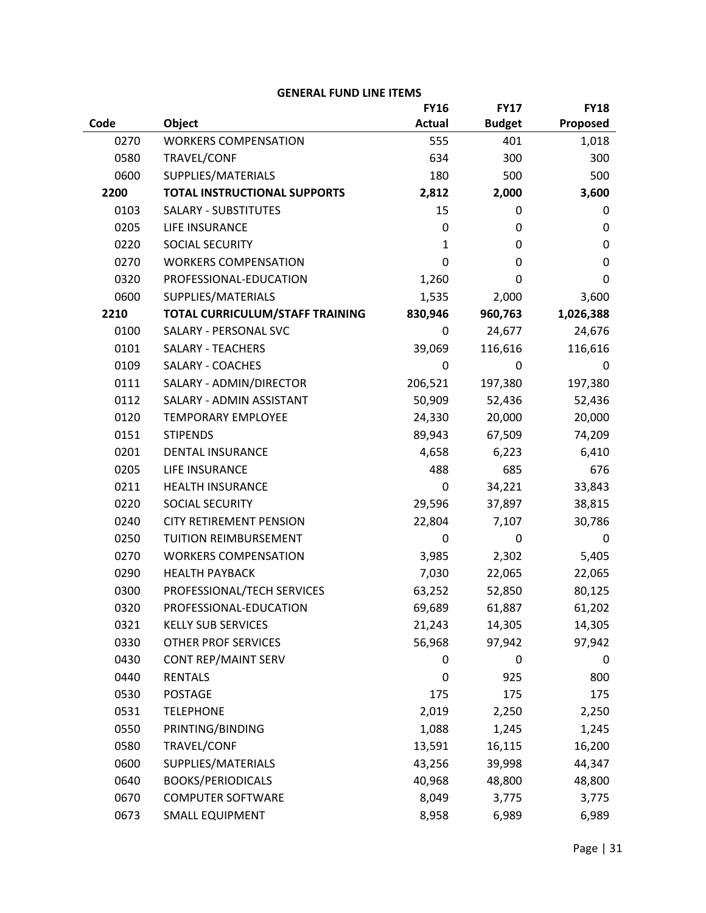**GENERAL FUND LINE ITEMS**

| Code | Object | FY16 Actual | FY17 Budget | FY18 Proposed |
|---|---|---|---|---|
| 0270 | WORKERS COMPENSATION | 555 | 401 | 1,018 |
| 0580 | TRAVEL/CONF | 634 | 300 | 300 |
| 0600 | SUPPLIES/MATERIALS | 180 | 500 | 500 |
| **2200** | **TOTAL INSTRUCTIONAL SUPPORTS** | **2,812** | **2,000** | **3,600** |
| 0103 | SALARY - SUBSTITUTES | 15 | 0 | 0 |
| 0205 | LIFE INSURANCE | 0 | 0 | 0 |
| 0220 | SOCIAL SECURITY | 1 | 0 | 0 |
| 0270 | WORKERS COMPENSATION | 0 | 0 | 0 |
| 0320 | PROFESSIONAL-EDUCATION | 1,260 | 0 | 0 |
| 0600 | SUPPLIES/MATERIALS | 1,535 | 2,000 | 3,600 |
| **2210** | **TOTAL CURRICULUM/STAFF TRAINING** | **830,946** | **960,763** | **1,026,388** |
| 0100 | SALARY - PERSONAL SVC | 0 | 24,677 | 24,676 |
| 0101 | SALARY - TEACHERS | 39,069 | 116,616 | 116,616 |
| 0109 | SALARY - COACHES | 0 | 0 | 0 |
| 0111 | SALARY - ADMIN/DIRECTOR | 206,521 | 197,380 | 197,380 |
| 0112 | SALARY - ADMIN ASSISTANT | 50,909 | 52,436 | 52,436 |
| 0120 | TEMPORARY EMPLOYEE | 24,330 | 20,000 | 20,000 |
| 0151 | STIPENDS | 89,943 | 67,509 | 74,209 |
| 0201 | DENTAL INSURANCE | 4,658 | 6,223 | 6,410 |
| 0205 | LIFE INSURANCE | 488 | 685 | 676 |
| 0211 | HEALTH INSURANCE | 0 | 34,221 | 33,843 |
| 0220 | SOCIAL SECURITY | 29,596 | 37,897 | 38,815 |
| 0240 | CITY RETIREMENT PENSION | 22,804 | 7,107 | 30,786 |
| 0250 | TUITION REIMBURSEMENT | 0 | 0 | 0 |
| 0270 | WORKERS COMPENSATION | 3,985 | 2,302 | 5,405 |
| 0290 | HEALTH PAYBACK | 7,030 | 22,065 | 22,065 |
| 0300 | PROFESSIONAL/TECH SERVICES | 63,252 | 52,850 | 80,125 |
| 0320 | PROFESSIONAL-EDUCATION | 69,689 | 61,887 | 61,202 |
| 0321 | KELLY SUB SERVICES | 21,243 | 14,305 | 14,305 |
| 0330 | OTHER PROF SERVICES | 56,968 | 97,942 | 97,942 |
| 0430 | CONT REP/MAINT SERV | 0 | 0 | 0 |
| 0440 | RENTALS | 0 | 925 | 800 |
| 0530 | POSTAGE | 175 | 175 | 175 |
| 0531 | TELEPHONE | 2,019 | 2,250 | 2,250 |
| 0550 | PRINTING/BINDING | 1,088 | 1,245 | 1,245 |
| 0580 | TRAVEL/CONF | 13,591 | 16,115 | 16,200 |
| 0600 | SUPPLIES/MATERIALS | 43,256 | 39,998 | 44,347 |
| 0640 | BOOKS/PERIODICALS | 40,968 | 48,800 | 48,800 |
| 0670 | COMPUTER SOFTWARE | 8,049 | 3,775 | 3,775 |
| 0673 | SMALL EQUIPMENT | 8,958 | 6,989 | 6,989 |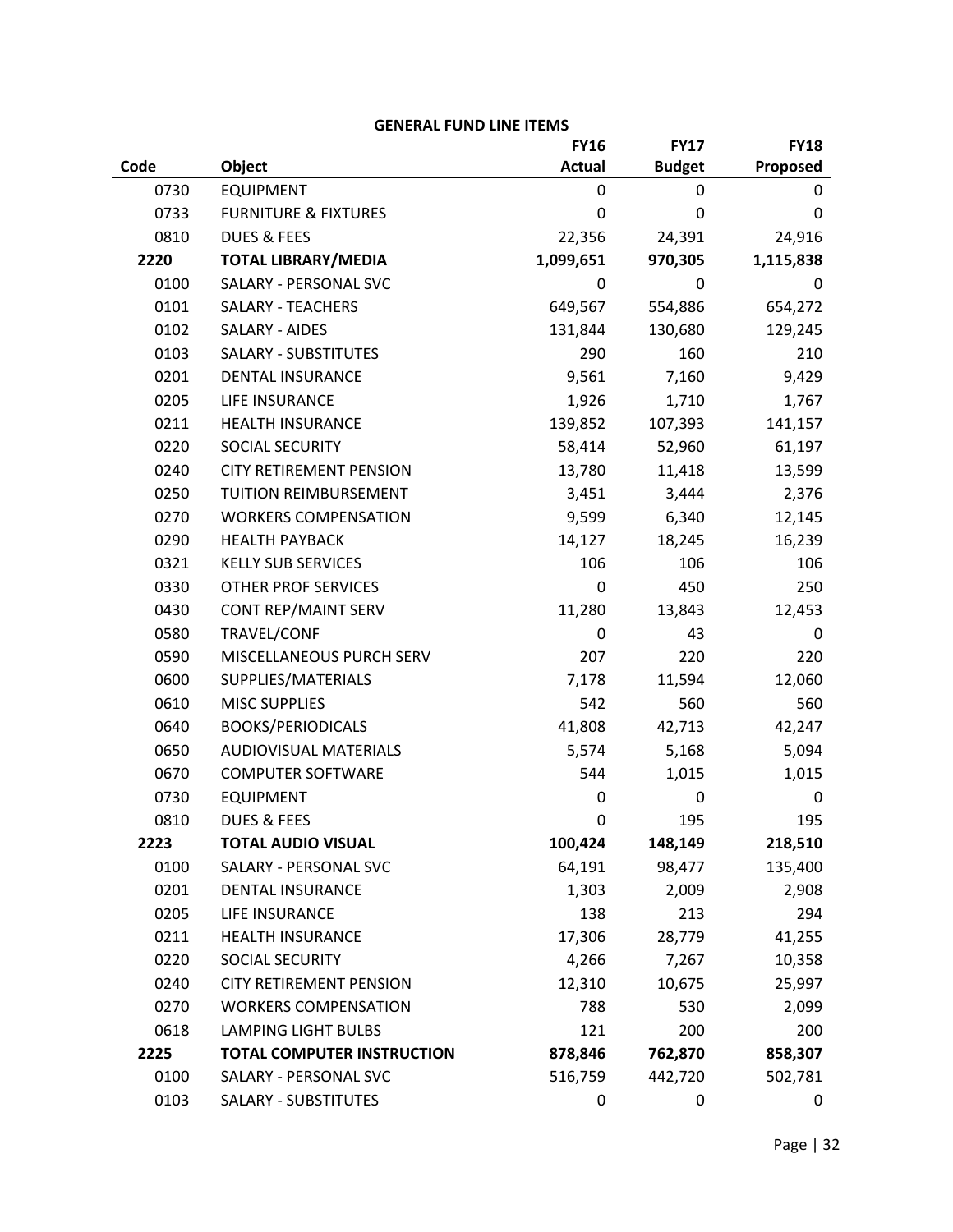**GENERAL FUND LINE ITEMS**

| Code | Object | FY16 Actual | FY17 Budget | FY18 Proposed |
|---|---|---|---|---|
| 0730 | EQUIPMENT | 0 | 0 | 0 |
| 0733 | FURNITURE & FIXTURES | 0 | 0 | 0 |
| 0810 | DUES & FEES | 22,356 | 24,391 | 24,916 |
| **2220** | **TOTAL LIBRARY/MEDIA** | **1,099,651** | **970,305** | **1,115,838** |
| 0100 | SALARY - PERSONAL SVC | 0 | 0 | 0 |
| 0101 | SALARY - TEACHERS | 649,567 | 554,886 | 654,272 |
| 0102 | SALARY - AIDES | 131,844 | 130,680 | 129,245 |
| 0103 | SALARY - SUBSTITUTES | 290 | 160 | 210 |
| 0201 | DENTAL INSURANCE | 9,561 | 7,160 | 9,429 |
| 0205 | LIFE INSURANCE | 1,926 | 1,710 | 1,767 |
| 0211 | HEALTH INSURANCE | 139,852 | 107,393 | 141,157 |
| 0220 | SOCIAL SECURITY | 58,414 | 52,960 | 61,197 |
| 0240 | CITY RETIREMENT PENSION | 13,780 | 11,418 | 13,599 |
| 0250 | TUITION REIMBURSEMENT | 3,451 | 3,444 | 2,376 |
| 0270 | WORKERS COMPENSATION | 9,599 | 6,340 | 12,145 |
| 0290 | HEALTH PAYBACK | 14,127 | 18,245 | 16,239 |
| 0321 | KELLY SUB SERVICES | 106 | 106 | 106 |
| 0330 | OTHER PROF SERVICES | 0 | 450 | 250 |
| 0430 | CONT REP/MAINT SERV | 11,280 | 13,843 | 12,453 |
| 0580 | TRAVEL/CONF | 0 | 43 | 0 |
| 0590 | MISCELLANEOUS PURCH SERV | 207 | 220 | 220 |
| 0600 | SUPPLIES/MATERIALS | 7,178 | 11,594 | 12,060 |
| 0610 | MISC SUPPLIES | 542 | 560 | 560 |
| 0640 | BOOKS/PERIODICALS | 41,808 | 42,713 | 42,247 |
| 0650 | AUDIOVISUAL MATERIALS | 5,574 | 5,168 | 5,094 |
| 0670 | COMPUTER SOFTWARE | 544 | 1,015 | 1,015 |
| 0730 | EQUIPMENT | 0 | 0 | 0 |
| 0810 | DUES & FEES | 0 | 195 | 195 |
| **2223** | **TOTAL AUDIO VISUAL** | **100,424** | **148,149** | **218,510** |
| 0100 | SALARY - PERSONAL SVC | 64,191 | 98,477 | 135,400 |
| 0201 | DENTAL INSURANCE | 1,303 | 2,009 | 2,908 |
| 0205 | LIFE INSURANCE | 138 | 213 | 294 |
| 0211 | HEALTH INSURANCE | 17,306 | 28,779 | 41,255 |
| 0220 | SOCIAL SECURITY | 4,266 | 7,267 | 10,358 |
| 0240 | CITY RETIREMENT PENSION | 12,310 | 10,675 | 25,997 |
| 0270 | WORKERS COMPENSATION | 788 | 530 | 2,099 |
| 0618 | LAMPING LIGHT BULBS | 121 | 200 | 200 |
| **2225** | **TOTAL COMPUTER INSTRUCTION** | **878,846** | **762,870** | **858,307** |
| 0100 | SALARY - PERSONAL SVC | 516,759 | 442,720 | 502,781 |
| 0103 | SALARY - SUBSTITUTES | 0 | 0 | 0 |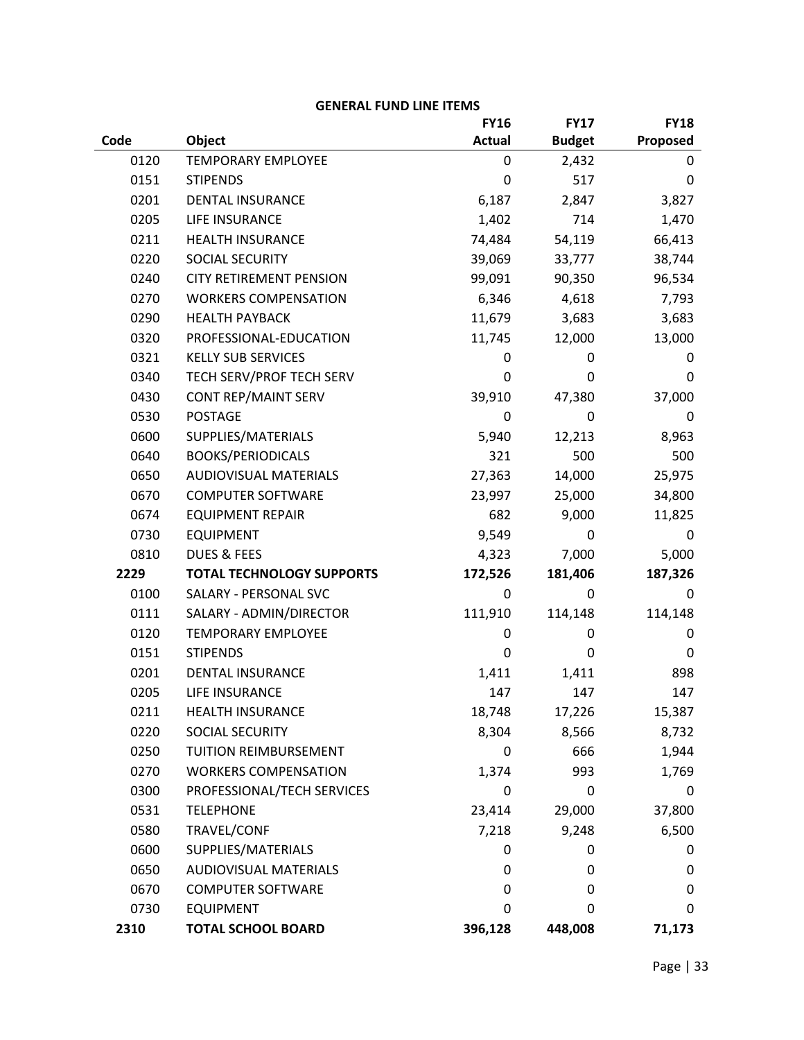**GENERAL FUND LINE ITEMS**

| Code | Object | FY16 Actual | FY17 Budget | FY18 Proposed |
|---|---|---|---|---|
| 0120 | TEMPORARY EMPLOYEE | 0 | 2,432 | 0 |
| 0151 | STIPENDS | 0 | 517 | 0 |
| 0201 | DENTAL INSURANCE | 6,187 | 2,847 | 3,827 |
| 0205 | LIFE INSURANCE | 1,402 | 714 | 1,470 |
| 0211 | HEALTH INSURANCE | 74,484 | 54,119 | 66,413 |
| 0220 | SOCIAL SECURITY | 39,069 | 33,777 | 38,744 |
| 0240 | CITY RETIREMENT PENSION | 99,091 | 90,350 | 96,534 |
| 0270 | WORKERS COMPENSATION | 6,346 | 4,618 | 7,793 |
| 0290 | HEALTH PAYBACK | 11,679 | 3,683 | 3,683 |
| 0320 | PROFESSIONAL-EDUCATION | 11,745 | 12,000 | 13,000 |
| 0321 | KELLY SUB SERVICES | 0 | 0 | 0 |
| 0340 | TECH SERV/PROF TECH SERV | 0 | 0 | 0 |
| 0430 | CONT REP/MAINT SERV | 39,910 | 47,380 | 37,000 |
| 0530 | POSTAGE | 0 | 0 | 0 |
| 0600 | SUPPLIES/MATERIALS | 5,940 | 12,213 | 8,963 |
| 0640 | BOOKS/PERIODICALS | 321 | 500 | 500 |
| 0650 | AUDIOVISUAL MATERIALS | 27,363 | 14,000 | 25,975 |
| 0670 | COMPUTER SOFTWARE | 23,997 | 25,000 | 34,800 |
| 0674 | EQUIPMENT REPAIR | 682 | 9,000 | 11,825 |
| 0730 | EQUIPMENT | 9,549 | 0 | 0 |
| 0810 | DUES & FEES | 4,323 | 7,000 | 5,000 |
| **2229** | **TOTAL TECHNOLOGY SUPPORTS** | **172,526** | **181,406** | **187,326** |
| 0100 | SALARY - PERSONAL SVC | 0 | 0 | 0 |
| 0111 | SALARY - ADMIN/DIRECTOR | 111,910 | 114,148 | 114,148 |
| 0120 | TEMPORARY EMPLOYEE | 0 | 0 | 0 |
| 0151 | STIPENDS | 0 | 0 | 0 |
| 0201 | DENTAL INSURANCE | 1,411 | 1,411 | 898 |
| 0205 | LIFE INSURANCE | 147 | 147 | 147 |
| 0211 | HEALTH INSURANCE | 18,748 | 17,226 | 15,387 |
| 0220 | SOCIAL SECURITY | 8,304 | 8,566 | 8,732 |
| 0250 | TUITION REIMBURSEMENT | 0 | 666 | 1,944 |
| 0270 | WORKERS COMPENSATION | 1,374 | 993 | 1,769 |
| 0300 | PROFESSIONAL/TECH SERVICES | 0 | 0 | 0 |
| 0531 | TELEPHONE | 23,414 | 29,000 | 37,800 |
| 0580 | TRAVEL/CONF | 7,218 | 9,248 | 6,500 |
| 0600 | SUPPLIES/MATERIALS | 0 | 0 | 0 |
| 0650 | AUDIOVISUAL MATERIALS | 0 | 0 | 0 |
| 0670 | COMPUTER SOFTWARE | 0 | 0 | 0 |
| 0730 | EQUIPMENT | 0 | 0 | 0 |
| **2310** | **TOTAL SCHOOL BOARD** | **396,128** | **448,008** | **71,173** |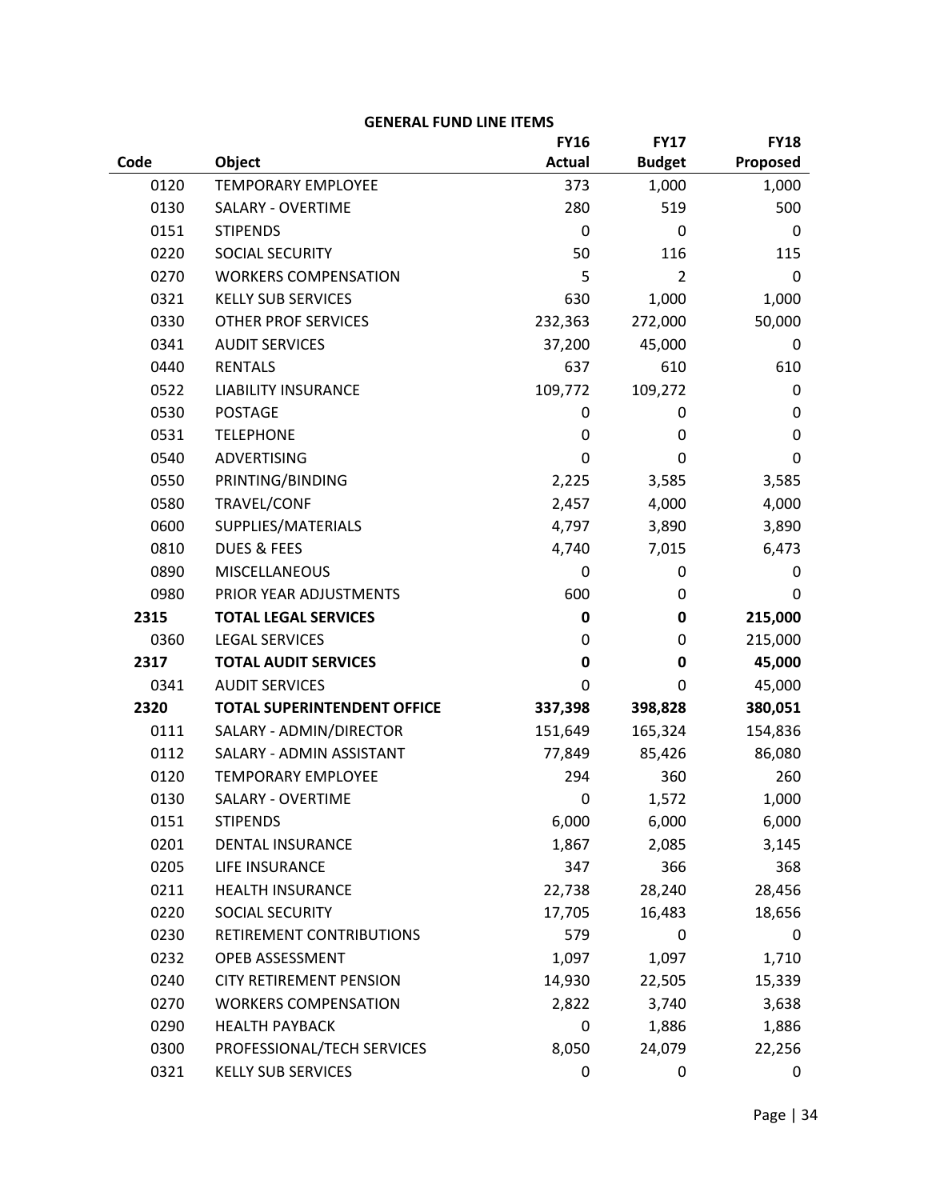**GENERAL FUND LINE ITEMS**

| Code | Object | FY16 Actual | FY17 Budget | FY18 Proposed |
|---|---|---|---|---|
| 0120 | TEMPORARY EMPLOYEE | 373 | 1,000 | 1,000 |
| 0130 | SALARY - OVERTIME | 280 | 519 | 500 |
| 0151 | STIPENDS | 0 | 0 | 0 |
| 0220 | SOCIAL SECURITY | 50 | 116 | 115 |
| 0270 | WORKERS COMPENSATION | 5 | 2 | 0 |
| 0321 | KELLY SUB SERVICES | 630 | 1,000 | 1,000 |
| 0330 | OTHER PROF SERVICES | 232,363 | 272,000 | 50,000 |
| 0341 | AUDIT SERVICES | 37,200 | 45,000 | 0 |
| 0440 | RENTALS | 637 | 610 | 610 |
| 0522 | LIABILITY INSURANCE | 109,772 | 109,272 | 0 |
| 0530 | POSTAGE | 0 | 0 | 0 |
| 0531 | TELEPHONE | 0 | 0 | 0 |
| 0540 | ADVERTISING | 0 | 0 | 0 |
| 0550 | PRINTING/BINDING | 2,225 | 3,585 | 3,585 |
| 0580 | TRAVEL/CONF | 2,457 | 4,000 | 4,000 |
| 0600 | SUPPLIES/MATERIALS | 4,797 | 3,890 | 3,890 |
| 0810 | DUES & FEES | 4,740 | 7,015 | 6,473 |
| 0890 | MISCELLANEOUS | 0 | 0 | 0 |
| 0980 | PRIOR YEAR ADJUSTMENTS | 600 | 0 | 0 |
| **2315** | **TOTAL LEGAL SERVICES** | **0** | **0** | **215,000** |
| 0360 | LEGAL SERVICES | 0 | 0 | 215,000 |
| **2317** | **TOTAL AUDIT SERVICES** | **0** | **0** | **45,000** |
| 0341 | AUDIT SERVICES | 0 | 0 | 45,000 |
| **2320** | **TOTAL SUPERINTENDENT OFFICE** | **337,398** | **398,828** | **380,051** |
| 0111 | SALARY - ADMIN/DIRECTOR | 151,649 | 165,324 | 154,836 |
| 0112 | SALARY - ADMIN ASSISTANT | 77,849 | 85,426 | 86,080 |
| 0120 | TEMPORARY EMPLOYEE | 294 | 360 | 260 |
| 0130 | SALARY - OVERTIME | 0 | 1,572 | 1,000 |
| 0151 | STIPENDS | 6,000 | 6,000 | 6,000 |
| 0201 | DENTAL INSURANCE | 1,867 | 2,085 | 3,145 |
| 0205 | LIFE INSURANCE | 347 | 366 | 368 |
| 0211 | HEALTH INSURANCE | 22,738 | 28,240 | 28,456 |
| 0220 | SOCIAL SECURITY | 17,705 | 16,483 | 18,656 |
| 0230 | RETIREMENT CONTRIBUTIONS | 579 | 0 | 0 |
| 0232 | OPEB ASSESSMENT | 1,097 | 1,097 | 1,710 |
| 0240 | CITY RETIREMENT PENSION | 14,930 | 22,505 | 15,339 |
| 0270 | WORKERS COMPENSATION | 2,822 | 3,740 | 3,638 |
| 0290 | HEALTH PAYBACK | 0 | 1,886 | 1,886 |
| 0300 | PROFESSIONAL/TECH SERVICES | 8,050 | 24,079 | 22,256 |
| 0321 | KELLY SUB SERVICES | 0 | 0 | 0 |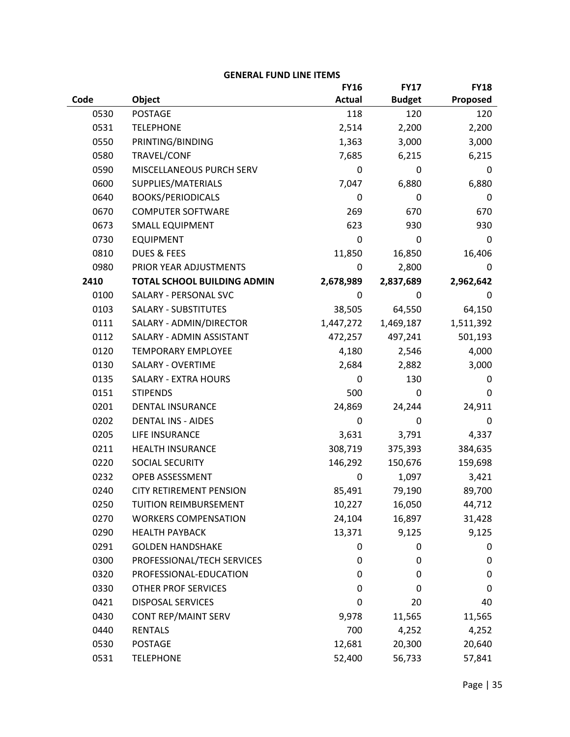**GENERAL FUND LINE ITEMS**

| Code | Object | FY16 Actual | FY17 Budget | FY18 Proposed |
|---|---|---|---|---|
| 0530 | POSTAGE | 118 | 120 | 120 |
| 0531 | TELEPHONE | 2,514 | 2,200 | 2,200 |
| 0550 | PRINTING/BINDING | 1,363 | 3,000 | 3,000 |
| 0580 | TRAVEL/CONF | 7,685 | 6,215 | 6,215 |
| 0590 | MISCELLANEOUS PURCH SERV | 0 | 0 | 0 |
| 0600 | SUPPLIES/MATERIALS | 7,047 | 6,880 | 6,880 |
| 0640 | BOOKS/PERIODICALS | 0 | 0 | 0 |
| 0670 | COMPUTER SOFTWARE | 269 | 670 | 670 |
| 0673 | SMALL EQUIPMENT | 623 | 930 | 930 |
| 0730 | EQUIPMENT | 0 | 0 | 0 |
| 0810 | DUES & FEES | 11,850 | 16,850 | 16,406 |
| 0980 | PRIOR YEAR ADJUSTMENTS | 0 | 2,800 | 0 |
| **2410** | **TOTAL SCHOOL BUILDING ADMIN** | **2,678,989** | **2,837,689** | **2,962,642** |
| 0100 | SALARY - PERSONAL SVC | 0 | 0 | 0 |
| 0103 | SALARY - SUBSTITUTES | 38,505 | 64,550 | 64,150 |
| 0111 | SALARY - ADMIN/DIRECTOR | 1,447,272 | 1,469,187 | 1,511,392 |
| 0112 | SALARY - ADMIN ASSISTANT | 472,257 | 497,241 | 501,193 |
| 0120 | TEMPORARY EMPLOYEE | 4,180 | 2,546 | 4,000 |
| 0130 | SALARY - OVERTIME | 2,684 | 2,882 | 3,000 |
| 0135 | SALARY - EXTRA HOURS | 0 | 130 | 0 |
| 0151 | STIPENDS | 500 | 0 | 0 |
| 0201 | DENTAL INSURANCE | 24,869 | 24,244 | 24,911 |
| 0202 | DENTAL INS - AIDES | 0 | 0 | 0 |
| 0205 | LIFE INSURANCE | 3,631 | 3,791 | 4,337 |
| 0211 | HEALTH INSURANCE | 308,719 | 375,393 | 384,635 |
| 0220 | SOCIAL SECURITY | 146,292 | 150,676 | 159,698 |
| 0232 | OPEB ASSESSMENT | 0 | 1,097 | 3,421 |
| 0240 | CITY RETIREMENT PENSION | 85,491 | 79,190 | 89,700 |
| 0250 | TUITION REIMBURSEMENT | 10,227 | 16,050 | 44,712 |
| 0270 | WORKERS COMPENSATION | 24,104 | 16,897 | 31,428 |
| 0290 | HEALTH PAYBACK | 13,371 | 9,125 | 9,125 |
| 0291 | GOLDEN HANDSHAKE | 0 | 0 | 0 |
| 0300 | PROFESSIONAL/TECH SERVICES | 0 | 0 | 0 |
| 0320 | PROFESSIONAL-EDUCATION | 0 | 0 | 0 |
| 0330 | OTHER PROF SERVICES | 0 | 0 | 0 |
| 0421 | DISPOSAL SERVICES | 0 | 20 | 40 |
| 0430 | CONT REP/MAINT SERV | 9,978 | 11,565 | 11,565 |
| 0440 | RENTALS | 700 | 4,252 | 4,252 |
| 0530 | POSTAGE | 12,681 | 20,300 | 20,640 |
| 0531 | TELEPHONE | 52,400 | 56,733 | 57,841 |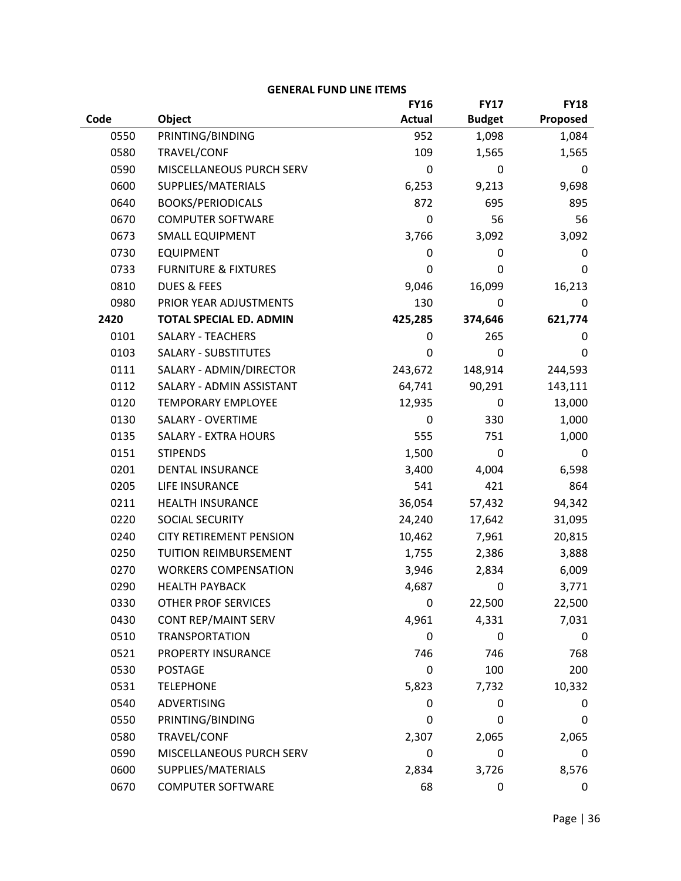**GENERAL FUND LINE ITEMS**

| Code | Object | FY16 Actual | FY17 Budget | FY18 Proposed |
|---|---|---|---|---|
| 0550 | PRINTING/BINDING | 952 | 1,098 | 1,084 |
| 0580 | TRAVEL/CONF | 109 | 1,565 | 1,565 |
| 0590 | MISCELLANEOUS PURCH SERV | 0 | 0 | 0 |
| 0600 | SUPPLIES/MATERIALS | 6,253 | 9,213 | 9,698 |
| 0640 | BOOKS/PERIODICALS | 872 | 695 | 895 |
| 0670 | COMPUTER SOFTWARE | 0 | 56 | 56 |
| 0673 | SMALL EQUIPMENT | 3,766 | 3,092 | 3,092 |
| 0730 | EQUIPMENT | 0 | 0 | 0 |
| 0733 | FURNITURE & FIXTURES | 0 | 0 | 0 |
| 0810 | DUES & FEES | 9,046 | 16,099 | 16,213 |
| 0980 | PRIOR YEAR ADJUSTMENTS | 130 | 0 | 0 |
| **2420** | **TOTAL SPECIAL ED. ADMIN** | **425,285** | **374,646** | **621,774** |
| 0101 | SALARY - TEACHERS | 0 | 265 | 0 |
| 0103 | SALARY - SUBSTITUTES | 0 | 0 | 0 |
| 0111 | SALARY - ADMIN/DIRECTOR | 243,672 | 148,914 | 244,593 |
| 0112 | SALARY - ADMIN ASSISTANT | 64,741 | 90,291 | 143,111 |
| 0120 | TEMPORARY EMPLOYEE | 12,935 | 0 | 13,000 |
| 0130 | SALARY - OVERTIME | 0 | 330 | 1,000 |
| 0135 | SALARY - EXTRA HOURS | 555 | 751 | 1,000 |
| 0151 | STIPENDS | 1,500 | 0 | 0 |
| 0201 | DENTAL INSURANCE | 3,400 | 4,004 | 6,598 |
| 0205 | LIFE INSURANCE | 541 | 421 | 864 |
| 0211 | HEALTH INSURANCE | 36,054 | 57,432 | 94,342 |
| 0220 | SOCIAL SECURITY | 24,240 | 17,642 | 31,095 |
| 0240 | CITY RETIREMENT PENSION | 10,462 | 7,961 | 20,815 |
| 0250 | TUITION REIMBURSEMENT | 1,755 | 2,386 | 3,888 |
| 0270 | WORKERS COMPENSATION | 3,946 | 2,834 | 6,009 |
| 0290 | HEALTH PAYBACK | 4,687 | 0 | 3,771 |
| 0330 | OTHER PROF SERVICES | 0 | 22,500 | 22,500 |
| 0430 | CONT REP/MAINT SERV | 4,961 | 4,331 | 7,031 |
| 0510 | TRANSPORTATION | 0 | 0 | 0 |
| 0521 | PROPERTY INSURANCE | 746 | 746 | 768 |
| 0530 | POSTAGE | 0 | 100 | 200 |
| 0531 | TELEPHONE | 5,823 | 7,732 | 10,332 |
| 0540 | ADVERTISING | 0 | 0 | 0 |
| 0550 | PRINTING/BINDING | 0 | 0 | 0 |
| 0580 | TRAVEL/CONF | 2,307 | 2,065 | 2,065 |
| 0590 | MISCELLANEOUS PURCH SERV | 0 | 0 | 0 |
| 0600 | SUPPLIES/MATERIALS | 2,834 | 3,726 | 8,576 |
| 0670 | COMPUTER SOFTWARE | 68 | 0 | 0 |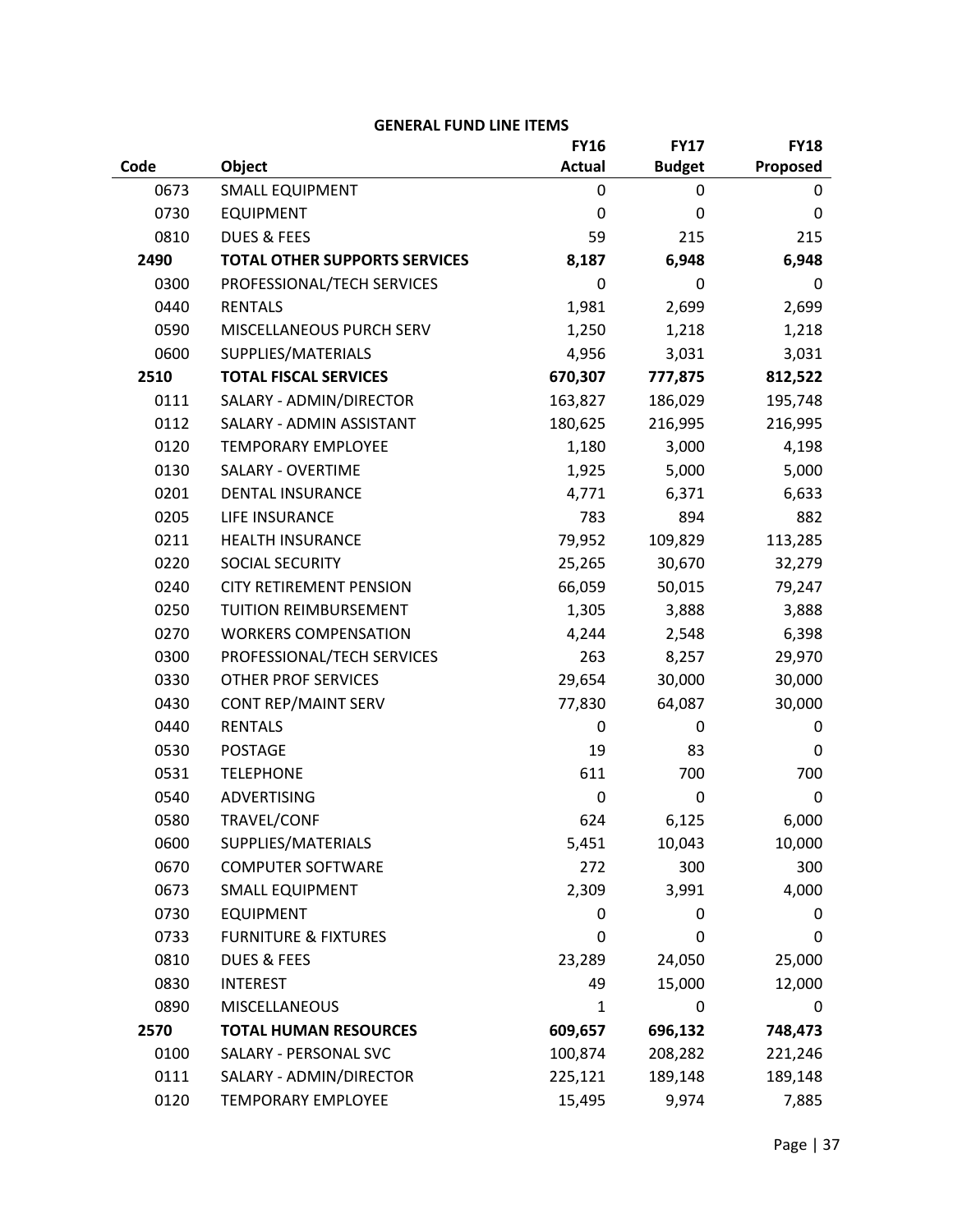**GENERAL FUND LINE ITEMS**

| Code | Object | FY16 Actual | FY17 Budget | FY18 Proposed |
|---|---|---|---|---|
| 0673 | SMALL EQUIPMENT | 0 | 0 | 0 |
| 0730 | EQUIPMENT | 0 | 0 | 0 |
| 0810 | DUES & FEES | 59 | 215 | 215 |
| **2490** | **TOTAL OTHER SUPPORTS SERVICES** | **8,187** | **6,948** | **6,948** |
| 0300 | PROFESSIONAL/TECH SERVICES | 0 | 0 | 0 |
| 0440 | RENTALS | 1,981 | 2,699 | 2,699 |
| 0590 | MISCELLANEOUS PURCH SERV | 1,250 | 1,218 | 1,218 |
| 0600 | SUPPLIES/MATERIALS | 4,956 | 3,031 | 3,031 |
| **2510** | **TOTAL FISCAL SERVICES** | **670,307** | **777,875** | **812,522** |
| 0111 | SALARY - ADMIN/DIRECTOR | 163,827 | 186,029 | 195,748 |
| 0112 | SALARY - ADMIN ASSISTANT | 180,625 | 216,995 | 216,995 |
| 0120 | TEMPORARY EMPLOYEE | 1,180 | 3,000 | 4,198 |
| 0130 | SALARY - OVERTIME | 1,925 | 5,000 | 5,000 |
| 0201 | DENTAL INSURANCE | 4,771 | 6,371 | 6,633 |
| 0205 | LIFE INSURANCE | 783 | 894 | 882 |
| 0211 | HEALTH INSURANCE | 79,952 | 109,829 | 113,285 |
| 0220 | SOCIAL SECURITY | 25,265 | 30,670 | 32,279 |
| 0240 | CITY RETIREMENT PENSION | 66,059 | 50,015 | 79,247 |
| 0250 | TUITION REIMBURSEMENT | 1,305 | 3,888 | 3,888 |
| 0270 | WORKERS COMPENSATION | 4,244 | 2,548 | 6,398 |
| 0300 | PROFESSIONAL/TECH SERVICES | 263 | 8,257 | 29,970 |
| 0330 | OTHER PROF SERVICES | 29,654 | 30,000 | 30,000 |
| 0430 | CONT REP/MAINT SERV | 77,830 | 64,087 | 30,000 |
| 0440 | RENTALS | 0 | 0 | 0 |
| 0530 | POSTAGE | 19 | 83 | 0 |
| 0531 | TELEPHONE | 611 | 700 | 700 |
| 0540 | ADVERTISING | 0 | 0 | 0 |
| 0580 | TRAVEL/CONF | 624 | 6,125 | 6,000 |
| 0600 | SUPPLIES/MATERIALS | 5,451 | 10,043 | 10,000 |
| 0670 | COMPUTER SOFTWARE | 272 | 300 | 300 |
| 0673 | SMALL EQUIPMENT | 2,309 | 3,991 | 4,000 |
| 0730 | EQUIPMENT | 0 | 0 | 0 |
| 0733 | FURNITURE & FIXTURES | 0 | 0 | 0 |
| 0810 | DUES & FEES | 23,289 | 24,050 | 25,000 |
| 0830 | INTEREST | 49 | 15,000 | 12,000 |
| 0890 | MISCELLANEOUS | 1 | 0 | 0 |
| **2570** | **TOTAL HUMAN RESOURCES** | **609,657** | **696,132** | **748,473** |
| 0100 | SALARY - PERSONAL SVC | 100,874 | 208,282 | 221,246 |
| 0111 | SALARY - ADMIN/DIRECTOR | 225,121 | 189,148 | 189,148 |
| 0120 | TEMPORARY EMPLOYEE | 15,495 | 9,974 | 7,885 |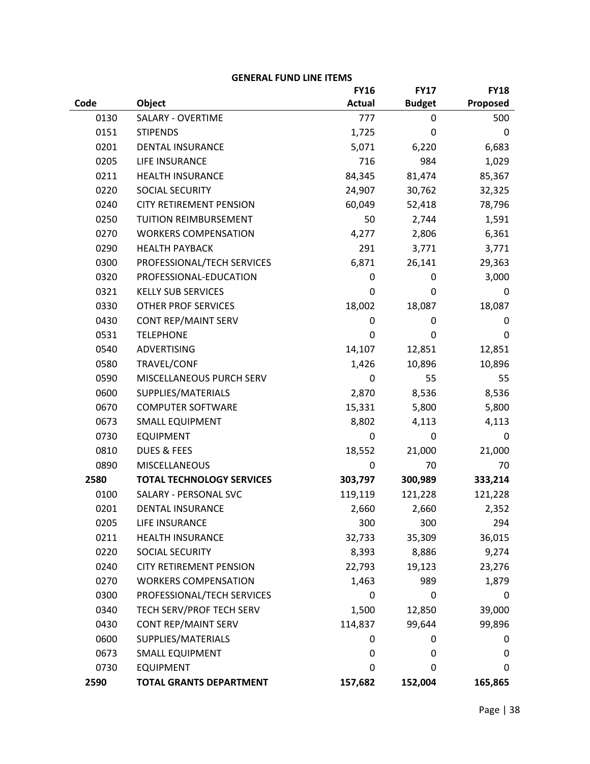## GENERAL FUND LINE ITEMS

| Code | Object | FY16 Actual | FY17 Budget | FY18 Proposed |
|---|---|---|---|---|
| 0130 | SALARY - OVERTIME | 777 | 0 | 500 |
| 0151 | STIPENDS | 1,725 | 0 | 0 |
| 0201 | DENTAL INSURANCE | 5,071 | 6,220 | 6,683 |
| 0205 | LIFE INSURANCE | 716 | 984 | 1,029 |
| 0211 | HEALTH INSURANCE | 84,345 | 81,474 | 85,367 |
| 0220 | SOCIAL SECURITY | 24,907 | 30,762 | 32,325 |
| 0240 | CITY RETIREMENT PENSION | 60,049 | 52,418 | 78,796 |
| 0250 | TUITION REIMBURSEMENT | 50 | 2,744 | 1,591 |
| 0270 | WORKERS COMPENSATION | 4,277 | 2,806 | 6,361 |
| 0290 | HEALTH PAYBACK | 291 | 3,771 | 3,771 |
| 0300 | PROFESSIONAL/TECH SERVICES | 6,871 | 26,141 | 29,363 |
| 0320 | PROFESSIONAL-EDUCATION | 0 | 0 | 3,000 |
| 0321 | KELLY SUB SERVICES | 0 | 0 | 0 |
| 0330 | OTHER PROF SERVICES | 18,002 | 18,087 | 18,087 |
| 0430 | CONT REP/MAINT SERV | 0 | 0 | 0 |
| 0531 | TELEPHONE | 0 | 0 | 0 |
| 0540 | ADVERTISING | 14,107 | 12,851 | 12,851 |
| 0580 | TRAVEL/CONF | 1,426 | 10,896 | 10,896 |
| 0590 | MISCELLANEOUS PURCH SERV | 0 | 55 | 55 |
| 0600 | SUPPLIES/MATERIALS | 2,870 | 8,536 | 8,536 |
| 0670 | COMPUTER SOFTWARE | 15,331 | 5,800 | 5,800 |
| 0673 | SMALL EQUIPMENT | 8,802 | 4,113 | 4,113 |
| 0730 | EQUIPMENT | 0 | 0 | 0 |
| 0810 | DUES & FEES | 18,552 | 21,000 | 21,000 |
| 0890 | MISCELLANEOUS | 0 | 70 | 70 |
| **2580** | **TOTAL TECHNOLOGY SERVICES** | **303,797** | **300,989** | **333,214** |
| 0100 | SALARY - PERSONAL SVC | 119,119 | 121,228 | 121,228 |
| 0201 | DENTAL INSURANCE | 2,660 | 2,660 | 2,352 |
| 0205 | LIFE INSURANCE | 300 | 300 | 294 |
| 0211 | HEALTH INSURANCE | 32,733 | 35,309 | 36,015 |
| 0220 | SOCIAL SECURITY | 8,393 | 8,886 | 9,274 |
| 0240 | CITY RETIREMENT PENSION | 22,793 | 19,123 | 23,276 |
| 0270 | WORKERS COMPENSATION | 1,463 | 989 | 1,879 |
| 0300 | PROFESSIONAL/TECH SERVICES | 0 | 0 | 0 |
| 0340 | TECH SERV/PROF TECH SERV | 1,500 | 12,850 | 39,000 |
| 0430 | CONT REP/MAINT SERV | 114,837 | 99,644 | 99,896 |
| 0600 | SUPPLIES/MATERIALS | 0 | 0 | 0 |
| 0673 | SMALL EQUIPMENT | 0 | 0 | 0 |
| 0730 | EQUIPMENT | 0 | 0 | 0 |
| **2590** | **TOTAL GRANTS DEPARTMENT** | **157,682** | **152,004** | **165,865** |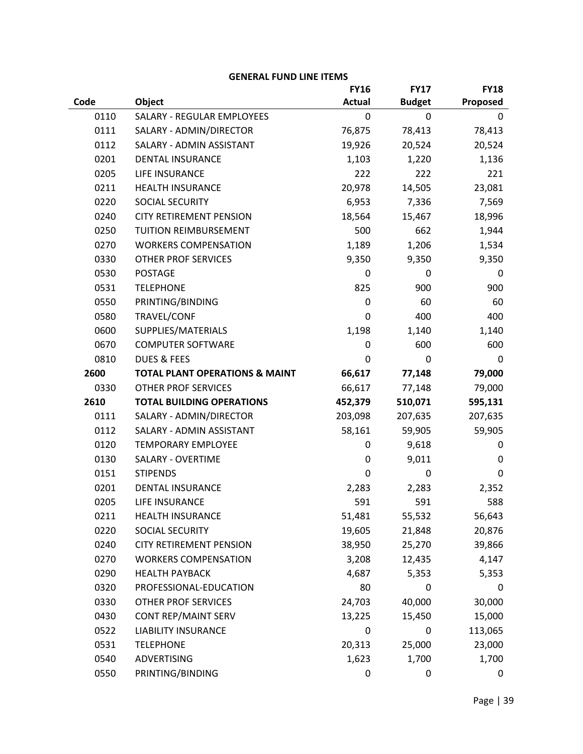**GENERAL FUND LINE ITEMS**

| Code | Object | FY16 Actual | FY17 Budget | FY18 Proposed |
|---|---|---|---|---|
| 0110 | SALARY - REGULAR EMPLOYEES | 0 | 0 | 0 |
| 0111 | SALARY - ADMIN/DIRECTOR | 76,875 | 78,413 | 78,413 |
| 0112 | SALARY - ADMIN ASSISTANT | 19,926 | 20,524 | 20,524 |
| 0201 | DENTAL INSURANCE | 1,103 | 1,220 | 1,136 |
| 0205 | LIFE INSURANCE | 222 | 222 | 221 |
| 0211 | HEALTH INSURANCE | 20,978 | 14,505 | 23,081 |
| 0220 | SOCIAL SECURITY | 6,953 | 7,336 | 7,569 |
| 0240 | CITY RETIREMENT PENSION | 18,564 | 15,467 | 18,996 |
| 0250 | TUITION REIMBURSEMENT | 500 | 662 | 1,944 |
| 0270 | WORKERS COMPENSATION | 1,189 | 1,206 | 1,534 |
| 0330 | OTHER PROF SERVICES | 9,350 | 9,350 | 9,350 |
| 0530 | POSTAGE | 0 | 0 | 0 |
| 0531 | TELEPHONE | 825 | 900 | 900 |
| 0550 | PRINTING/BINDING | 0 | 60 | 60 |
| 0580 | TRAVEL/CONF | 0 | 400 | 400 |
| 0600 | SUPPLIES/MATERIALS | 1,198 | 1,140 | 1,140 |
| 0670 | COMPUTER SOFTWARE | 0 | 600 | 600 |
| 0810 | DUES & FEES | 0 | 0 | 0 |
| **2600** | **TOTAL PLANT OPERATIONS & MAINT** | **66,617** | **77,148** | **79,000** |
| 0330 | OTHER PROF SERVICES | 66,617 | 77,148 | 79,000 |
| **2610** | **TOTAL BUILDING OPERATIONS** | **452,379** | **510,071** | **595,131** |
| 0111 | SALARY - ADMIN/DIRECTOR | 203,098 | 207,635 | 207,635 |
| 0112 | SALARY - ADMIN ASSISTANT | 58,161 | 59,905 | 59,905 |
| 0120 | TEMPORARY EMPLOYEE | 0 | 9,618 | 0 |
| 0130 | SALARY - OVERTIME | 0 | 9,011 | 0 |
| 0151 | STIPENDS | 0 | 0 | 0 |
| 0201 | DENTAL INSURANCE | 2,283 | 2,283 | 2,352 |
| 0205 | LIFE INSURANCE | 591 | 591 | 588 |
| 0211 | HEALTH INSURANCE | 51,481 | 55,532 | 56,643 |
| 0220 | SOCIAL SECURITY | 19,605 | 21,848 | 20,876 |
| 0240 | CITY RETIREMENT PENSION | 38,950 | 25,270 | 39,866 |
| 0270 | WORKERS COMPENSATION | 3,208 | 12,435 | 4,147 |
| 0290 | HEALTH PAYBACK | 4,687 | 5,353 | 5,353 |
| 0320 | PROFESSIONAL-EDUCATION | 80 | 0 | 0 |
| 0330 | OTHER PROF SERVICES | 24,703 | 40,000 | 30,000 |
| 0430 | CONT REP/MAINT SERV | 13,225 | 15,450 | 15,000 |
| 0522 | LIABILITY INSURANCE | 0 | 0 | 113,065 |
| 0531 | TELEPHONE | 20,313 | 25,000 | 23,000 |
| 0540 | ADVERTISING | 1,623 | 1,700 | 1,700 |
| 0550 | PRINTING/BINDING | 0 | 0 | 0 |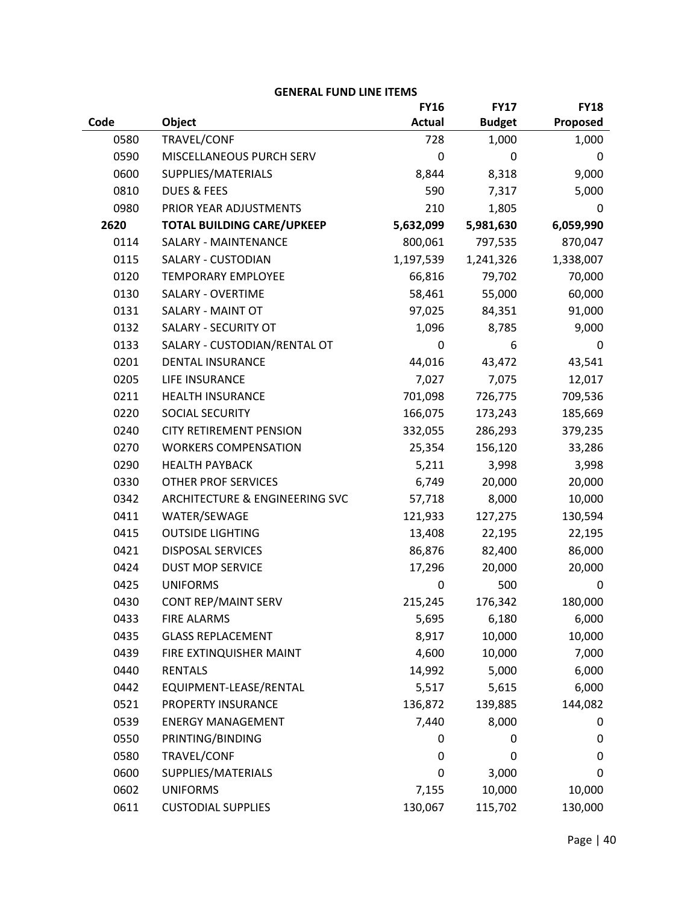**GENERAL FUND LINE ITEMS**

| Code | Object | FY16 Actual | FY17 Budget | FY18 Proposed |
|---|---|---|---|---|
| 0580 | TRAVEL/CONF | 728 | 1,000 | 1,000 |
| 0590 | MISCELLANEOUS PURCH SERV | 0 | 0 | 0 |
| 0600 | SUPPLIES/MATERIALS | 8,844 | 8,318 | 9,000 |
| 0810 | DUES & FEES | 590 | 7,317 | 5,000 |
| 0980 | PRIOR YEAR ADJUSTMENTS | 210 | 1,805 | 0 |
| **2620** | **TOTAL BUILDING CARE/UPKEEP** | **5,632,099** | **5,981,630** | **6,059,990** |
| 0114 | SALARY - MAINTENANCE | 800,061 | 797,535 | 870,047 |
| 0115 | SALARY - CUSTODIAN | 1,197,539 | 1,241,326 | 1,338,007 |
| 0120 | TEMPORARY EMPLOYEE | 66,816 | 79,702 | 70,000 |
| 0130 | SALARY - OVERTIME | 58,461 | 55,000 | 60,000 |
| 0131 | SALARY - MAINT OT | 97,025 | 84,351 | 91,000 |
| 0132 | SALARY - SECURITY OT | 1,096 | 8,785 | 9,000 |
| 0133 | SALARY - CUSTODIAN/RENTAL OT | 0 | 6 | 0 |
| 0201 | DENTAL INSURANCE | 44,016 | 43,472 | 43,541 |
| 0205 | LIFE INSURANCE | 7,027 | 7,075 | 12,017 |
| 0211 | HEALTH INSURANCE | 701,098 | 726,775 | 709,536 |
| 0220 | SOCIAL SECURITY | 166,075 | 173,243 | 185,669 |
| 0240 | CITY RETIREMENT PENSION | 332,055 | 286,293 | 379,235 |
| 0270 | WORKERS COMPENSATION | 25,354 | 156,120 | 33,286 |
| 0290 | HEALTH PAYBACK | 5,211 | 3,998 | 3,998 |
| 0330 | OTHER PROF SERVICES | 6,749 | 20,000 | 20,000 |
| 0342 | ARCHITECTURE & ENGINEERING SVC | 57,718 | 8,000 | 10,000 |
| 0411 | WATER/SEWAGE | 121,933 | 127,275 | 130,594 |
| 0415 | OUTSIDE LIGHTING | 13,408 | 22,195 | 22,195 |
| 0421 | DISPOSAL SERVICES | 86,876 | 82,400 | 86,000 |
| 0424 | DUST MOP SERVICE | 17,296 | 20,000 | 20,000 |
| 0425 | UNIFORMS | 0 | 500 | 0 |
| 0430 | CONT REP/MAINT SERV | 215,245 | 176,342 | 180,000 |
| 0433 | FIRE ALARMS | 5,695 | 6,180 | 6,000 |
| 0435 | GLASS REPLACEMENT | 8,917 | 10,000 | 10,000 |
| 0439 | FIRE EXTINQUISHER MAINT | 4,600 | 10,000 | 7,000 |
| 0440 | RENTALS | 14,992 | 5,000 | 6,000 |
| 0442 | EQUIPMENT-LEASE/RENTAL | 5,517 | 5,615 | 6,000 |
| 0521 | PROPERTY INSURANCE | 136,872 | 139,885 | 144,082 |
| 0539 | ENERGY MANAGEMENT | 7,440 | 8,000 | 0 |
| 0550 | PRINTING/BINDING | 0 | 0 | 0 |
| 0580 | TRAVEL/CONF | 0 | 0 | 0 |
| 0600 | SUPPLIES/MATERIALS | 0 | 3,000 | 0 |
| 0602 | UNIFORMS | 7,155 | 10,000 | 10,000 |
| 0611 | CUSTODIAL SUPPLIES | 130,067 | 115,702 | 130,000 |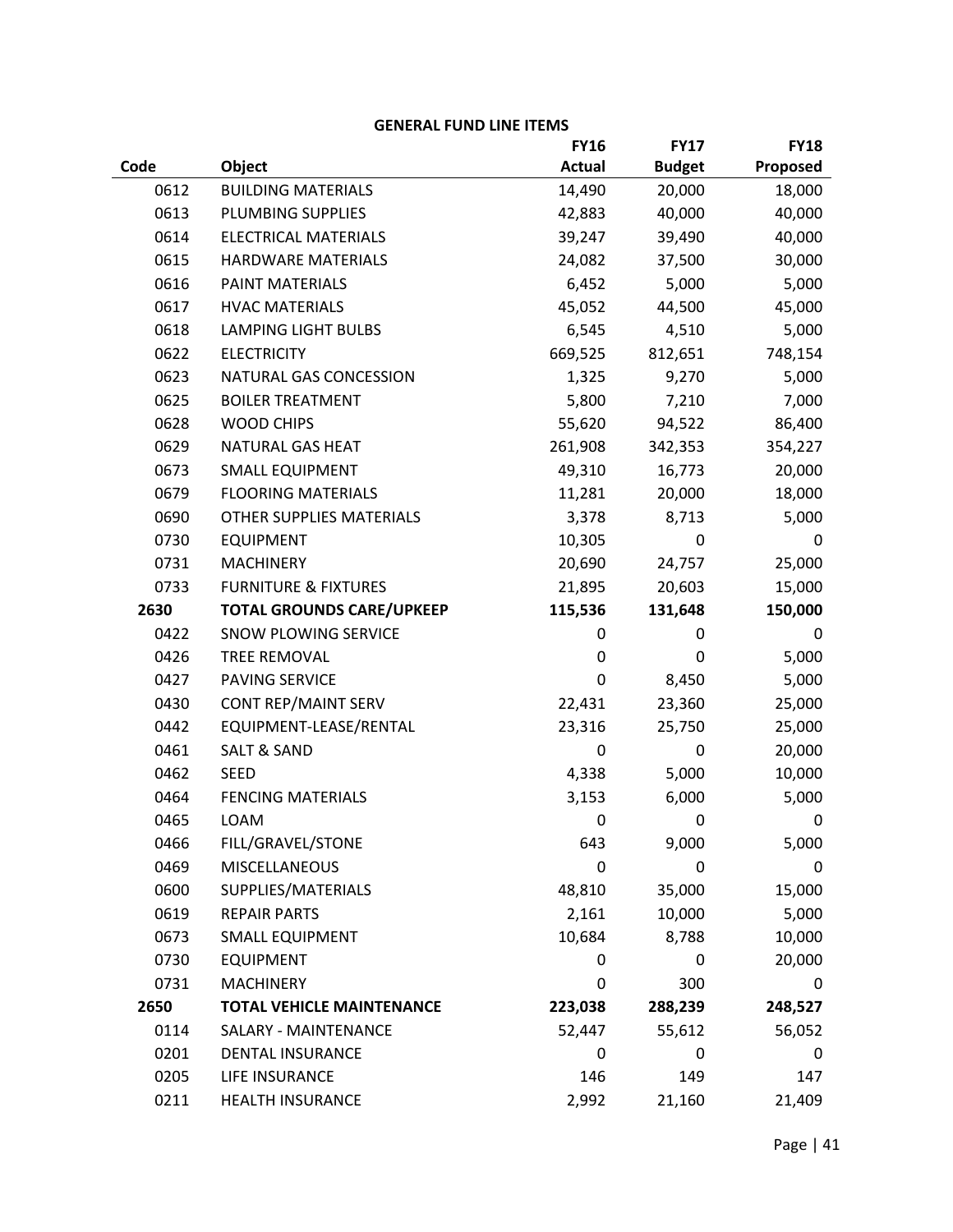**GENERAL FUND LINE ITEMS**

| Code | Object | FY16 Actual | FY17 Budget | FY18 Proposed |
|---|---|---|---|---|
| 0612 | BUILDING MATERIALS | 14,490 | 20,000 | 18,000 |
| 0613 | PLUMBING SUPPLIES | 42,883 | 40,000 | 40,000 |
| 0614 | ELECTRICAL MATERIALS | 39,247 | 39,490 | 40,000 |
| 0615 | HARDWARE MATERIALS | 24,082 | 37,500 | 30,000 |
| 0616 | PAINT MATERIALS | 6,452 | 5,000 | 5,000 |
| 0617 | HVAC MATERIALS | 45,052 | 44,500 | 45,000 |
| 0618 | LAMPING LIGHT BULBS | 6,545 | 4,510 | 5,000 |
| 0622 | ELECTRICITY | 669,525 | 812,651 | 748,154 |
| 0623 | NATURAL GAS CONCESSION | 1,325 | 9,270 | 5,000 |
| 0625 | BOILER TREATMENT | 5,800 | 7,210 | 7,000 |
| 0628 | WOOD CHIPS | 55,620 | 94,522 | 86,400 |
| 0629 | NATURAL GAS HEAT | 261,908 | 342,353 | 354,227 |
| 0673 | SMALL EQUIPMENT | 49,310 | 16,773 | 20,000 |
| 0679 | FLOORING MATERIALS | 11,281 | 20,000 | 18,000 |
| 0690 | OTHER SUPPLIES MATERIALS | 3,378 | 8,713 | 5,000 |
| 0730 | EQUIPMENT | 10,305 | 0 | 0 |
| 0731 | MACHINERY | 20,690 | 24,757 | 25,000 |
| 0733 | FURNITURE & FIXTURES | 21,895 | 20,603 | 15,000 |
| **2630** | **TOTAL GROUNDS CARE/UPKEEP** | **115,536** | **131,648** | **150,000** |
| 0422 | SNOW PLOWING SERVICE | 0 | 0 | 0 |
| 0426 | TREE REMOVAL | 0 | 0 | 5,000 |
| 0427 | PAVING SERVICE | 0 | 8,450 | 5,000 |
| 0430 | CONT REP/MAINT SERV | 22,431 | 23,360 | 25,000 |
| 0442 | EQUIPMENT-LEASE/RENTAL | 23,316 | 25,750 | 25,000 |
| 0461 | SALT & SAND | 0 | 0 | 20,000 |
| 0462 | SEED | 4,338 | 5,000 | 10,000 |
| 0464 | FENCING MATERIALS | 3,153 | 6,000 | 5,000 |
| 0465 | LOAM | 0 | 0 | 0 |
| 0466 | FILL/GRAVEL/STONE | 643 | 9,000 | 5,000 |
| 0469 | MISCELLANEOUS | 0 | 0 | 0 |
| 0600 | SUPPLIES/MATERIALS | 48,810 | 35,000 | 15,000 |
| 0619 | REPAIR PARTS | 2,161 | 10,000 | 5,000 |
| 0673 | SMALL EQUIPMENT | 10,684 | 8,788 | 10,000 |
| 0730 | EQUIPMENT | 0 | 0 | 20,000 |
| 0731 | MACHINERY | 0 | 300 | 0 |
| **2650** | **TOTAL VEHICLE MAINTENANCE** | **223,038** | **288,239** | **248,527** |
| 0114 | SALARY - MAINTENANCE | 52,447 | 55,612 | 56,052 |
| 0201 | DENTAL INSURANCE | 0 | 0 | 0 |
| 0205 | LIFE INSURANCE | 146 | 149 | 147 |
| 0211 | HEALTH INSURANCE | 2,992 | 21,160 | 21,409 |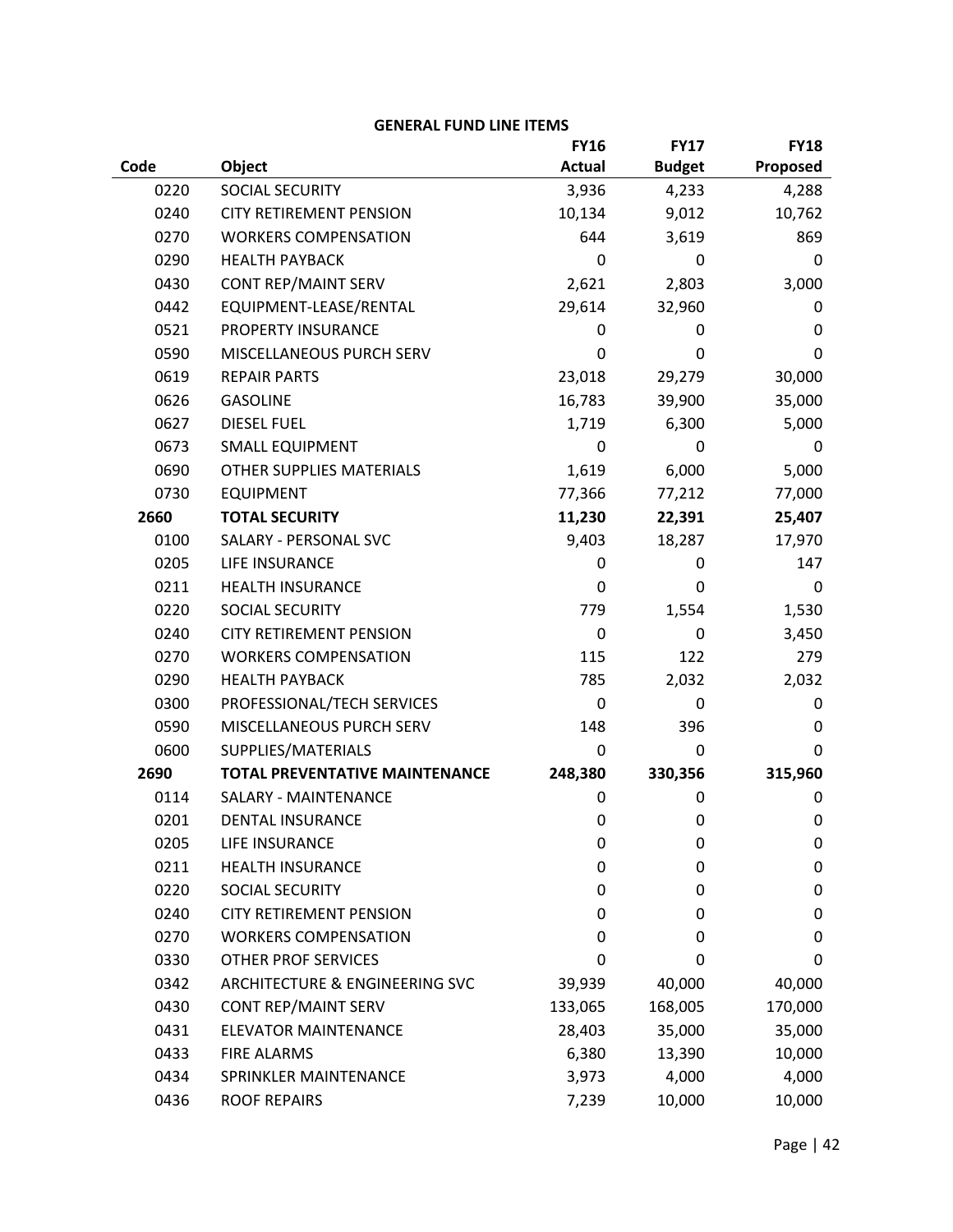## GENERAL FUND LINE ITEMS

| Code | Object | FY16 Actual | FY17 Budget | FY18 Proposed |
|---|---|---|---|---|
| 0220 | SOCIAL SECURITY | 3,936 | 4,233 | 4,288 |
| 0240 | CITY RETIREMENT PENSION | 10,134 | 9,012 | 10,762 |
| 0270 | WORKERS COMPENSATION | 644 | 3,619 | 869 |
| 0290 | HEALTH PAYBACK | 0 | 0 | 0 |
| 0430 | CONT REP/MAINT SERV | 2,621 | 2,803 | 3,000 |
| 0442 | EQUIPMENT-LEASE/RENTAL | 29,614 | 32,960 | 0 |
| 0521 | PROPERTY INSURANCE | 0 | 0 | 0 |
| 0590 | MISCELLANEOUS PURCH SERV | 0 | 0 | 0 |
| 0619 | REPAIR PARTS | 23,018 | 29,279 | 30,000 |
| 0626 | GASOLINE | 16,783 | 39,900 | 35,000 |
| 0627 | DIESEL FUEL | 1,719 | 6,300 | 5,000 |
| 0673 | SMALL EQUIPMENT | 0 | 0 | 0 |
| 0690 | OTHER SUPPLIES MATERIALS | 1,619 | 6,000 | 5,000 |
| 0730 | EQUIPMENT | 77,366 | 77,212 | 77,000 |
| **2660** | **TOTAL SECURITY** | **11,230** | **22,391** | **25,407** |
| 0100 | SALARY - PERSONAL SVC | 9,403 | 18,287 | 17,970 |
| 0205 | LIFE INSURANCE | 0 | 0 | 147 |
| 0211 | HEALTH INSURANCE | 0 | 0 | 0 |
| 0220 | SOCIAL SECURITY | 779 | 1,554 | 1,530 |
| 0240 | CITY RETIREMENT PENSION | 0 | 0 | 3,450 |
| 0270 | WORKERS COMPENSATION | 115 | 122 | 279 |
| 0290 | HEALTH PAYBACK | 785 | 2,032 | 2,032 |
| 0300 | PROFESSIONAL/TECH SERVICES | 0 | 0 | 0 |
| 0590 | MISCELLANEOUS PURCH SERV | 148 | 396 | 0 |
| 0600 | SUPPLIES/MATERIALS | 0 | 0 | 0 |
| **2690** | **TOTAL PREVENTATIVE MAINTENANCE** | **248,380** | **330,356** | **315,960** |
| 0114 | SALARY - MAINTENANCE | 0 | 0 | 0 |
| 0201 | DENTAL INSURANCE | 0 | 0 | 0 |
| 0205 | LIFE INSURANCE | 0 | 0 | 0 |
| 0211 | HEALTH INSURANCE | 0 | 0 | 0 |
| 0220 | SOCIAL SECURITY | 0 | 0 | 0 |
| 0240 | CITY RETIREMENT PENSION | 0 | 0 | 0 |
| 0270 | WORKERS COMPENSATION | 0 | 0 | 0 |
| 0330 | OTHER PROF SERVICES | 0 | 0 | 0 |
| 0342 | ARCHITECTURE & ENGINEERING SVC | 39,939 | 40,000 | 40,000 |
| 0430 | CONT REP/MAINT SERV | 133,065 | 168,005 | 170,000 |
| 0431 | ELEVATOR MAINTENANCE | 28,403 | 35,000 | 35,000 |
| 0433 | FIRE ALARMS | 6,380 | 13,390 | 10,000 |
| 0434 | SPRINKLER MAINTENANCE | 3,973 | 4,000 | 4,000 |
| 0436 | ROOF REPAIRS | 7,239 | 10,000 | 10,000 |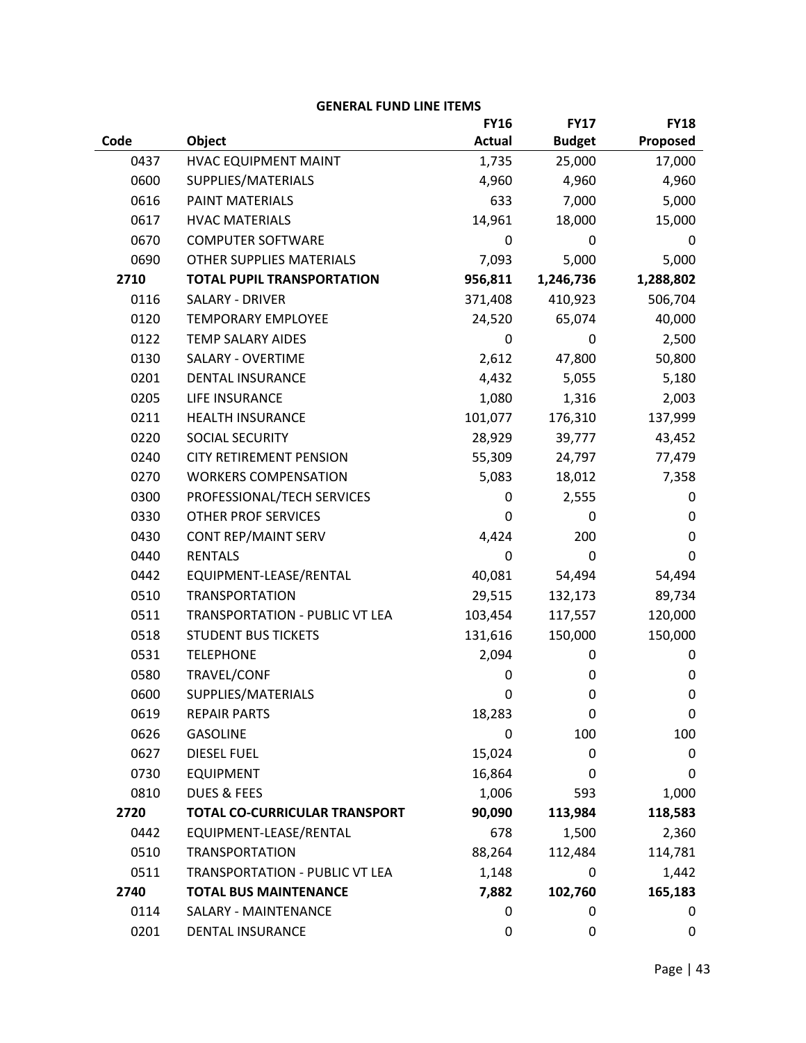## GENERAL FUND LINE ITEMS

| Code | Object | FY16 Actual | FY17 Budget | FY18 Proposed |
|---|---|---|---|---|
| 0437 | HVAC EQUIPMENT MAINT | 1,735 | 25,000 | 17,000 |
| 0600 | SUPPLIES/MATERIALS | 4,960 | 4,960 | 4,960 |
| 0616 | PAINT MATERIALS | 633 | 7,000 | 5,000 |
| 0617 | HVAC MATERIALS | 14,961 | 18,000 | 15,000 |
| 0670 | COMPUTER SOFTWARE | 0 | 0 | 0 |
| 0690 | OTHER SUPPLIES MATERIALS | 7,093 | 5,000 | 5,000 |
| **2710** | **TOTAL PUPIL TRANSPORTATION** | **956,811** | **1,246,736** | **1,288,802** |
| 0116 | SALARY - DRIVER | 371,408 | 410,923 | 506,704 |
| 0120 | TEMPORARY EMPLOYEE | 24,520 | 65,074 | 40,000 |
| 0122 | TEMP SALARY AIDES | 0 | 0 | 2,500 |
| 0130 | SALARY - OVERTIME | 2,612 | 47,800 | 50,800 |
| 0201 | DENTAL INSURANCE | 4,432 | 5,055 | 5,180 |
| 0205 | LIFE INSURANCE | 1,080 | 1,316 | 2,003 |
| 0211 | HEALTH INSURANCE | 101,077 | 176,310 | 137,999 |
| 0220 | SOCIAL SECURITY | 28,929 | 39,777 | 43,452 |
| 0240 | CITY RETIREMENT PENSION | 55,309 | 24,797 | 77,479 |
| 0270 | WORKERS COMPENSATION | 5,083 | 18,012 | 7,358 |
| 0300 | PROFESSIONAL/TECH SERVICES | 0 | 2,555 | 0 |
| 0330 | OTHER PROF SERVICES | 0 | 0 | 0 |
| 0430 | CONT REP/MAINT SERV | 4,424 | 200 | 0 |
| 0440 | RENTALS | 0 | 0 | 0 |
| 0442 | EQUIPMENT-LEASE/RENTAL | 40,081 | 54,494 | 54,494 |
| 0510 | TRANSPORTATION | 29,515 | 132,173 | 89,734 |
| 0511 | TRANSPORTATION - PUBLIC VT LEA | 103,454 | 117,557 | 120,000 |
| 0518 | STUDENT BUS TICKETS | 131,616 | 150,000 | 150,000 |
| 0531 | TELEPHONE | 2,094 | 0 | 0 |
| 0580 | TRAVEL/CONF | 0 | 0 | 0 |
| 0600 | SUPPLIES/MATERIALS | 0 | 0 | 0 |
| 0619 | REPAIR PARTS | 18,283 | 0 | 0 |
| 0626 | GASOLINE | 0 | 100 | 100 |
| 0627 | DIESEL FUEL | 15,024 | 0 | 0 |
| 0730 | EQUIPMENT | 16,864 | 0 | 0 |
| 0810 | DUES & FEES | 1,006 | 593 | 1,000 |
| **2720** | **TOTAL CO-CURRICULAR TRANSPORT** | **90,090** | **113,984** | **118,583** |
| 0442 | EQUIPMENT-LEASE/RENTAL | 678 | 1,500 | 2,360 |
| 0510 | TRANSPORTATION | 88,264 | 112,484 | 114,781 |
| 0511 | TRANSPORTATION - PUBLIC VT LEA | 1,148 | 0 | 1,442 |
| **2740** | **TOTAL BUS MAINTENANCE** | **7,882** | **102,760** | **165,183** |
| 0114 | SALARY - MAINTENANCE | 0 | 0 | 0 |
| 0201 | DENTAL INSURANCE | 0 | 0 | 0 |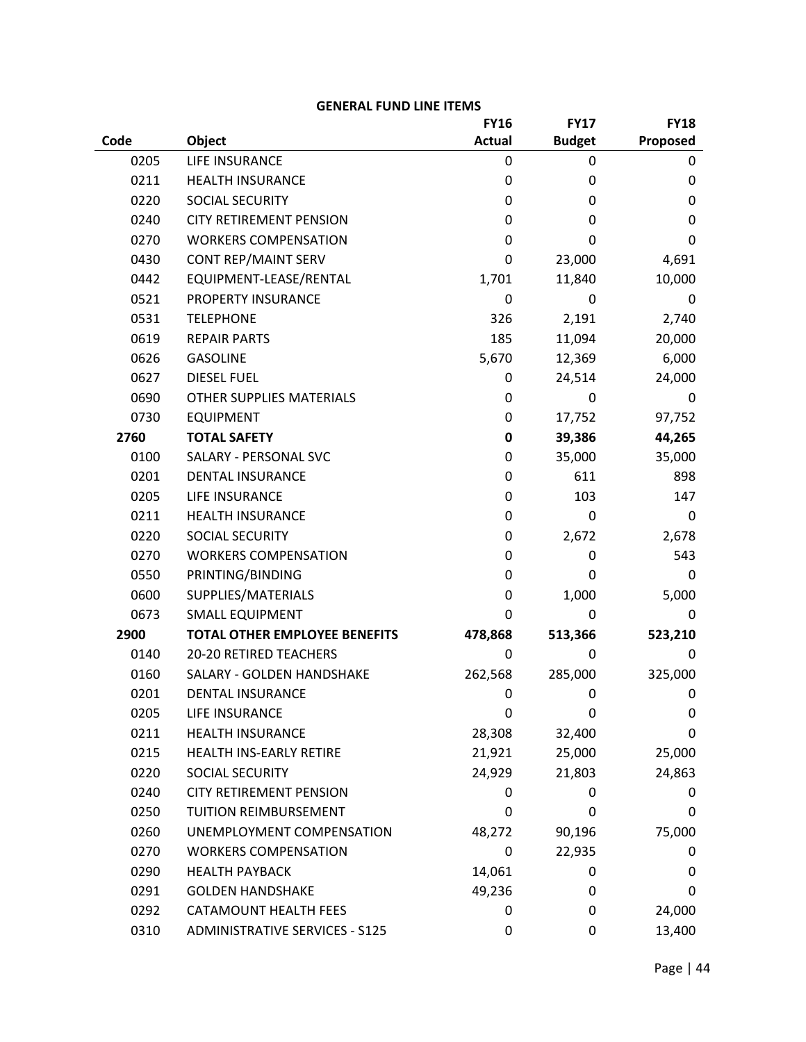**GENERAL FUND LINE ITEMS**

| Code | Object | FY16 Actual | FY17 Budget | FY18 Proposed |
|---|---|---|---|---|
| 0205 | LIFE INSURANCE | 0 | 0 | 0 |
| 0211 | HEALTH INSURANCE | 0 | 0 | 0 |
| 0220 | SOCIAL SECURITY | 0 | 0 | 0 |
| 0240 | CITY RETIREMENT PENSION | 0 | 0 | 0 |
| 0270 | WORKERS COMPENSATION | 0 | 0 | 0 |
| 0430 | CONT REP/MAINT SERV | 0 | 23,000 | 4,691 |
| 0442 | EQUIPMENT-LEASE/RENTAL | 1,701 | 11,840 | 10,000 |
| 0521 | PROPERTY INSURANCE | 0 | 0 | 0 |
| 0531 | TELEPHONE | 326 | 2,191 | 2,740 |
| 0619 | REPAIR PARTS | 185 | 11,094 | 20,000 |
| 0626 | GASOLINE | 5,670 | 12,369 | 6,000 |
| 0627 | DIESEL FUEL | 0 | 24,514 | 24,000 |
| 0690 | OTHER SUPPLIES MATERIALS | 0 | 0 | 0 |
| 0730 | EQUIPMENT | 0 | 17,752 | 97,752 |
| **2760** | **TOTAL SAFETY** | **0** | **39,386** | **44,265** |
| 0100 | SALARY - PERSONAL SVC | 0 | 35,000 | 35,000 |
| 0201 | DENTAL INSURANCE | 0 | 611 | 898 |
| 0205 | LIFE INSURANCE | 0 | 103 | 147 |
| 0211 | HEALTH INSURANCE | 0 | 0 | 0 |
| 0220 | SOCIAL SECURITY | 0 | 2,672 | 2,678 |
| 0270 | WORKERS COMPENSATION | 0 | 0 | 543 |
| 0550 | PRINTING/BINDING | 0 | 0 | 0 |
| 0600 | SUPPLIES/MATERIALS | 0 | 1,000 | 5,000 |
| 0673 | SMALL EQUIPMENT | 0 | 0 | 0 |
| **2900** | **TOTAL OTHER EMPLOYEE BENEFITS** | **478,868** | **513,366** | **523,210** |
| 0140 | 20-20 RETIRED TEACHERS | 0 | 0 | 0 |
| 0160 | SALARY - GOLDEN HANDSHAKE | 262,568 | 285,000 | 325,000 |
| 0201 | DENTAL INSURANCE | 0 | 0 | 0 |
| 0205 | LIFE INSURANCE | 0 | 0 | 0 |
| 0211 | HEALTH INSURANCE | 28,308 | 32,400 | 0 |
| 0215 | HEALTH INS-EARLY RETIRE | 21,921 | 25,000 | 25,000 |
| 0220 | SOCIAL SECURITY | 24,929 | 21,803 | 24,863 |
| 0240 | CITY RETIREMENT PENSION | 0 | 0 | 0 |
| 0250 | TUITION REIMBURSEMENT | 0 | 0 | 0 |
| 0260 | UNEMPLOYMENT COMPENSATION | 48,272 | 90,196 | 75,000 |
| 0270 | WORKERS COMPENSATION | 0 | 22,935 | 0 |
| 0290 | HEALTH PAYBACK | 14,061 | 0 | 0 |
| 0291 | GOLDEN HANDSHAKE | 49,236 | 0 | 0 |
| 0292 | CATAMOUNT HEALTH FEES | 0 | 0 | 24,000 |
| 0310 | ADMINISTRATIVE SERVICES - S125 | 0 | 0 | 13,400 |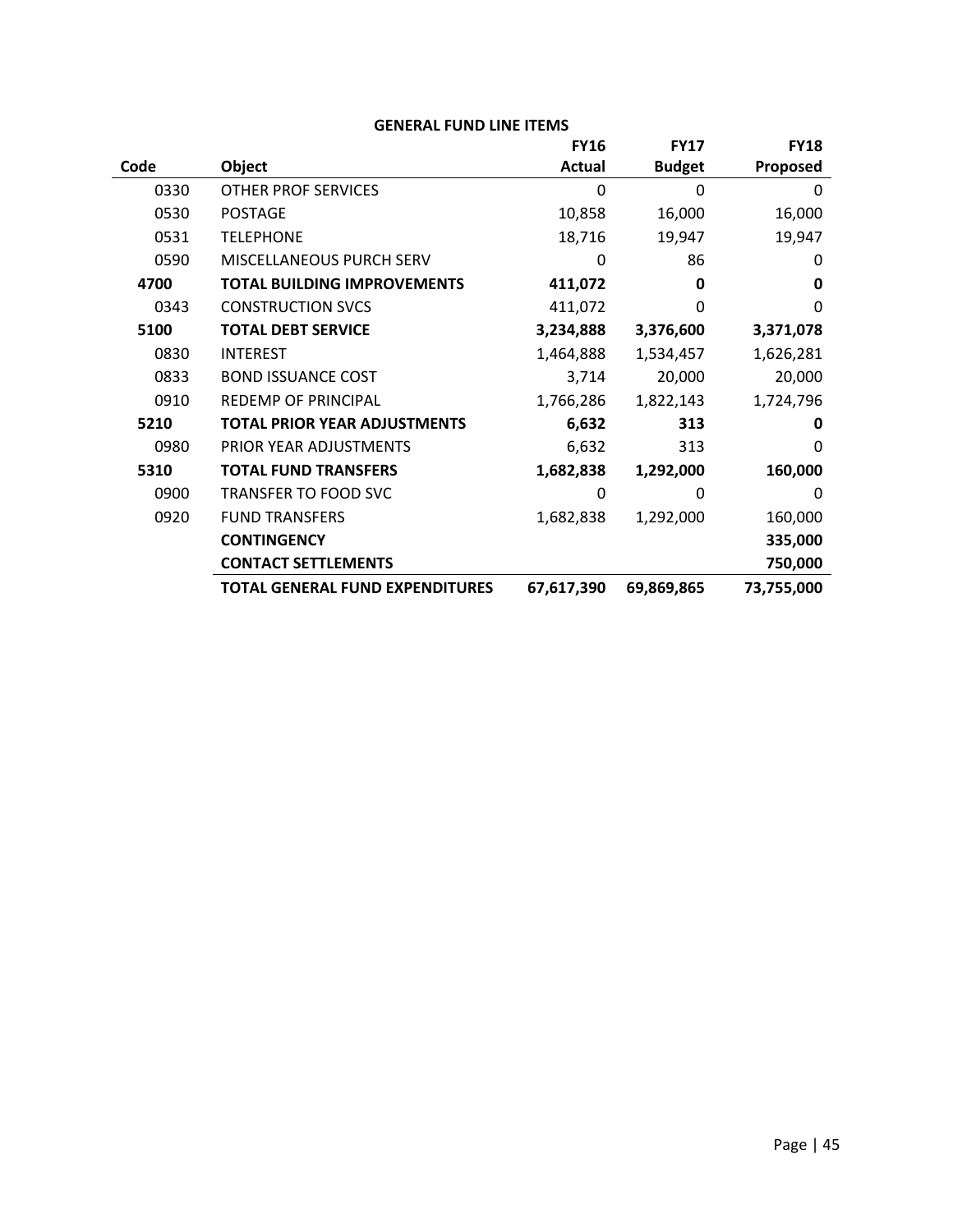**GENERAL FUND LINE ITEMS**

| Code | Object | FY16 Actual | FY17 Budget | FY18 Proposed |
|---|---|---|---|---|
| 0330 | OTHER PROF SERVICES | 0 | 0 | 0 |
| 0530 | POSTAGE | 10,858 | 16,000 | 16,000 |
| 0531 | TELEPHONE | 18,716 | 19,947 | 19,947 |
| 0590 | MISCELLANEOUS PURCH SERV | 0 | 86 | 0 |
| **4700** | **TOTAL BUILDING IMPROVEMENTS** | **411,072** | **0** | **0** |
| 0343 | CONSTRUCTION SVCS | 411,072 | 0 | 0 |
| **5100** | **TOTAL DEBT SERVICE** | **3,234,888** | **3,376,600** | **3,371,078** |
| 0830 | INTEREST | 1,464,888 | 1,534,457 | 1,626,281 |
| 0833 | BOND ISSUANCE COST | 3,714 | 20,000 | 20,000 |
| 0910 | REDEMP OF PRINCIPAL | 1,766,286 | 1,822,143 | 1,724,796 |
| **5210** | **TOTAL PRIOR YEAR ADJUSTMENTS** | **6,632** | **313** | **0** |
| 0980 | PRIOR YEAR ADJUSTMENTS | 6,632 | 313 | 0 |
| **5310** | **TOTAL FUND TRANSFERS** | **1,682,838** | **1,292,000** | **160,000** |
| 0900 | TRANSFER TO FOOD SVC | 0 | 0 | 0 |
| 0920 | FUND TRANSFERS | 1,682,838 | 1,292,000 | 160,000 |
| | **CONTINGENCY** | | | **335,000** |
| | **CONTACT SETTLEMENTS** | | | **750,000** |
| | **TOTAL GENERAL FUND EXPENDITURES** | **67,617,390** | **69,869,865** | **73,755,000** |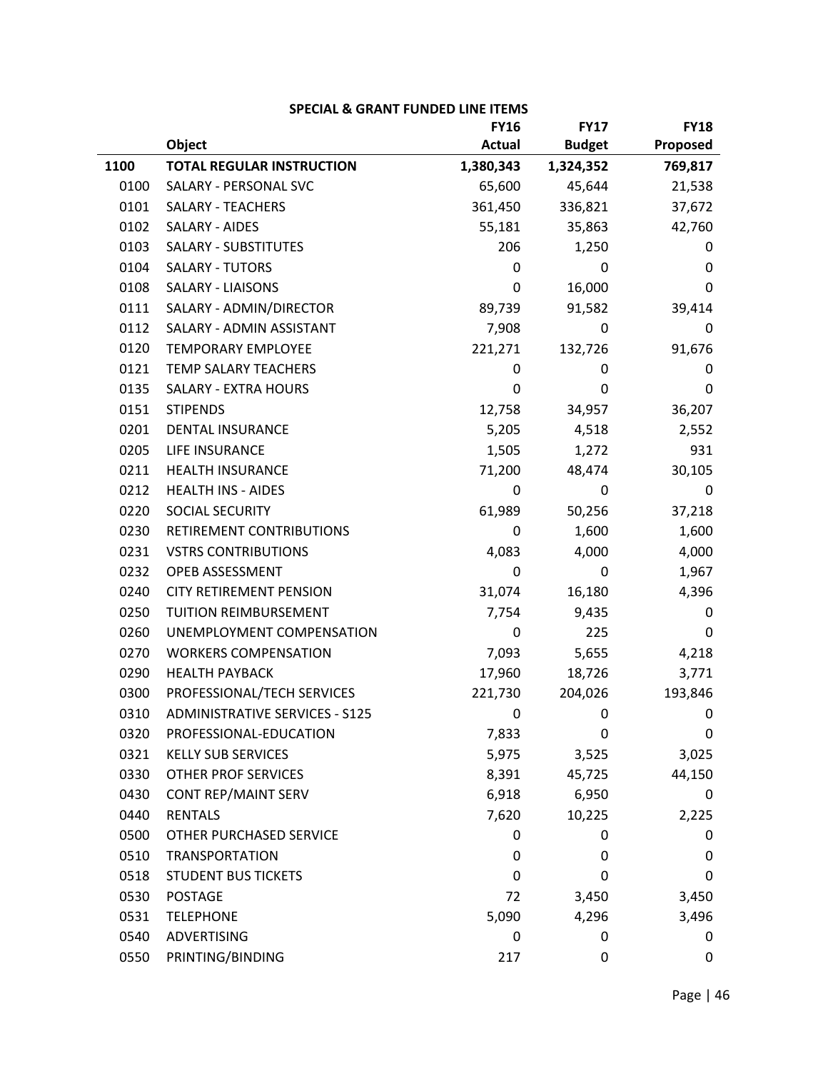## SPECIAL & GRANT FUNDED LINE ITEMS

| | Object | FY16 Actual | FY17 Budget | FY18 Proposed |
|---|---|---|---|---|
| **1100** | **TOTAL REGULAR INSTRUCTION** | **1,380,343** | **1,324,352** | **769,817** |
| 0100 | SALARY - PERSONAL SVC | 65,600 | 45,644 | 21,538 |
| 0101 | SALARY - TEACHERS | 361,450 | 336,821 | 37,672 |
| 0102 | SALARY - AIDES | 55,181 | 35,863 | 42,760 |
| 0103 | SALARY - SUBSTITUTES | 206 | 1,250 | 0 |
| 0104 | SALARY - TUTORS | 0 | 0 | 0 |
| 0108 | SALARY - LIAISONS | 0 | 16,000 | 0 |
| 0111 | SALARY - ADMIN/DIRECTOR | 89,739 | 91,582 | 39,414 |
| 0112 | SALARY - ADMIN ASSISTANT | 7,908 | 0 | 0 |
| 0120 | TEMPORARY EMPLOYEE | 221,271 | 132,726 | 91,676 |
| 0121 | TEMP SALARY TEACHERS | 0 | 0 | 0 |
| 0135 | SALARY - EXTRA HOURS | 0 | 0 | 0 |
| 0151 | STIPENDS | 12,758 | 34,957 | 36,207 |
| 0201 | DENTAL INSURANCE | 5,205 | 4,518 | 2,552 |
| 0205 | LIFE INSURANCE | 1,505 | 1,272 | 931 |
| 0211 | HEALTH INSURANCE | 71,200 | 48,474 | 30,105 |
| 0212 | HEALTH INS - AIDES | 0 | 0 | 0 |
| 0220 | SOCIAL SECURITY | 61,989 | 50,256 | 37,218 |
| 0230 | RETIREMENT CONTRIBUTIONS | 0 | 1,600 | 1,600 |
| 0231 | VSTRS CONTRIBUTIONS | 4,083 | 4,000 | 4,000 |
| 0232 | OPEB ASSESSMENT | 0 | 0 | 1,967 |
| 0240 | CITY RETIREMENT PENSION | 31,074 | 16,180 | 4,396 |
| 0250 | TUITION REIMBURSEMENT | 7,754 | 9,435 | 0 |
| 0260 | UNEMPLOYMENT COMPENSATION | 0 | 225 | 0 |
| 0270 | WORKERS COMPENSATION | 7,093 | 5,655 | 4,218 |
| 0290 | HEALTH PAYBACK | 17,960 | 18,726 | 3,771 |
| 0300 | PROFESSIONAL/TECH SERVICES | 221,730 | 204,026 | 193,846 |
| 0310 | ADMINISTRATIVE SERVICES - S125 | 0 | 0 | 0 |
| 0320 | PROFESSIONAL-EDUCATION | 7,833 | 0 | 0 |
| 0321 | KELLY SUB SERVICES | 5,975 | 3,525 | 3,025 |
| 0330 | OTHER PROF SERVICES | 8,391 | 45,725 | 44,150 |
| 0430 | CONT REP/MAINT SERV | 6,918 | 6,950 | 0 |
| 0440 | RENTALS | 7,620 | 10,225 | 2,225 |
| 0500 | OTHER PURCHASED SERVICE | 0 | 0 | 0 |
| 0510 | TRANSPORTATION | 0 | 0 | 0 |
| 0518 | STUDENT BUS TICKETS | 0 | 0 | 0 |
| 0530 | POSTAGE | 72 | 3,450 | 3,450 |
| 0531 | TELEPHONE | 5,090 | 4,296 | 3,496 |
| 0540 | ADVERTISING | 0 | 0 | 0 |
| 0550 | PRINTING/BINDING | 217 | 0 | 0 |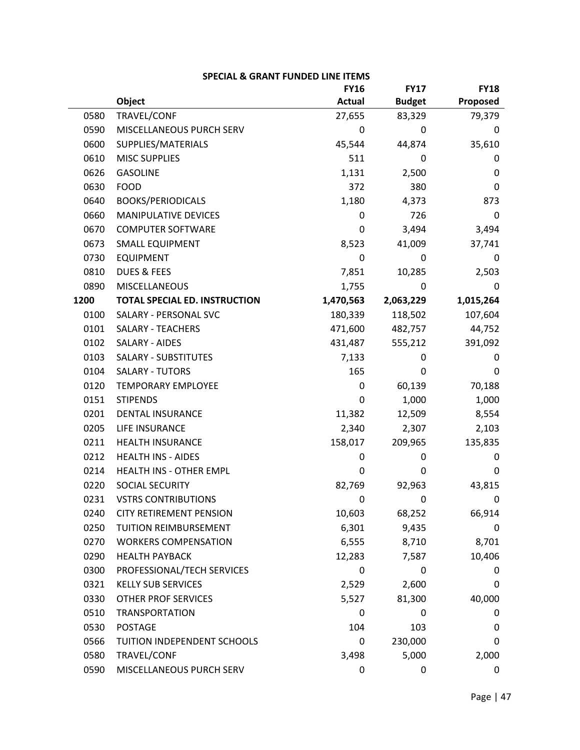## SPECIAL & GRANT FUNDED LINE ITEMS

| | Object | FY16 Actual | FY17 Budget | FY18 Proposed |
|---|---|---|---|---|
| 0580 | TRAVEL/CONF | 27,655 | 83,329 | 79,379 |
| 0590 | MISCELLANEOUS PURCH SERV | 0 | 0 | 0 |
| 0600 | SUPPLIES/MATERIALS | 45,544 | 44,874 | 35,610 |
| 0610 | MISC SUPPLIES | 511 | 0 | 0 |
| 0626 | GASOLINE | 1,131 | 2,500 | 0 |
| 0630 | FOOD | 372 | 380 | 0 |
| 0640 | BOOKS/PERIODICALS | 1,180 | 4,373 | 873 |
| 0660 | MANIPULATIVE DEVICES | 0 | 726 | 0 |
| 0670 | COMPUTER SOFTWARE | 0 | 3,494 | 3,494 |
| 0673 | SMALL EQUIPMENT | 8,523 | 41,009 | 37,741 |
| 0730 | EQUIPMENT | 0 | 0 | 0 |
| 0810 | DUES & FEES | 7,851 | 10,285 | 2,503 |
| 0890 | MISCELLANEOUS | 1,755 | 0 | 0 |
| **1200** | **TOTAL SPECIAL ED. INSTRUCTION** | **1,470,563** | **2,063,229** | **1,015,264** |
| 0100 | SALARY - PERSONAL SVC | 180,339 | 118,502 | 107,604 |
| 0101 | SALARY - TEACHERS | 471,600 | 482,757 | 44,752 |
| 0102 | SALARY - AIDES | 431,487 | 555,212 | 391,092 |
| 0103 | SALARY - SUBSTITUTES | 7,133 | 0 | 0 |
| 0104 | SALARY - TUTORS | 165 | 0 | 0 |
| 0120 | TEMPORARY EMPLOYEE | 0 | 60,139 | 70,188 |
| 0151 | STIPENDS | 0 | 1,000 | 1,000 |
| 0201 | DENTAL INSURANCE | 11,382 | 12,509 | 8,554 |
| 0205 | LIFE INSURANCE | 2,340 | 2,307 | 2,103 |
| 0211 | HEALTH INSURANCE | 158,017 | 209,965 | 135,835 |
| 0212 | HEALTH INS - AIDES | 0 | 0 | 0 |
| 0214 | HEALTH INS - OTHER EMPL | 0 | 0 | 0 |
| 0220 | SOCIAL SECURITY | 82,769 | 92,963 | 43,815 |
| 0231 | VSTRS CONTRIBUTIONS | 0 | 0 | 0 |
| 0240 | CITY RETIREMENT PENSION | 10,603 | 68,252 | 66,914 |
| 0250 | TUITION REIMBURSEMENT | 6,301 | 9,435 | 0 |
| 0270 | WORKERS COMPENSATION | 6,555 | 8,710 | 8,701 |
| 0290 | HEALTH PAYBACK | 12,283 | 7,587 | 10,406 |
| 0300 | PROFESSIONAL/TECH SERVICES | 0 | 0 | 0 |
| 0321 | KELLY SUB SERVICES | 2,529 | 2,600 | 0 |
| 0330 | OTHER PROF SERVICES | 5,527 | 81,300 | 40,000 |
| 0510 | TRANSPORTATION | 0 | 0 | 0 |
| 0530 | POSTAGE | 104 | 103 | 0 |
| 0566 | TUITION INDEPENDENT SCHOOLS | 0 | 230,000 | 0 |
| 0580 | TRAVEL/CONF | 3,498 | 5,000 | 2,000 |
| 0590 | MISCELLANEOUS PURCH SERV | 0 | 0 | 0 |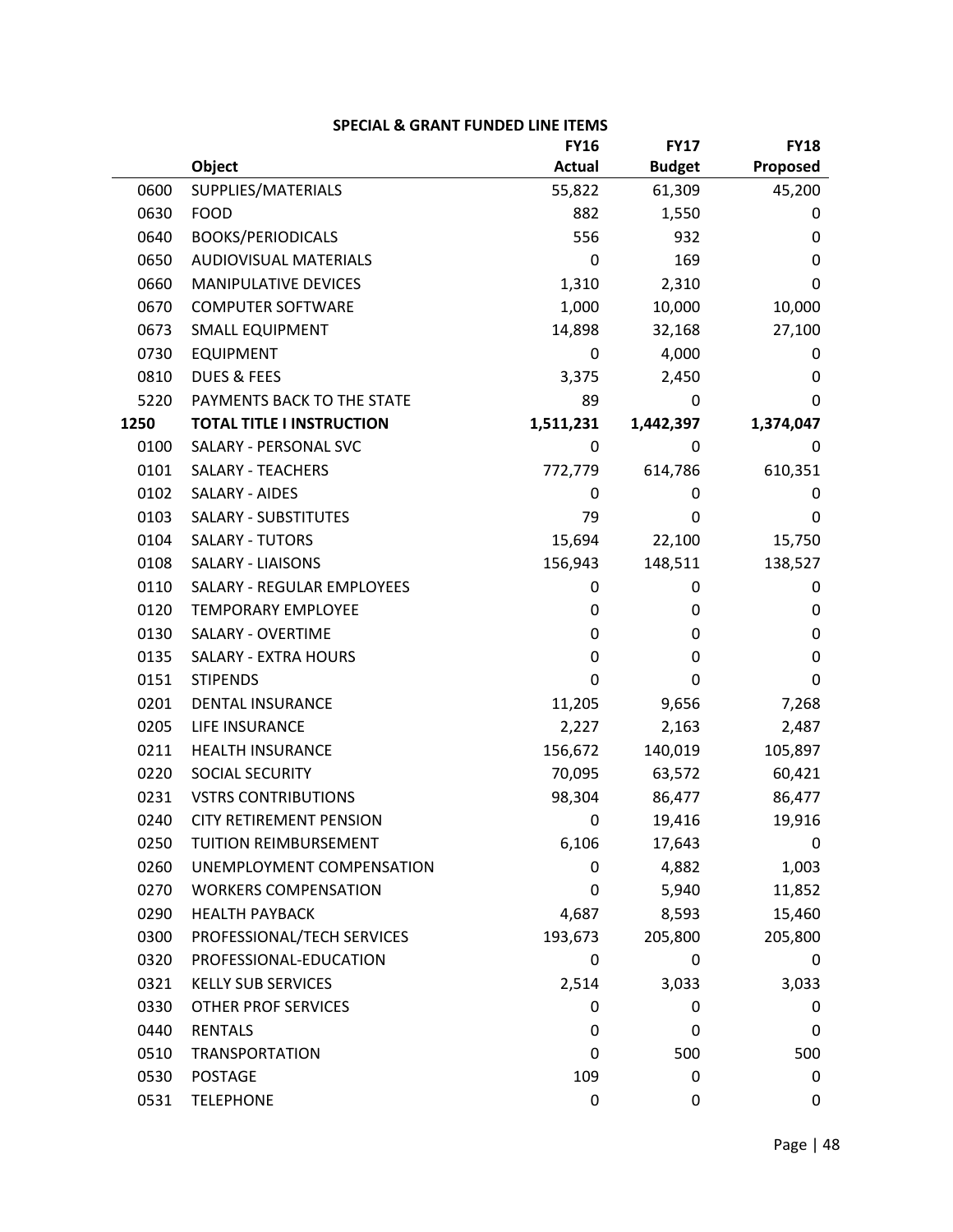**SPECIAL & GRANT FUNDED LINE ITEMS**

| | Object | FY16 Actual | FY17 Budget | FY18 Proposed |
|---|---|---|---|---|
| 0600 | SUPPLIES/MATERIALS | 55,822 | 61,309 | 45,200 |
| 0630 | FOOD | 882 | 1,550 | 0 |
| 0640 | BOOKS/PERIODICALS | 556 | 932 | 0 |
| 0650 | AUDIOVISUAL MATERIALS | 0 | 169 | 0 |
| 0660 | MANIPULATIVE DEVICES | 1,310 | 2,310 | 0 |
| 0670 | COMPUTER SOFTWARE | 1,000 | 10,000 | 10,000 |
| 0673 | SMALL EQUIPMENT | 14,898 | 32,168 | 27,100 |
| 0730 | EQUIPMENT | 0 | 4,000 | 0 |
| 0810 | DUES & FEES | 3,375 | 2,450 | 0 |
| 5220 | PAYMENTS BACK TO THE STATE | 89 | 0 | 0 |
| **1250** | **TOTAL TITLE I INSTRUCTION** | **1,511,231** | **1,442,397** | **1,374,047** |
| 0100 | SALARY - PERSONAL SVC | 0 | 0 | 0 |
| 0101 | SALARY - TEACHERS | 772,779 | 614,786 | 610,351 |
| 0102 | SALARY - AIDES | 0 | 0 | 0 |
| 0103 | SALARY - SUBSTITUTES | 79 | 0 | 0 |
| 0104 | SALARY - TUTORS | 15,694 | 22,100 | 15,750 |
| 0108 | SALARY - LIAISONS | 156,943 | 148,511 | 138,527 |
| 0110 | SALARY - REGULAR EMPLOYEES | 0 | 0 | 0 |
| 0120 | TEMPORARY EMPLOYEE | 0 | 0 | 0 |
| 0130 | SALARY - OVERTIME | 0 | 0 | 0 |
| 0135 | SALARY - EXTRA HOURS | 0 | 0 | 0 |
| 0151 | STIPENDS | 0 | 0 | 0 |
| 0201 | DENTAL INSURANCE | 11,205 | 9,656 | 7,268 |
| 0205 | LIFE INSURANCE | 2,227 | 2,163 | 2,487 |
| 0211 | HEALTH INSURANCE | 156,672 | 140,019 | 105,897 |
| 0220 | SOCIAL SECURITY | 70,095 | 63,572 | 60,421 |
| 0231 | VSTRS CONTRIBUTIONS | 98,304 | 86,477 | 86,477 |
| 0240 | CITY RETIREMENT PENSION | 0 | 19,416 | 19,916 |
| 0250 | TUITION REIMBURSEMENT | 6,106 | 17,643 | 0 |
| 0260 | UNEMPLOYMENT COMPENSATION | 0 | 4,882 | 1,003 |
| 0270 | WORKERS COMPENSATION | 0 | 5,940 | 11,852 |
| 0290 | HEALTH PAYBACK | 4,687 | 8,593 | 15,460 |
| 0300 | PROFESSIONAL/TECH SERVICES | 193,673 | 205,800 | 205,800 |
| 0320 | PROFESSIONAL-EDUCATION | 0 | 0 | 0 |
| 0321 | KELLY SUB SERVICES | 2,514 | 3,033 | 3,033 |
| 0330 | OTHER PROF SERVICES | 0 | 0 | 0 |
| 0440 | RENTALS | 0 | 0 | 0 |
| 0510 | TRANSPORTATION | 0 | 500 | 500 |
| 0530 | POSTAGE | 109 | 0 | 0 |
| 0531 | TELEPHONE | 0 | 0 | 0 |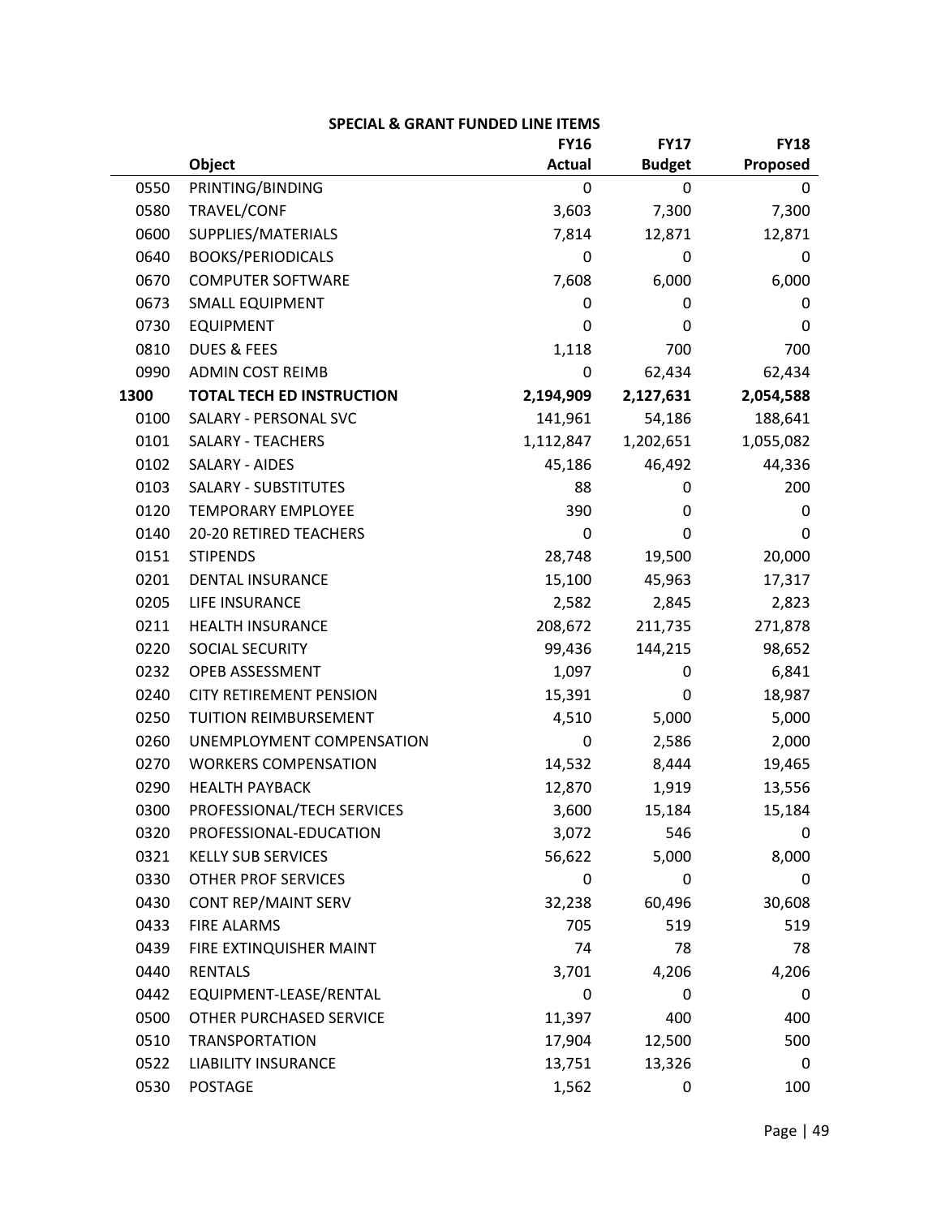## SPECIAL & GRANT FUNDED LINE ITEMS

| | Object | FY16 Actual | FY17 Budget | FY18 Proposed |
|---|---|---|---|---|
| 0550 | PRINTING/BINDING | 0 | 0 | 0 |
| 0580 | TRAVEL/CONF | 3,603 | 7,300 | 7,300 |
| 0600 | SUPPLIES/MATERIALS | 7,814 | 12,871 | 12,871 |
| 0640 | BOOKS/PERIODICALS | 0 | 0 | 0 |
| 0670 | COMPUTER SOFTWARE | 7,608 | 6,000 | 6,000 |
| 0673 | SMALL EQUIPMENT | 0 | 0 | 0 |
| 0730 | EQUIPMENT | 0 | 0 | 0 |
| 0810 | DUES & FEES | 1,118 | 700 | 700 |
| 0990 | ADMIN COST REIMB | 0 | 62,434 | 62,434 |
| **1300** | **TOTAL TECH ED INSTRUCTION** | **2,194,909** | **2,127,631** | **2,054,588** |
| 0100 | SALARY - PERSONAL SVC | 141,961 | 54,186 | 188,641 |
| 0101 | SALARY - TEACHERS | 1,112,847 | 1,202,651 | 1,055,082 |
| 0102 | SALARY - AIDES | 45,186 | 46,492 | 44,336 |
| 0103 | SALARY - SUBSTITUTES | 88 | 0 | 200 |
| 0120 | TEMPORARY EMPLOYEE | 390 | 0 | 0 |
| 0140 | 20-20 RETIRED TEACHERS | 0 | 0 | 0 |
| 0151 | STIPENDS | 28,748 | 19,500 | 20,000 |
| 0201 | DENTAL INSURANCE | 15,100 | 45,963 | 17,317 |
| 0205 | LIFE INSURANCE | 2,582 | 2,845 | 2,823 |
| 0211 | HEALTH INSURANCE | 208,672 | 211,735 | 271,878 |
| 0220 | SOCIAL SECURITY | 99,436 | 144,215 | 98,652 |
| 0232 | OPEB ASSESSMENT | 1,097 | 0 | 6,841 |
| 0240 | CITY RETIREMENT PENSION | 15,391 | 0 | 18,987 |
| 0250 | TUITION REIMBURSEMENT | 4,510 | 5,000 | 5,000 |
| 0260 | UNEMPLOYMENT COMPENSATION | 0 | 2,586 | 2,000 |
| 0270 | WORKERS COMPENSATION | 14,532 | 8,444 | 19,465 |
| 0290 | HEALTH PAYBACK | 12,870 | 1,919 | 13,556 |
| 0300 | PROFESSIONAL/TECH SERVICES | 3,600 | 15,184 | 15,184 |
| 0320 | PROFESSIONAL-EDUCATION | 3,072 | 546 | 0 |
| 0321 | KELLY SUB SERVICES | 56,622 | 5,000 | 8,000 |
| 0330 | OTHER PROF SERVICES | 0 | 0 | 0 |
| 0430 | CONT REP/MAINT SERV | 32,238 | 60,496 | 30,608 |
| 0433 | FIRE ALARMS | 705 | 519 | 519 |
| 0439 | FIRE EXTINQUISHER MAINT | 74 | 78 | 78 |
| 0440 | RENTALS | 3,701 | 4,206 | 4,206 |
| 0442 | EQUIPMENT-LEASE/RENTAL | 0 | 0 | 0 |
| 0500 | OTHER PURCHASED SERVICE | 11,397 | 400 | 400 |
| 0510 | TRANSPORTATION | 17,904 | 12,500 | 500 |
| 0522 | LIABILITY INSURANCE | 13,751 | 13,326 | 0 |
| 0530 | POSTAGE | 1,562 | 0 | 100 |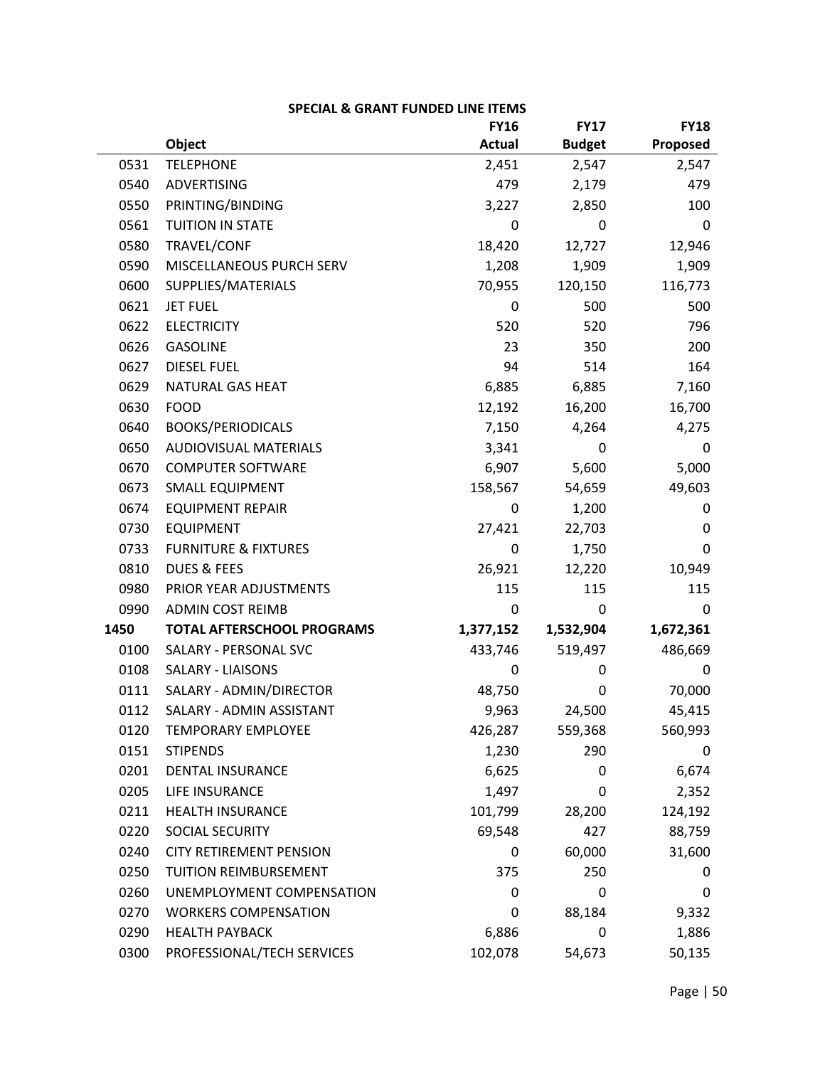## SPECIAL & GRANT FUNDED LINE ITEMS

| | Object | FY16 Actual | FY17 Budget | FY18 Proposed |
|---|---|---|---|---|
| 0531 | TELEPHONE | 2,451 | 2,547 | 2,547 |
| 0540 | ADVERTISING | 479 | 2,179 | 479 |
| 0550 | PRINTING/BINDING | 3,227 | 2,850 | 100 |
| 0561 | TUITION IN STATE | 0 | 0 | 0 |
| 0580 | TRAVEL/CONF | 18,420 | 12,727 | 12,946 |
| 0590 | MISCELLANEOUS PURCH SERV | 1,208 | 1,909 | 1,909 |
| 0600 | SUPPLIES/MATERIALS | 70,955 | 120,150 | 116,773 |
| 0621 | JET FUEL | 0 | 500 | 500 |
| 0622 | ELECTRICITY | 520 | 520 | 796 |
| 0626 | GASOLINE | 23 | 350 | 200 |
| 0627 | DIESEL FUEL | 94 | 514 | 164 |
| 0629 | NATURAL GAS HEAT | 6,885 | 6,885 | 7,160 |
| 0630 | FOOD | 12,192 | 16,200 | 16,700 |
| 0640 | BOOKS/PERIODICALS | 7,150 | 4,264 | 4,275 |
| 0650 | AUDIOVISUAL MATERIALS | 3,341 | 0 | 0 |
| 0670 | COMPUTER SOFTWARE | 6,907 | 5,600 | 5,000 |
| 0673 | SMALL EQUIPMENT | 158,567 | 54,659 | 49,603 |
| 0674 | EQUIPMENT REPAIR | 0 | 1,200 | 0 |
| 0730 | EQUIPMENT | 27,421 | 22,703 | 0 |
| 0733 | FURNITURE & FIXTURES | 0 | 1,750 | 0 |
| 0810 | DUES & FEES | 26,921 | 12,220 | 10,949 |
| 0980 | PRIOR YEAR ADJUSTMENTS | 115 | 115 | 115 |
| 0990 | ADMIN COST REIMB | 0 | 0 | 0 |
| **1450** | **TOTAL AFTERSCHOOL PROGRAMS** | **1,377,152** | **1,532,904** | **1,672,361** |
| 0100 | SALARY - PERSONAL SVC | 433,746 | 519,497 | 486,669 |
| 0108 | SALARY - LIAISONS | 0 | 0 | 0 |
| 0111 | SALARY - ADMIN/DIRECTOR | 48,750 | 0 | 70,000 |
| 0112 | SALARY - ADMIN ASSISTANT | 9,963 | 24,500 | 45,415 |
| 0120 | TEMPORARY EMPLOYEE | 426,287 | 559,368 | 560,993 |
| 0151 | STIPENDS | 1,230 | 290 | 0 |
| 0201 | DENTAL INSURANCE | 6,625 | 0 | 6,674 |
| 0205 | LIFE INSURANCE | 1,497 | 0 | 2,352 |
| 0211 | HEALTH INSURANCE | 101,799 | 28,200 | 124,192 |
| 0220 | SOCIAL SECURITY | 69,548 | 427 | 88,759 |
| 0240 | CITY RETIREMENT PENSION | 0 | 60,000 | 31,600 |
| 0250 | TUITION REIMBURSEMENT | 375 | 250 | 0 |
| 0260 | UNEMPLOYMENT COMPENSATION | 0 | 0 | 0 |
| 0270 | WORKERS COMPENSATION | 0 | 88,184 | 9,332 |
| 0290 | HEALTH PAYBACK | 6,886 | 0 | 1,886 |
| 0300 | PROFESSIONAL/TECH SERVICES | 102,078 | 54,673 | 50,135 |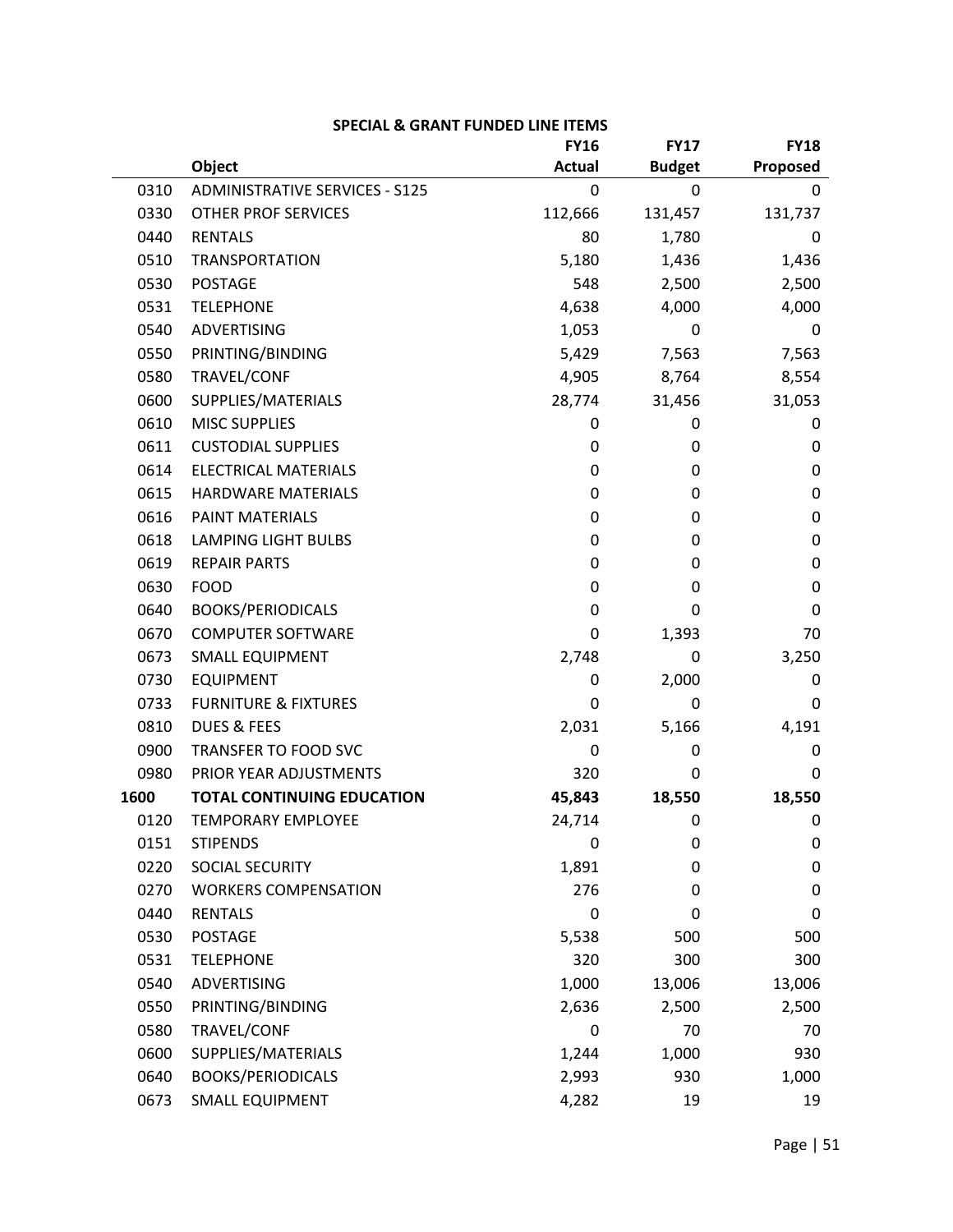**SPECIAL & GRANT FUNDED LINE ITEMS**

| | Object | FY16 Actual | FY17 Budget | FY18 Proposed |
|---|---|---|---|---|
| 0310 | ADMINISTRATIVE SERVICES - S125 | 0 | 0 | 0 |
| 0330 | OTHER PROF SERVICES | 112,666 | 131,457 | 131,737 |
| 0440 | RENTALS | 80 | 1,780 | 0 |
| 0510 | TRANSPORTATION | 5,180 | 1,436 | 1,436 |
| 0530 | POSTAGE | 548 | 2,500 | 2,500 |
| 0531 | TELEPHONE | 4,638 | 4,000 | 4,000 |
| 0540 | ADVERTISING | 1,053 | 0 | 0 |
| 0550 | PRINTING/BINDING | 5,429 | 7,563 | 7,563 |
| 0580 | TRAVEL/CONF | 4,905 | 8,764 | 8,554 |
| 0600 | SUPPLIES/MATERIALS | 28,774 | 31,456 | 31,053 |
| 0610 | MISC SUPPLIES | 0 | 0 | 0 |
| 0611 | CUSTODIAL SUPPLIES | 0 | 0 | 0 |
| 0614 | ELECTRICAL MATERIALS | 0 | 0 | 0 |
| 0615 | HARDWARE MATERIALS | 0 | 0 | 0 |
| 0616 | PAINT MATERIALS | 0 | 0 | 0 |
| 0618 | LAMPING LIGHT BULBS | 0 | 0 | 0 |
| 0619 | REPAIR PARTS | 0 | 0 | 0 |
| 0630 | FOOD | 0 | 0 | 0 |
| 0640 | BOOKS/PERIODICALS | 0 | 0 | 0 |
| 0670 | COMPUTER SOFTWARE | 0 | 1,393 | 70 |
| 0673 | SMALL EQUIPMENT | 2,748 | 0 | 3,250 |
| 0730 | EQUIPMENT | 0 | 2,000 | 0 |
| 0733 | FURNITURE & FIXTURES | 0 | 0 | 0 |
| 0810 | DUES & FEES | 2,031 | 5,166 | 4,191 |
| 0900 | TRANSFER TO FOOD SVC | 0 | 0 | 0 |
| 0980 | PRIOR YEAR ADJUSTMENTS | 320 | 0 | 0 |
| **1600** | **TOTAL CONTINUING EDUCATION** | **45,843** | **18,550** | **18,550** |
| 0120 | TEMPORARY EMPLOYEE | 24,714 | 0 | 0 |
| 0151 | STIPENDS | 0 | 0 | 0 |
| 0220 | SOCIAL SECURITY | 1,891 | 0 | 0 |
| 0270 | WORKERS COMPENSATION | 276 | 0 | 0 |
| 0440 | RENTALS | 0 | 0 | 0 |
| 0530 | POSTAGE | 5,538 | 500 | 500 |
| 0531 | TELEPHONE | 320 | 300 | 300 |
| 0540 | ADVERTISING | 1,000 | 13,006 | 13,006 |
| 0550 | PRINTING/BINDING | 2,636 | 2,500 | 2,500 |
| 0580 | TRAVEL/CONF | 0 | 70 | 70 |
| 0600 | SUPPLIES/MATERIALS | 1,244 | 1,000 | 930 |
| 0640 | BOOKS/PERIODICALS | 2,993 | 930 | 1,000 |
| 0673 | SMALL EQUIPMENT | 4,282 | 19 | 19 |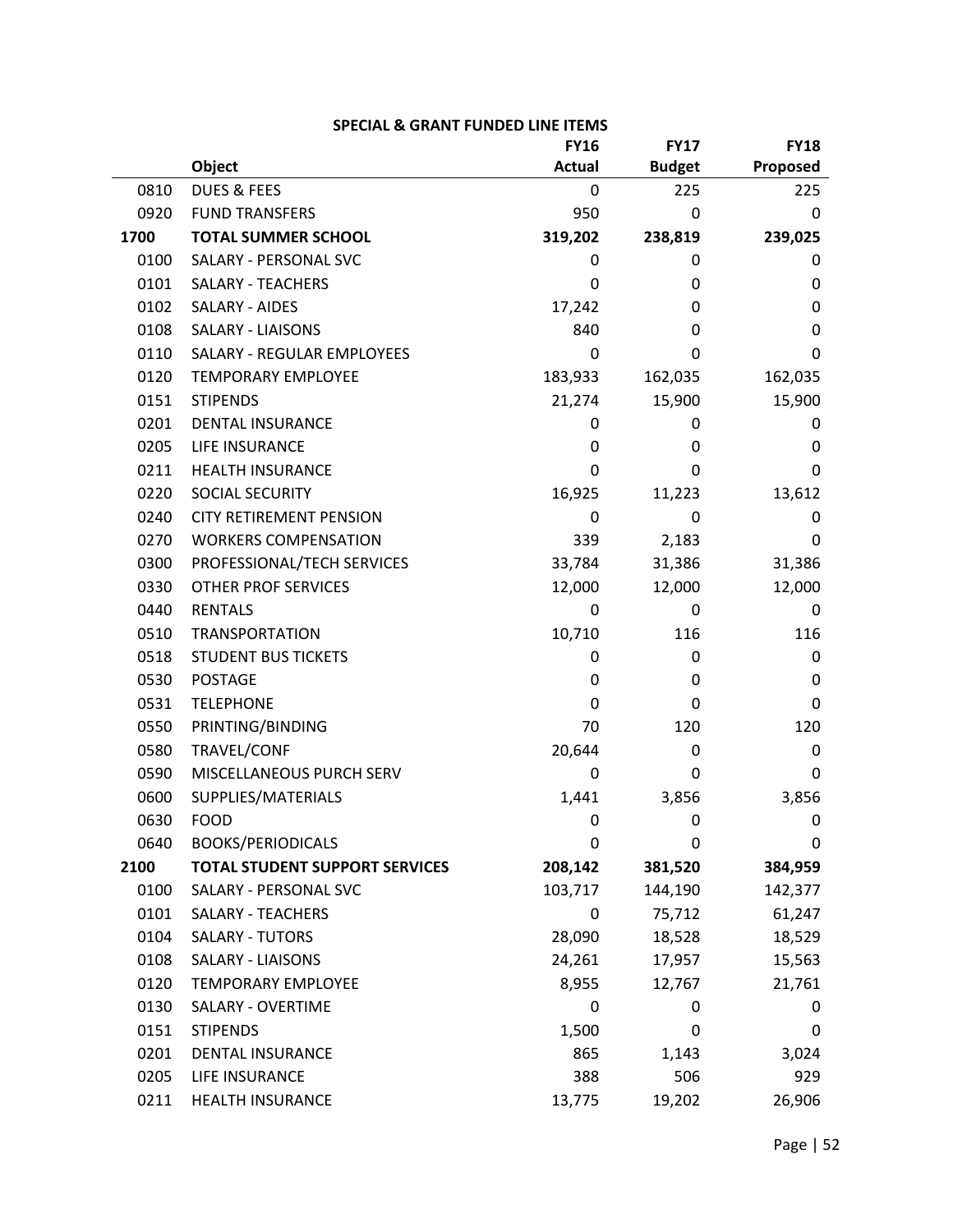**SPECIAL & GRANT FUNDED LINE ITEMS**

| | Object | FY16 Actual | FY17 Budget | FY18 Proposed |
|---|---|---|---|---|
| 0810 | DUES & FEES | 0 | 225 | 225 |
| 0920 | FUND TRANSFERS | 950 | 0 | 0 |
| **1700** | **TOTAL SUMMER SCHOOL** | **319,202** | **238,819** | **239,025** |
| 0100 | SALARY - PERSONAL SVC | 0 | 0 | 0 |
| 0101 | SALARY - TEACHERS | 0 | 0 | 0 |
| 0102 | SALARY - AIDES | 17,242 | 0 | 0 |
| 0108 | SALARY - LIAISONS | 840 | 0 | 0 |
| 0110 | SALARY - REGULAR EMPLOYEES | 0 | 0 | 0 |
| 0120 | TEMPORARY EMPLOYEE | 183,933 | 162,035 | 162,035 |
| 0151 | STIPENDS | 21,274 | 15,900 | 15,900 |
| 0201 | DENTAL INSURANCE | 0 | 0 | 0 |
| 0205 | LIFE INSURANCE | 0 | 0 | 0 |
| 0211 | HEALTH INSURANCE | 0 | 0 | 0 |
| 0220 | SOCIAL SECURITY | 16,925 | 11,223 | 13,612 |
| 0240 | CITY RETIREMENT PENSION | 0 | 0 | 0 |
| 0270 | WORKERS COMPENSATION | 339 | 2,183 | 0 |
| 0300 | PROFESSIONAL/TECH SERVICES | 33,784 | 31,386 | 31,386 |
| 0330 | OTHER PROF SERVICES | 12,000 | 12,000 | 12,000 |
| 0440 | RENTALS | 0 | 0 | 0 |
| 0510 | TRANSPORTATION | 10,710 | 116 | 116 |
| 0518 | STUDENT BUS TICKETS | 0 | 0 | 0 |
| 0530 | POSTAGE | 0 | 0 | 0 |
| 0531 | TELEPHONE | 0 | 0 | 0 |
| 0550 | PRINTING/BINDING | 70 | 120 | 120 |
| 0580 | TRAVEL/CONF | 20,644 | 0 | 0 |
| 0590 | MISCELLANEOUS PURCH SERV | 0 | 0 | 0 |
| 0600 | SUPPLIES/MATERIALS | 1,441 | 3,856 | 3,856 |
| 0630 | FOOD | 0 | 0 | 0 |
| 0640 | BOOKS/PERIODICALS | 0 | 0 | 0 |
| **2100** | **TOTAL STUDENT SUPPORT SERVICES** | **208,142** | **381,520** | **384,959** |
| 0100 | SALARY - PERSONAL SVC | 103,717 | 144,190 | 142,377 |
| 0101 | SALARY - TEACHERS | 0 | 75,712 | 61,247 |
| 0104 | SALARY - TUTORS | 28,090 | 18,528 | 18,529 |
| 0108 | SALARY - LIAISONS | 24,261 | 17,957 | 15,563 |
| 0120 | TEMPORARY EMPLOYEE | 8,955 | 12,767 | 21,761 |
| 0130 | SALARY - OVERTIME | 0 | 0 | 0 |
| 0151 | STIPENDS | 1,500 | 0 | 0 |
| 0201 | DENTAL INSURANCE | 865 | 1,143 | 3,024 |
| 0205 | LIFE INSURANCE | 388 | 506 | 929 |
| 0211 | HEALTH INSURANCE | 13,775 | 19,202 | 26,906 |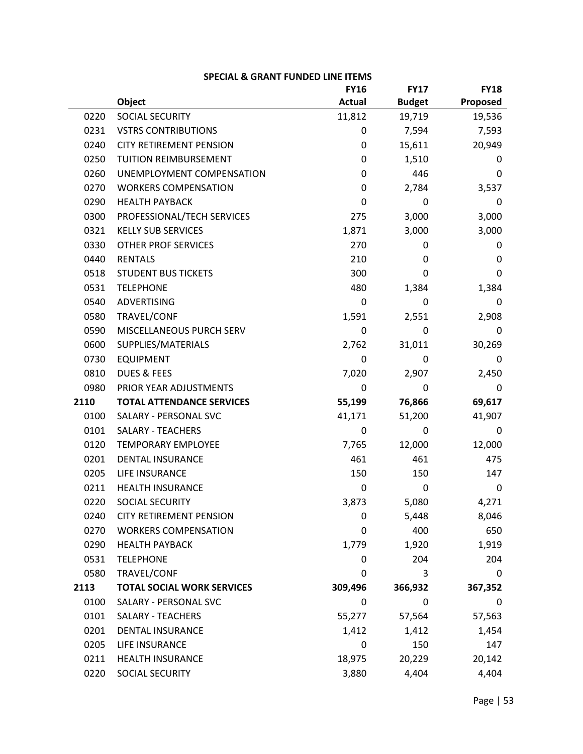## SPECIAL & GRANT FUNDED LINE ITEMS

| | Object | FY16 Actual | FY17 Budget | FY18 Proposed |
|---|---|---|---|---|
| 0220 | SOCIAL SECURITY | 11,812 | 19,719 | 19,536 |
| 0231 | VSTRS CONTRIBUTIONS | 0 | 7,594 | 7,593 |
| 0240 | CITY RETIREMENT PENSION | 0 | 15,611 | 20,949 |
| 0250 | TUITION REIMBURSEMENT | 0 | 1,510 | 0 |
| 0260 | UNEMPLOYMENT COMPENSATION | 0 | 446 | 0 |
| 0270 | WORKERS COMPENSATION | 0 | 2,784 | 3,537 |
| 0290 | HEALTH PAYBACK | 0 | 0 | 0 |
| 0300 | PROFESSIONAL/TECH SERVICES | 275 | 3,000 | 3,000 |
| 0321 | KELLY SUB SERVICES | 1,871 | 3,000 | 3,000 |
| 0330 | OTHER PROF SERVICES | 270 | 0 | 0 |
| 0440 | RENTALS | 210 | 0 | 0 |
| 0518 | STUDENT BUS TICKETS | 300 | 0 | 0 |
| 0531 | TELEPHONE | 480 | 1,384 | 1,384 |
| 0540 | ADVERTISING | 0 | 0 | 0 |
| 0580 | TRAVEL/CONF | 1,591 | 2,551 | 2,908 |
| 0590 | MISCELLANEOUS PURCH SERV | 0 | 0 | 0 |
| 0600 | SUPPLIES/MATERIALS | 2,762 | 31,011 | 30,269 |
| 0730 | EQUIPMENT | 0 | 0 | 0 |
| 0810 | DUES & FEES | 7,020 | 2,907 | 2,450 |
| 0980 | PRIOR YEAR ADJUSTMENTS | 0 | 0 | 0 |
| **2110** | **TOTAL ATTENDANCE SERVICES** | **55,199** | **76,866** | **69,617** |
| 0100 | SALARY - PERSONAL SVC | 41,171 | 51,200 | 41,907 |
| 0101 | SALARY - TEACHERS | 0 | 0 | 0 |
| 0120 | TEMPORARY EMPLOYEE | 7,765 | 12,000 | 12,000 |
| 0201 | DENTAL INSURANCE | 461 | 461 | 475 |
| 0205 | LIFE INSURANCE | 150 | 150 | 147 |
| 0211 | HEALTH INSURANCE | 0 | 0 | 0 |
| 0220 | SOCIAL SECURITY | 3,873 | 5,080 | 4,271 |
| 0240 | CITY RETIREMENT PENSION | 0 | 5,448 | 8,046 |
| 0270 | WORKERS COMPENSATION | 0 | 400 | 650 |
| 0290 | HEALTH PAYBACK | 1,779 | 1,920 | 1,919 |
| 0531 | TELEPHONE | 0 | 204 | 204 |
| 0580 | TRAVEL/CONF | 0 | 3 | 0 |
| **2113** | **TOTAL SOCIAL WORK SERVICES** | **309,496** | **366,932** | **367,352** |
| 0100 | SALARY - PERSONAL SVC | 0 | 0 | 0 |
| 0101 | SALARY - TEACHERS | 55,277 | 57,564 | 57,563 |
| 0201 | DENTAL INSURANCE | 1,412 | 1,412 | 1,454 |
| 0205 | LIFE INSURANCE | 0 | 150 | 147 |
| 0211 | HEALTH INSURANCE | 18,975 | 20,229 | 20,142 |
| 0220 | SOCIAL SECURITY | 3,880 | 4,404 | 4,404 |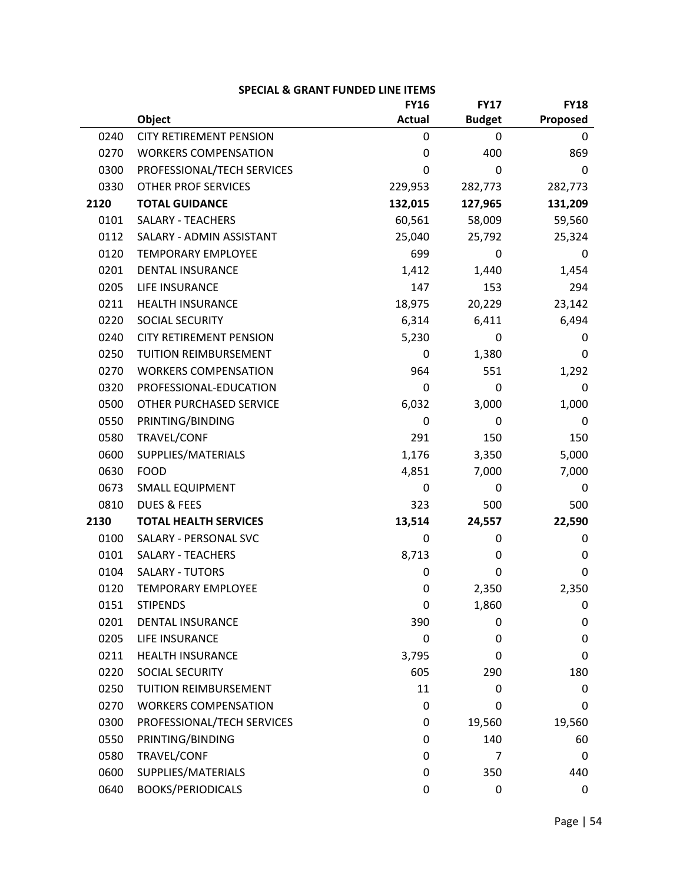## SPECIAL & GRANT FUNDED LINE ITEMS

| | Object | FY16 Actual | FY17 Budget | FY18 Proposed |
|---|---|---|---|---|
| 0240 | CITY RETIREMENT PENSION | 0 | 0 | 0 |
| 0270 | WORKERS COMPENSATION | 0 | 400 | 869 |
| 0300 | PROFESSIONAL/TECH SERVICES | 0 | 0 | 0 |
| 0330 | OTHER PROF SERVICES | 229,953 | 282,773 | 282,773 |
| **2120** | **TOTAL GUIDANCE** | **132,015** | **127,965** | **131,209** |
| 0101 | SALARY - TEACHERS | 60,561 | 58,009 | 59,560 |
| 0112 | SALARY - ADMIN ASSISTANT | 25,040 | 25,792 | 25,324 |
| 0120 | TEMPORARY EMPLOYEE | 699 | 0 | 0 |
| 0201 | DENTAL INSURANCE | 1,412 | 1,440 | 1,454 |
| 0205 | LIFE INSURANCE | 147 | 153 | 294 |
| 0211 | HEALTH INSURANCE | 18,975 | 20,229 | 23,142 |
| 0220 | SOCIAL SECURITY | 6,314 | 6,411 | 6,494 |
| 0240 | CITY RETIREMENT PENSION | 5,230 | 0 | 0 |
| 0250 | TUITION REIMBURSEMENT | 0 | 1,380 | 0 |
| 0270 | WORKERS COMPENSATION | 964 | 551 | 1,292 |
| 0320 | PROFESSIONAL-EDUCATION | 0 | 0 | 0 |
| 0500 | OTHER PURCHASED SERVICE | 6,032 | 3,000 | 1,000 |
| 0550 | PRINTING/BINDING | 0 | 0 | 0 |
| 0580 | TRAVEL/CONF | 291 | 150 | 150 |
| 0600 | SUPPLIES/MATERIALS | 1,176 | 3,350 | 5,000 |
| 0630 | FOOD | 4,851 | 7,000 | 7,000 |
| 0673 | SMALL EQUIPMENT | 0 | 0 | 0 |
| 0810 | DUES & FEES | 323 | 500 | 500 |
| **2130** | **TOTAL HEALTH SERVICES** | **13,514** | **24,557** | **22,590** |
| 0100 | SALARY - PERSONAL SVC | 0 | 0 | 0 |
| 0101 | SALARY - TEACHERS | 8,713 | 0 | 0 |
| 0104 | SALARY - TUTORS | 0 | 0 | 0 |
| 0120 | TEMPORARY EMPLOYEE | 0 | 2,350 | 2,350 |
| 0151 | STIPENDS | 0 | 1,860 | 0 |
| 0201 | DENTAL INSURANCE | 390 | 0 | 0 |
| 0205 | LIFE INSURANCE | 0 | 0 | 0 |
| 0211 | HEALTH INSURANCE | 3,795 | 0 | 0 |
| 0220 | SOCIAL SECURITY | 605 | 290 | 180 |
| 0250 | TUITION REIMBURSEMENT | 11 | 0 | 0 |
| 0270 | WORKERS COMPENSATION | 0 | 0 | 0 |
| 0300 | PROFESSIONAL/TECH SERVICES | 0 | 19,560 | 19,560 |
| 0550 | PRINTING/BINDING | 0 | 140 | 60 |
| 0580 | TRAVEL/CONF | 0 | 7 | 0 |
| 0600 | SUPPLIES/MATERIALS | 0 | 350 | 440 |
| 0640 | BOOKS/PERIODICALS | 0 | 0 | 0 |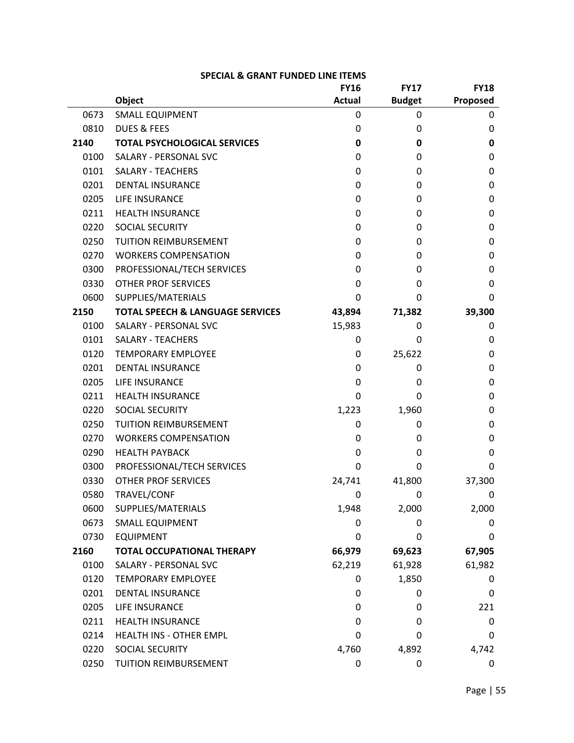## SPECIAL & GRANT FUNDED LINE ITEMS

| | Object | FY16 Actual | FY17 Budget | FY18 Proposed |
|---|---|---|---|---|
| 0673 | SMALL EQUIPMENT | 0 | 0 | 0 |
| 0810 | DUES & FEES | 0 | 0 | 0 |
| **2140** | **TOTAL PSYCHOLOGICAL SERVICES** | **0** | **0** | **0** |
| 0100 | SALARY - PERSONAL SVC | 0 | 0 | 0 |
| 0101 | SALARY - TEACHERS | 0 | 0 | 0 |
| 0201 | DENTAL INSURANCE | 0 | 0 | 0 |
| 0205 | LIFE INSURANCE | 0 | 0 | 0 |
| 0211 | HEALTH INSURANCE | 0 | 0 | 0 |
| 0220 | SOCIAL SECURITY | 0 | 0 | 0 |
| 0250 | TUITION REIMBURSEMENT | 0 | 0 | 0 |
| 0270 | WORKERS COMPENSATION | 0 | 0 | 0 |
| 0300 | PROFESSIONAL/TECH SERVICES | 0 | 0 | 0 |
| 0330 | OTHER PROF SERVICES | 0 | 0 | 0 |
| 0600 | SUPPLIES/MATERIALS | 0 | 0 | 0 |
| **2150** | **TOTAL SPEECH & LANGUAGE SERVICES** | **43,894** | **71,382** | **39,300** |
| 0100 | SALARY - PERSONAL SVC | 15,983 | 0 | 0 |
| 0101 | SALARY - TEACHERS | 0 | 0 | 0 |
| 0120 | TEMPORARY EMPLOYEE | 0 | 25,622 | 0 |
| 0201 | DENTAL INSURANCE | 0 | 0 | 0 |
| 0205 | LIFE INSURANCE | 0 | 0 | 0 |
| 0211 | HEALTH INSURANCE | 0 | 0 | 0 |
| 0220 | SOCIAL SECURITY | 1,223 | 1,960 | 0 |
| 0250 | TUITION REIMBURSEMENT | 0 | 0 | 0 |
| 0270 | WORKERS COMPENSATION | 0 | 0 | 0 |
| 0290 | HEALTH PAYBACK | 0 | 0 | 0 |
| 0300 | PROFESSIONAL/TECH SERVICES | 0 | 0 | 0 |
| 0330 | OTHER PROF SERVICES | 24,741 | 41,800 | 37,300 |
| 0580 | TRAVEL/CONF | 0 | 0 | 0 |
| 0600 | SUPPLIES/MATERIALS | 1,948 | 2,000 | 2,000 |
| 0673 | SMALL EQUIPMENT | 0 | 0 | 0 |
| 0730 | EQUIPMENT | 0 | 0 | 0 |
| **2160** | **TOTAL OCCUPATIONAL THERAPY** | **66,979** | **69,623** | **67,905** |
| 0100 | SALARY - PERSONAL SVC | 62,219 | 61,928 | 61,982 |
| 0120 | TEMPORARY EMPLOYEE | 0 | 1,850 | 0 |
| 0201 | DENTAL INSURANCE | 0 | 0 | 0 |
| 0205 | LIFE INSURANCE | 0 | 0 | 221 |
| 0211 | HEALTH INSURANCE | 0 | 0 | 0 |
| 0214 | HEALTH INS - OTHER EMPL | 0 | 0 | 0 |
| 0220 | SOCIAL SECURITY | 4,760 | 4,892 | 4,742 |
| 0250 | TUITION REIMBURSEMENT | 0 | 0 | 0 |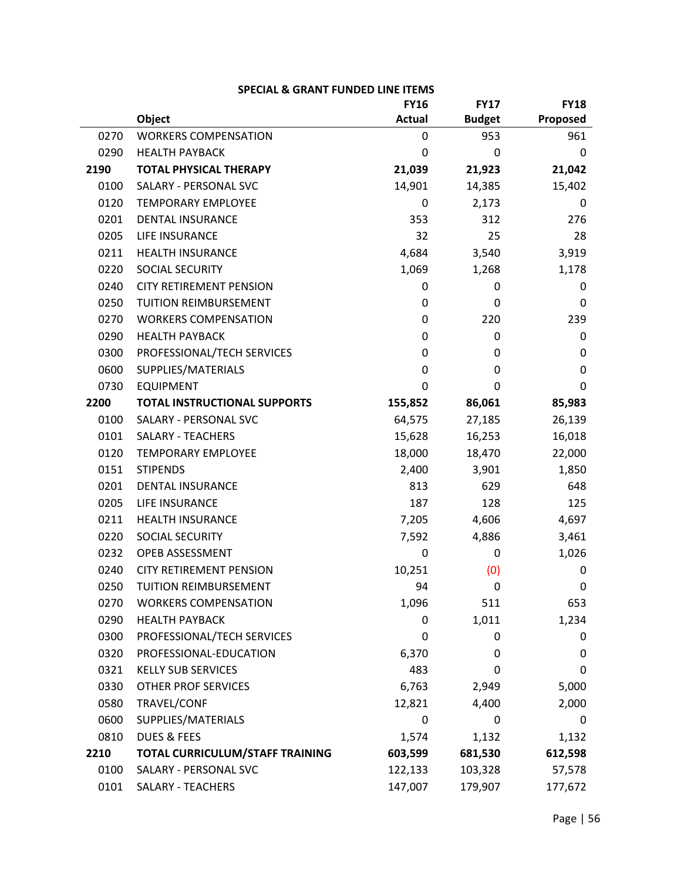## SPECIAL & GRANT FUNDED LINE ITEMS

| | Object | FY16 Actual | FY17 Budget | FY18 Proposed |
|---|---|---|---|---|
| 0270 | WORKERS COMPENSATION | 0 | 953 | 961 |
| 0290 | HEALTH PAYBACK | 0 | 0 | 0 |
| **2190** | **TOTAL PHYSICAL THERAPY** | **21,039** | **21,923** | **21,042** |
| 0100 | SALARY - PERSONAL SVC | 14,901 | 14,385 | 15,402 |
| 0120 | TEMPORARY EMPLOYEE | 0 | 2,173 | 0 |
| 0201 | DENTAL INSURANCE | 353 | 312 | 276 |
| 0205 | LIFE INSURANCE | 32 | 25 | 28 |
| 0211 | HEALTH INSURANCE | 4,684 | 3,540 | 3,919 |
| 0220 | SOCIAL SECURITY | 1,069 | 1,268 | 1,178 |
| 0240 | CITY RETIREMENT PENSION | 0 | 0 | 0 |
| 0250 | TUITION REIMBURSEMENT | 0 | 0 | 0 |
| 0270 | WORKERS COMPENSATION | 0 | 220 | 239 |
| 0290 | HEALTH PAYBACK | 0 | 0 | 0 |
| 0300 | PROFESSIONAL/TECH SERVICES | 0 | 0 | 0 |
| 0600 | SUPPLIES/MATERIALS | 0 | 0 | 0 |
| 0730 | EQUIPMENT | 0 | 0 | 0 |
| **2200** | **TOTAL INSTRUCTIONAL SUPPORTS** | **155,852** | **86,061** | **85,983** |
| 0100 | SALARY - PERSONAL SVC | 64,575 | 27,185 | 26,139 |
| 0101 | SALARY - TEACHERS | 15,628 | 16,253 | 16,018 |
| 0120 | TEMPORARY EMPLOYEE | 18,000 | 18,470 | 22,000 |
| 0151 | STIPENDS | 2,400 | 3,901 | 1,850 |
| 0201 | DENTAL INSURANCE | 813 | 629 | 648 |
| 0205 | LIFE INSURANCE | 187 | 128 | 125 |
| 0211 | HEALTH INSURANCE | 7,205 | 4,606 | 4,697 |
| 0220 | SOCIAL SECURITY | 7,592 | 4,886 | 3,461 |
| 0232 | OPEB ASSESSMENT | 0 | 0 | 1,026 |
| 0240 | CITY RETIREMENT PENSION | 10,251 | (0) | 0 |
| 0250 | TUITION REIMBURSEMENT | 94 | 0 | 0 |
| 0270 | WORKERS COMPENSATION | 1,096 | 511 | 653 |
| 0290 | HEALTH PAYBACK | 0 | 1,011 | 1,234 |
| 0300 | PROFESSIONAL/TECH SERVICES | 0 | 0 | 0 |
| 0320 | PROFESSIONAL-EDUCATION | 6,370 | 0 | 0 |
| 0321 | KELLY SUB SERVICES | 483 | 0 | 0 |
| 0330 | OTHER PROF SERVICES | 6,763 | 2,949 | 5,000 |
| 0580 | TRAVEL/CONF | 12,821 | 4,400 | 2,000 |
| 0600 | SUPPLIES/MATERIALS | 0 | 0 | 0 |
| 0810 | DUES & FEES | 1,574 | 1,132 | 1,132 |
| **2210** | **TOTAL CURRICULUM/STAFF TRAINING** | **603,599** | **681,530** | **612,598** |
| 0100 | SALARY - PERSONAL SVC | 122,133 | 103,328 | 57,578 |
| 0101 | SALARY - TEACHERS | 147,007 | 179,907 | 177,672 |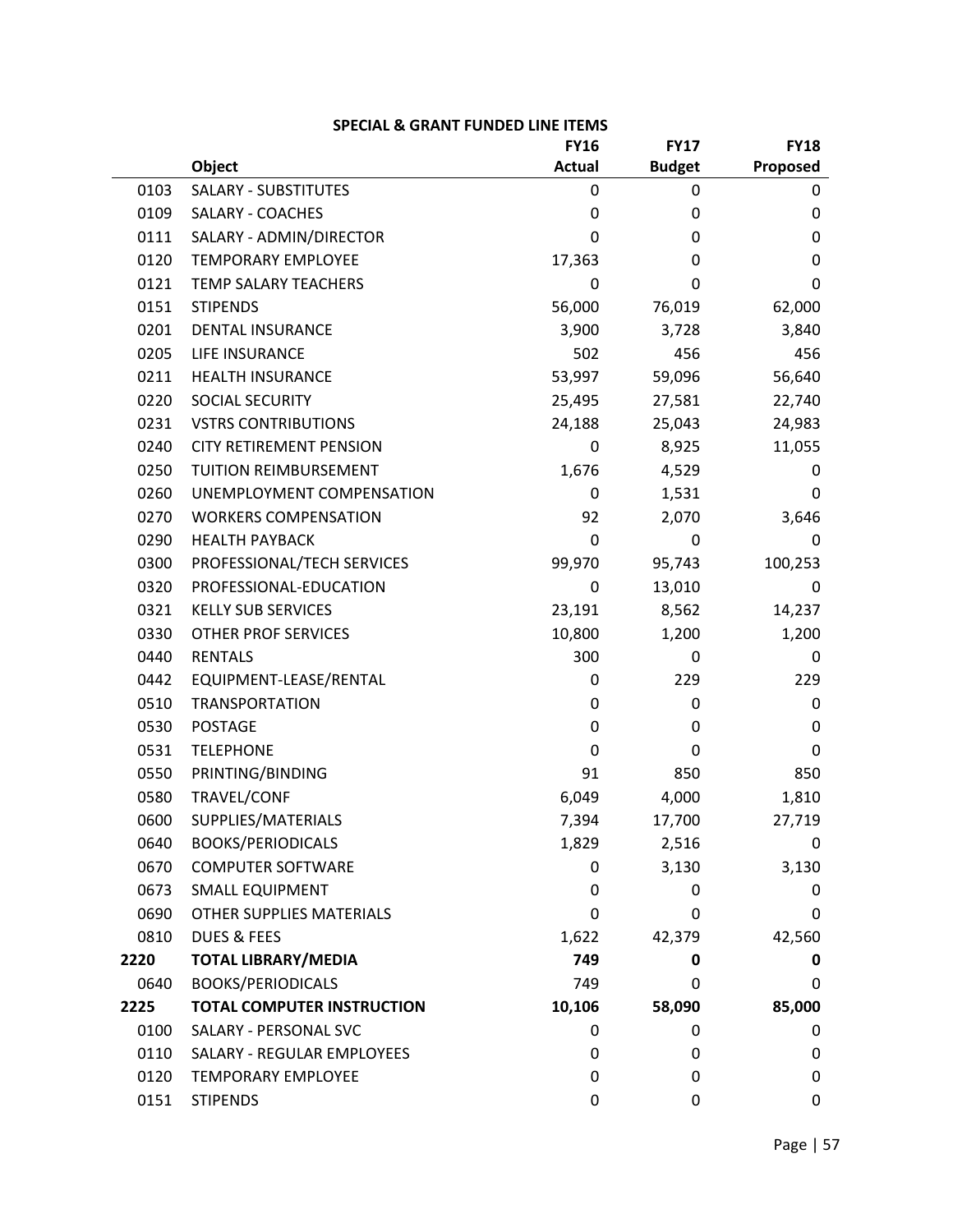## SPECIAL & GRANT FUNDED LINE ITEMS

| | Object | FY16 Actual | FY17 Budget | FY18 Proposed |
|---|---|---|---|---|
| 0103 | SALARY - SUBSTITUTES | 0 | 0 | 0 |
| 0109 | SALARY - COACHES | 0 | 0 | 0 |
| 0111 | SALARY - ADMIN/DIRECTOR | 0 | 0 | 0 |
| 0120 | TEMPORARY EMPLOYEE | 17,363 | 0 | 0 |
| 0121 | TEMP SALARY TEACHERS | 0 | 0 | 0 |
| 0151 | STIPENDS | 56,000 | 76,019 | 62,000 |
| 0201 | DENTAL INSURANCE | 3,900 | 3,728 | 3,840 |
| 0205 | LIFE INSURANCE | 502 | 456 | 456 |
| 0211 | HEALTH INSURANCE | 53,997 | 59,096 | 56,640 |
| 0220 | SOCIAL SECURITY | 25,495 | 27,581 | 22,740 |
| 0231 | VSTRS CONTRIBUTIONS | 24,188 | 25,043 | 24,983 |
| 0240 | CITY RETIREMENT PENSION | 0 | 8,925 | 11,055 |
| 0250 | TUITION REIMBURSEMENT | 1,676 | 4,529 | 0 |
| 0260 | UNEMPLOYMENT COMPENSATION | 0 | 1,531 | 0 |
| 0270 | WORKERS COMPENSATION | 92 | 2,070 | 3,646 |
| 0290 | HEALTH PAYBACK | 0 | 0 | 0 |
| 0300 | PROFESSIONAL/TECH SERVICES | 99,970 | 95,743 | 100,253 |
| 0320 | PROFESSIONAL-EDUCATION | 0 | 13,010 | 0 |
| 0321 | KELLY SUB SERVICES | 23,191 | 8,562 | 14,237 |
| 0330 | OTHER PROF SERVICES | 10,800 | 1,200 | 1,200 |
| 0440 | RENTALS | 300 | 0 | 0 |
| 0442 | EQUIPMENT-LEASE/RENTAL | 0 | 229 | 229 |
| 0510 | TRANSPORTATION | 0 | 0 | 0 |
| 0530 | POSTAGE | 0 | 0 | 0 |
| 0531 | TELEPHONE | 0 | 0 | 0 |
| 0550 | PRINTING/BINDING | 91 | 850 | 850 |
| 0580 | TRAVEL/CONF | 6,049 | 4,000 | 1,810 |
| 0600 | SUPPLIES/MATERIALS | 7,394 | 17,700 | 27,719 |
| 0640 | BOOKS/PERIODICALS | 1,829 | 2,516 | 0 |
| 0670 | COMPUTER SOFTWARE | 0 | 3,130 | 3,130 |
| 0673 | SMALL EQUIPMENT | 0 | 0 | 0 |
| 0690 | OTHER SUPPLIES MATERIALS | 0 | 0 | 0 |
| 0810 | DUES & FEES | 1,622 | 42,379 | 42,560 |
| **2220** | **TOTAL LIBRARY/MEDIA** | **749** | **0** | **0** |
| 0640 | BOOKS/PERIODICALS | 749 | 0 | 0 |
| **2225** | **TOTAL COMPUTER INSTRUCTION** | **10,106** | **58,090** | **85,000** |
| 0100 | SALARY - PERSONAL SVC | 0 | 0 | 0 |
| 0110 | SALARY - REGULAR EMPLOYEES | 0 | 0 | 0 |
| 0120 | TEMPORARY EMPLOYEE | 0 | 0 | 0 |
| 0151 | STIPENDS | 0 | 0 | 0 |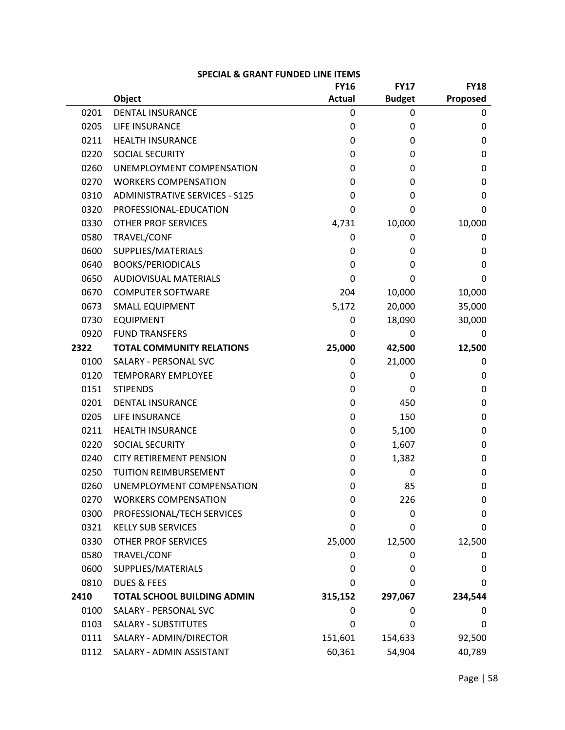## SPECIAL & GRANT FUNDED LINE ITEMS

| | Object | FY16 Actual | FY17 Budget | FY18 Proposed |
|---|---|---|---|---|
| 0201 | DENTAL INSURANCE | 0 | 0 | 0 |
| 0205 | LIFE INSURANCE | 0 | 0 | 0 |
| 0211 | HEALTH INSURANCE | 0 | 0 | 0 |
| 0220 | SOCIAL SECURITY | 0 | 0 | 0 |
| 0260 | UNEMPLOYMENT COMPENSATION | 0 | 0 | 0 |
| 0270 | WORKERS COMPENSATION | 0 | 0 | 0 |
| 0310 | ADMINISTRATIVE SERVICES - S125 | 0 | 0 | 0 |
| 0320 | PROFESSIONAL-EDUCATION | 0 | 0 | 0 |
| 0330 | OTHER PROF SERVICES | 4,731 | 10,000 | 10,000 |
| 0580 | TRAVEL/CONF | 0 | 0 | 0 |
| 0600 | SUPPLIES/MATERIALS | 0 | 0 | 0 |
| 0640 | BOOKS/PERIODICALS | 0 | 0 | 0 |
| 0650 | AUDIOVISUAL MATERIALS | 0 | 0 | 0 |
| 0670 | COMPUTER SOFTWARE | 204 | 10,000 | 10,000 |
| 0673 | SMALL EQUIPMENT | 5,172 | 20,000 | 35,000 |
| 0730 | EQUIPMENT | 0 | 18,090 | 30,000 |
| 0920 | FUND TRANSFERS | 0 | 0 | 0 |
| **2322** | **TOTAL COMMUNITY RELATIONS** | **25,000** | **42,500** | **12,500** |
| 0100 | SALARY - PERSONAL SVC | 0 | 21,000 | 0 |
| 0120 | TEMPORARY EMPLOYEE | 0 | 0 | 0 |
| 0151 | STIPENDS | 0 | 0 | 0 |
| 0201 | DENTAL INSURANCE | 0 | 450 | 0 |
| 0205 | LIFE INSURANCE | 0 | 150 | 0 |
| 0211 | HEALTH INSURANCE | 0 | 5,100 | 0 |
| 0220 | SOCIAL SECURITY | 0 | 1,607 | 0 |
| 0240 | CITY RETIREMENT PENSION | 0 | 1,382 | 0 |
| 0250 | TUITION REIMBURSEMENT | 0 | 0 | 0 |
| 0260 | UNEMPLOYMENT COMPENSATION | 0 | 85 | 0 |
| 0270 | WORKERS COMPENSATION | 0 | 226 | 0 |
| 0300 | PROFESSIONAL/TECH SERVICES | 0 | 0 | 0 |
| 0321 | KELLY SUB SERVICES | 0 | 0 | 0 |
| 0330 | OTHER PROF SERVICES | 25,000 | 12,500 | 12,500 |
| 0580 | TRAVEL/CONF | 0 | 0 | 0 |
| 0600 | SUPPLIES/MATERIALS | 0 | 0 | 0 |
| 0810 | DUES & FEES | 0 | 0 | 0 |
| **2410** | **TOTAL SCHOOL BUILDING ADMIN** | **315,152** | **297,067** | **234,544** |
| 0100 | SALARY - PERSONAL SVC | 0 | 0 | 0 |
| 0103 | SALARY - SUBSTITUTES | 0 | 0 | 0 |
| 0111 | SALARY - ADMIN/DIRECTOR | 151,601 | 154,633 | 92,500 |
| 0112 | SALARY - ADMIN ASSISTANT | 60,361 | 54,904 | 40,789 |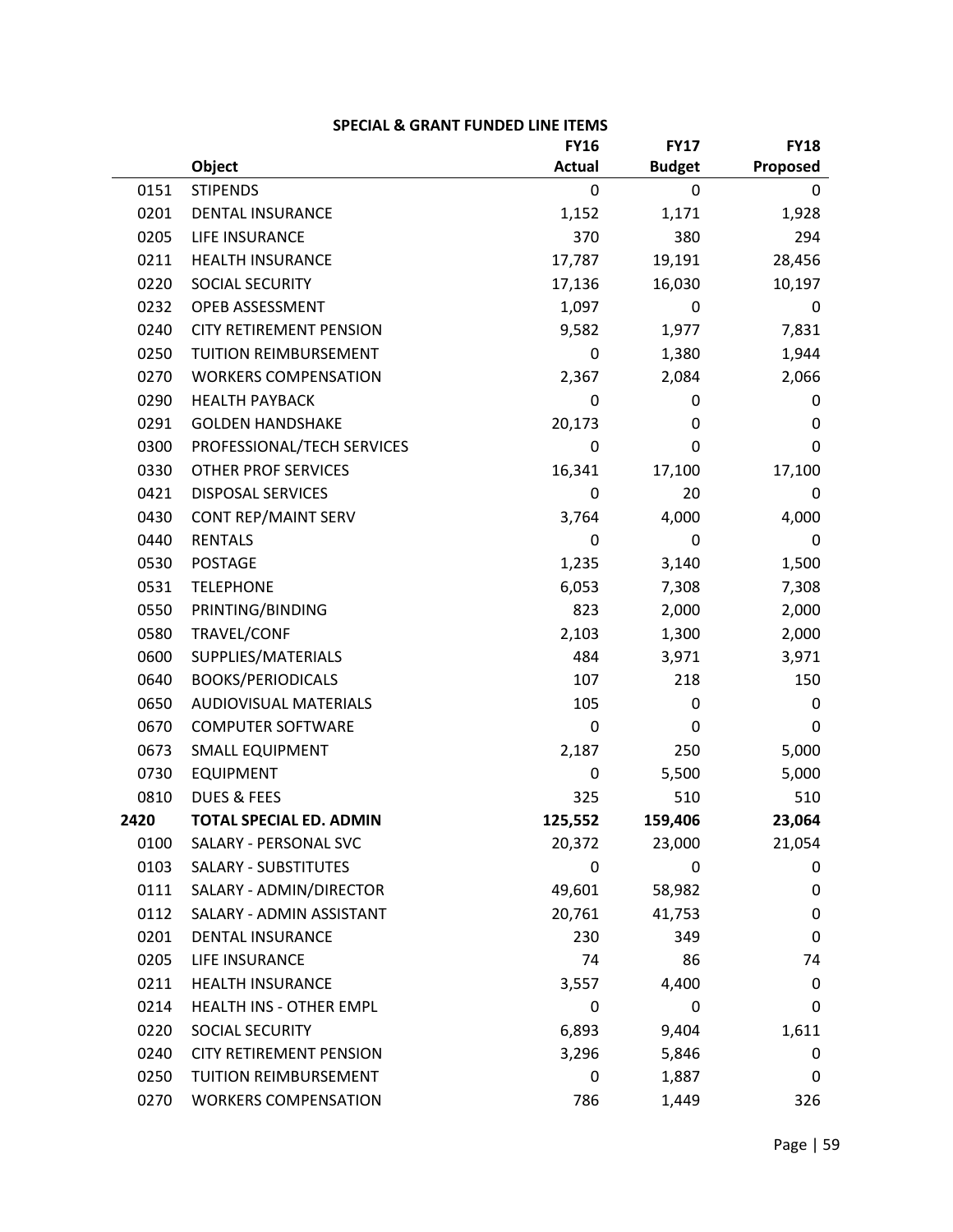**SPECIAL & GRANT FUNDED LINE ITEMS**

| | Object | FY16 Actual | FY17 Budget | FY18 Proposed |
|---|---|---|---|---|
| 0151 | STIPENDS | 0 | 0 | 0 |
| 0201 | DENTAL INSURANCE | 1,152 | 1,171 | 1,928 |
| 0205 | LIFE INSURANCE | 370 | 380 | 294 |
| 0211 | HEALTH INSURANCE | 17,787 | 19,191 | 28,456 |
| 0220 | SOCIAL SECURITY | 17,136 | 16,030 | 10,197 |
| 0232 | OPEB ASSESSMENT | 1,097 | 0 | 0 |
| 0240 | CITY RETIREMENT PENSION | 9,582 | 1,977 | 7,831 |
| 0250 | TUITION REIMBURSEMENT | 0 | 1,380 | 1,944 |
| 0270 | WORKERS COMPENSATION | 2,367 | 2,084 | 2,066 |
| 0290 | HEALTH PAYBACK | 0 | 0 | 0 |
| 0291 | GOLDEN HANDSHAKE | 20,173 | 0 | 0 |
| 0300 | PROFESSIONAL/TECH SERVICES | 0 | 0 | 0 |
| 0330 | OTHER PROF SERVICES | 16,341 | 17,100 | 17,100 |
| 0421 | DISPOSAL SERVICES | 0 | 20 | 0 |
| 0430 | CONT REP/MAINT SERV | 3,764 | 4,000 | 4,000 |
| 0440 | RENTALS | 0 | 0 | 0 |
| 0530 | POSTAGE | 1,235 | 3,140 | 1,500 |
| 0531 | TELEPHONE | 6,053 | 7,308 | 7,308 |
| 0550 | PRINTING/BINDING | 823 | 2,000 | 2,000 |
| 0580 | TRAVEL/CONF | 2,103 | 1,300 | 2,000 |
| 0600 | SUPPLIES/MATERIALS | 484 | 3,971 | 3,971 |
| 0640 | BOOKS/PERIODICALS | 107 | 218 | 150 |
| 0650 | AUDIOVISUAL MATERIALS | 105 | 0 | 0 |
| 0670 | COMPUTER SOFTWARE | 0 | 0 | 0 |
| 0673 | SMALL EQUIPMENT | 2,187 | 250 | 5,000 |
| 0730 | EQUIPMENT | 0 | 5,500 | 5,000 |
| 0810 | DUES & FEES | 325 | 510 | 510 |
| **2420** | **TOTAL SPECIAL ED. ADMIN** | **125,552** | **159,406** | **23,064** |
| 0100 | SALARY - PERSONAL SVC | 20,372 | 23,000 | 21,054 |
| 0103 | SALARY - SUBSTITUTES | 0 | 0 | 0 |
| 0111 | SALARY - ADMIN/DIRECTOR | 49,601 | 58,982 | 0 |
| 0112 | SALARY - ADMIN ASSISTANT | 20,761 | 41,753 | 0 |
| 0201 | DENTAL INSURANCE | 230 | 349 | 0 |
| 0205 | LIFE INSURANCE | 74 | 86 | 74 |
| 0211 | HEALTH INSURANCE | 3,557 | 4,400 | 0 |
| 0214 | HEALTH INS - OTHER EMPL | 0 | 0 | 0 |
| 0220 | SOCIAL SECURITY | 6,893 | 9,404 | 1,611 |
| 0240 | CITY RETIREMENT PENSION | 3,296 | 5,846 | 0 |
| 0250 | TUITION REIMBURSEMENT | 0 | 1,887 | 0 |
| 0270 | WORKERS COMPENSATION | 786 | 1,449 | 326 |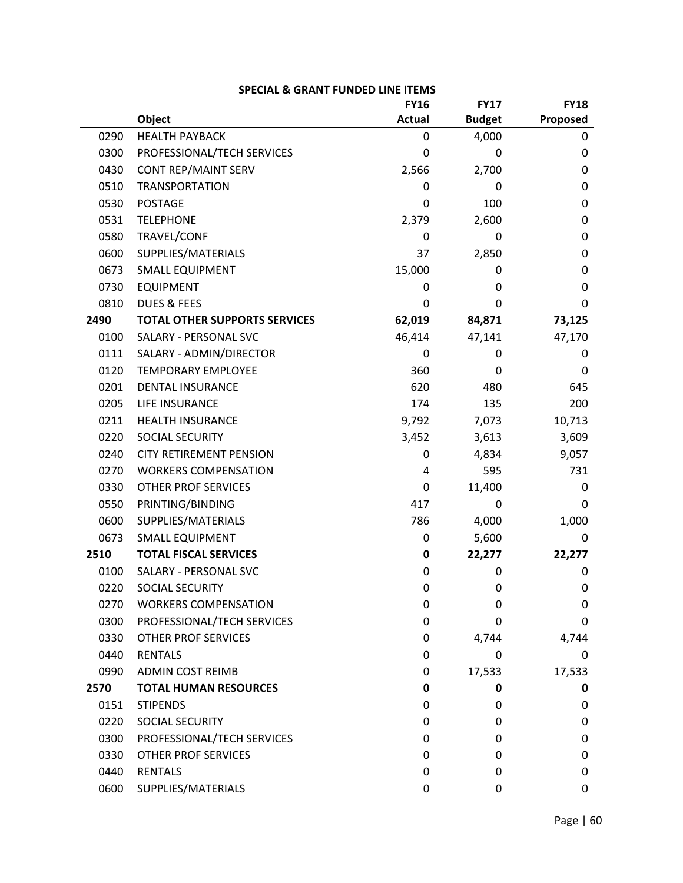## SPECIAL & GRANT FUNDED LINE ITEMS

| | Object | FY16 Actual | FY17 Budget | FY18 Proposed |
|---|---|---|---|---|
| 0290 | HEALTH PAYBACK | 0 | 4,000 | 0 |
| 0300 | PROFESSIONAL/TECH SERVICES | 0 | 0 | 0 |
| 0430 | CONT REP/MAINT SERV | 2,566 | 2,700 | 0 |
| 0510 | TRANSPORTATION | 0 | 0 | 0 |
| 0530 | POSTAGE | 0 | 100 | 0 |
| 0531 | TELEPHONE | 2,379 | 2,600 | 0 |
| 0580 | TRAVEL/CONF | 0 | 0 | 0 |
| 0600 | SUPPLIES/MATERIALS | 37 | 2,850 | 0 |
| 0673 | SMALL EQUIPMENT | 15,000 | 0 | 0 |
| 0730 | EQUIPMENT | 0 | 0 | 0 |
| 0810 | DUES & FEES | 0 | 0 | 0 |
| **2490** | **TOTAL OTHER SUPPORTS SERVICES** | **62,019** | **84,871** | **73,125** |
| 0100 | SALARY - PERSONAL SVC | 46,414 | 47,141 | 47,170 |
| 0111 | SALARY - ADMIN/DIRECTOR | 0 | 0 | 0 |
| 0120 | TEMPORARY EMPLOYEE | 360 | 0 | 0 |
| 0201 | DENTAL INSURANCE | 620 | 480 | 645 |
| 0205 | LIFE INSURANCE | 174 | 135 | 200 |
| 0211 | HEALTH INSURANCE | 9,792 | 7,073 | 10,713 |
| 0220 | SOCIAL SECURITY | 3,452 | 3,613 | 3,609 |
| 0240 | CITY RETIREMENT PENSION | 0 | 4,834 | 9,057 |
| 0270 | WORKERS COMPENSATION | 4 | 595 | 731 |
| 0330 | OTHER PROF SERVICES | 0 | 11,400 | 0 |
| 0550 | PRINTING/BINDING | 417 | 0 | 0 |
| 0600 | SUPPLIES/MATERIALS | 786 | 4,000 | 1,000 |
| 0673 | SMALL EQUIPMENT | 0 | 5,600 | 0 |
| **2510** | **TOTAL FISCAL SERVICES** | **0** | **22,277** | **22,277** |
| 0100 | SALARY - PERSONAL SVC | 0 | 0 | 0 |
| 0220 | SOCIAL SECURITY | 0 | 0 | 0 |
| 0270 | WORKERS COMPENSATION | 0 | 0 | 0 |
| 0300 | PROFESSIONAL/TECH SERVICES | 0 | 0 | 0 |
| 0330 | OTHER PROF SERVICES | 0 | 4,744 | 4,744 |
| 0440 | RENTALS | 0 | 0 | 0 |
| 0990 | ADMIN COST REIMB | 0 | 17,533 | 17,533 |
| **2570** | **TOTAL HUMAN RESOURCES** | **0** | **0** | **0** |
| 0151 | STIPENDS | 0 | 0 | 0 |
| 0220 | SOCIAL SECURITY | 0 | 0 | 0 |
| 0300 | PROFESSIONAL/TECH SERVICES | 0 | 0 | 0 |
| 0330 | OTHER PROF SERVICES | 0 | 0 | 0 |
| 0440 | RENTALS | 0 | 0 | 0 |
| 0600 | SUPPLIES/MATERIALS | 0 | 0 | 0 |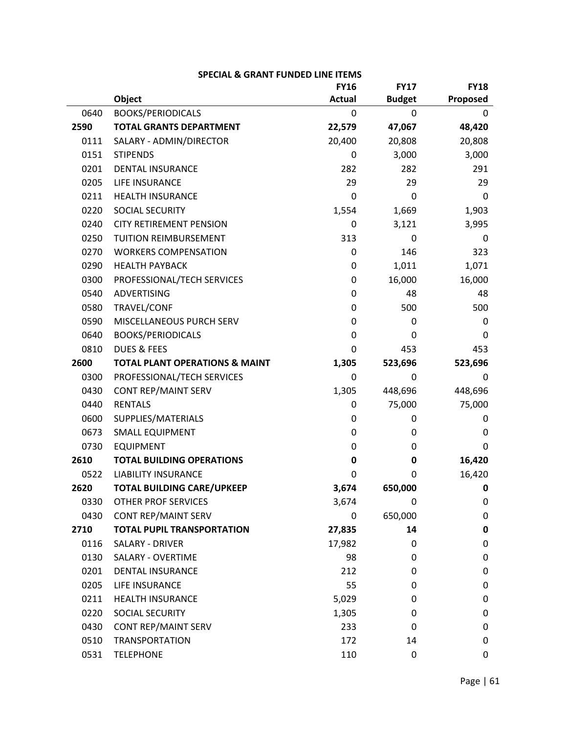**SPECIAL & GRANT FUNDED LINE ITEMS**

| | Object | FY16 Actual | FY17 Budget | FY18 Proposed |
|---|---|---|---|---|
| 0640 | BOOKS/PERIODICALS | 0 | 0 | 0 |
| **2590** | **TOTAL GRANTS DEPARTMENT** | **22,579** | **47,067** | **48,420** |
| 0111 | SALARY - ADMIN/DIRECTOR | 20,400 | 20,808 | 20,808 |
| 0151 | STIPENDS | 0 | 3,000 | 3,000 |
| 0201 | DENTAL INSURANCE | 282 | 282 | 291 |
| 0205 | LIFE INSURANCE | 29 | 29 | 29 |
| 0211 | HEALTH INSURANCE | 0 | 0 | 0 |
| 0220 | SOCIAL SECURITY | 1,554 | 1,669 | 1,903 |
| 0240 | CITY RETIREMENT PENSION | 0 | 3,121 | 3,995 |
| 0250 | TUITION REIMBURSEMENT | 313 | 0 | 0 |
| 0270 | WORKERS COMPENSATION | 0 | 146 | 323 |
| 0290 | HEALTH PAYBACK | 0 | 1,011 | 1,071 |
| 0300 | PROFESSIONAL/TECH SERVICES | 0 | 16,000 | 16,000 |
| 0540 | ADVERTISING | 0 | 48 | 48 |
| 0580 | TRAVEL/CONF | 0 | 500 | 500 |
| 0590 | MISCELLANEOUS PURCH SERV | 0 | 0 | 0 |
| 0640 | BOOKS/PERIODICALS | 0 | 0 | 0 |
| 0810 | DUES & FEES | 0 | 453 | 453 |
| **2600** | **TOTAL PLANT OPERATIONS & MAINT** | **1,305** | **523,696** | **523,696** |
| 0300 | PROFESSIONAL/TECH SERVICES | 0 | 0 | 0 |
| 0430 | CONT REP/MAINT SERV | 1,305 | 448,696 | 448,696 |
| 0440 | RENTALS | 0 | 75,000 | 75,000 |
| 0600 | SUPPLIES/MATERIALS | 0 | 0 | 0 |
| 0673 | SMALL EQUIPMENT | 0 | 0 | 0 |
| 0730 | EQUIPMENT | 0 | 0 | 0 |
| **2610** | **TOTAL BUILDING OPERATIONS** | **0** | **0** | **16,420** |
| 0522 | LIABILITY INSURANCE | 0 | 0 | 16,420 |
| **2620** | **TOTAL BUILDING CARE/UPKEEP** | **3,674** | **650,000** | **0** |
| 0330 | OTHER PROF SERVICES | 3,674 | 0 | 0 |
| 0430 | CONT REP/MAINT SERV | 0 | 650,000 | 0 |
| **2710** | **TOTAL PUPIL TRANSPORTATION** | **27,835** | **14** | **0** |
| 0116 | SALARY - DRIVER | 17,982 | 0 | 0 |
| 0130 | SALARY - OVERTIME | 98 | 0 | 0 |
| 0201 | DENTAL INSURANCE | 212 | 0 | 0 |
| 0205 | LIFE INSURANCE | 55 | 0 | 0 |
| 0211 | HEALTH INSURANCE | 5,029 | 0 | 0 |
| 0220 | SOCIAL SECURITY | 1,305 | 0 | 0 |
| 0430 | CONT REP/MAINT SERV | 233 | 0 | 0 |
| 0510 | TRANSPORTATION | 172 | 14 | 0 |
| 0531 | TELEPHONE | 110 | 0 | 0 |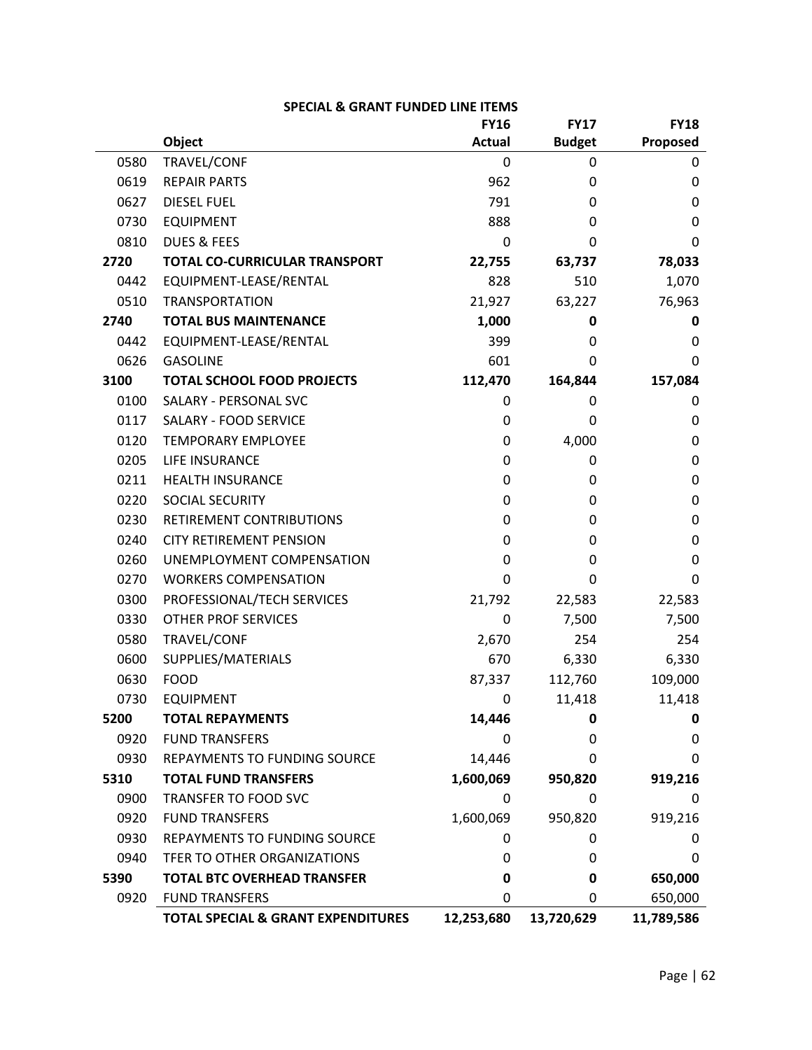## SPECIAL & GRANT FUNDED LINE ITEMS

| | Object | FY16 Actual | FY17 Budget | FY18 Proposed |
|---|---|---|---|---|
| 0580 | TRAVEL/CONF | 0 | 0 | 0 |
| 0619 | REPAIR PARTS | 962 | 0 | 0 |
| 0627 | DIESEL FUEL | 791 | 0 | 0 |
| 0730 | EQUIPMENT | 888 | 0 | 0 |
| 0810 | DUES & FEES | 0 | 0 | 0 |
| **2720** | **TOTAL CO-CURRICULAR TRANSPORT** | **22,755** | **63,737** | **78,033** |
| 0442 | EQUIPMENT-LEASE/RENTAL | 828 | 510 | 1,070 |
| 0510 | TRANSPORTATION | 21,927 | 63,227 | 76,963 |
| **2740** | **TOTAL BUS MAINTENANCE** | **1,000** | **0** | **0** |
| 0442 | EQUIPMENT-LEASE/RENTAL | 399 | 0 | 0 |
| 0626 | GASOLINE | 601 | 0 | 0 |
| **3100** | **TOTAL SCHOOL FOOD PROJECTS** | **112,470** | **164,844** | **157,084** |
| 0100 | SALARY - PERSONAL SVC | 0 | 0 | 0 |
| 0117 | SALARY - FOOD SERVICE | 0 | 0 | 0 |
| 0120 | TEMPORARY EMPLOYEE | 0 | 4,000 | 0 |
| 0205 | LIFE INSURANCE | 0 | 0 | 0 |
| 0211 | HEALTH INSURANCE | 0 | 0 | 0 |
| 0220 | SOCIAL SECURITY | 0 | 0 | 0 |
| 0230 | RETIREMENT CONTRIBUTIONS | 0 | 0 | 0 |
| 0240 | CITY RETIREMENT PENSION | 0 | 0 | 0 |
| 0260 | UNEMPLOYMENT COMPENSATION | 0 | 0 | 0 |
| 0270 | WORKERS COMPENSATION | 0 | 0 | 0 |
| 0300 | PROFESSIONAL/TECH SERVICES | 21,792 | 22,583 | 22,583 |
| 0330 | OTHER PROF SERVICES | 0 | 7,500 | 7,500 |
| 0580 | TRAVEL/CONF | 2,670 | 254 | 254 |
| 0600 | SUPPLIES/MATERIALS | 670 | 6,330 | 6,330 |
| 0630 | FOOD | 87,337 | 112,760 | 109,000 |
| 0730 | EQUIPMENT | 0 | 11,418 | 11,418 |
| **5200** | **TOTAL REPAYMENTS** | **14,446** | **0** | **0** |
| 0920 | FUND TRANSFERS | 0 | 0 | 0 |
| 0930 | REPAYMENTS TO FUNDING SOURCE | 14,446 | 0 | 0 |
| **5310** | **TOTAL FUND TRANSFERS** | **1,600,069** | **950,820** | **919,216** |
| 0900 | TRANSFER TO FOOD SVC | 0 | 0 | 0 |
| 0920 | FUND TRANSFERS | 1,600,069 | 950,820 | 919,216 |
| 0930 | REPAYMENTS TO FUNDING SOURCE | 0 | 0 | 0 |
| 0940 | TFER TO OTHER ORGANIZATIONS | 0 | 0 | 0 |
| **5390** | **TOTAL BTC OVERHEAD TRANSFER** | **0** | **0** | **650,000** |
| 0920 | FUND TRANSFERS | 0 | 0 | 650,000 |
| | **TOTAL SPECIAL & GRANT EXPENDITURES** | **12,253,680** | **13,720,629** | **11,789,586** |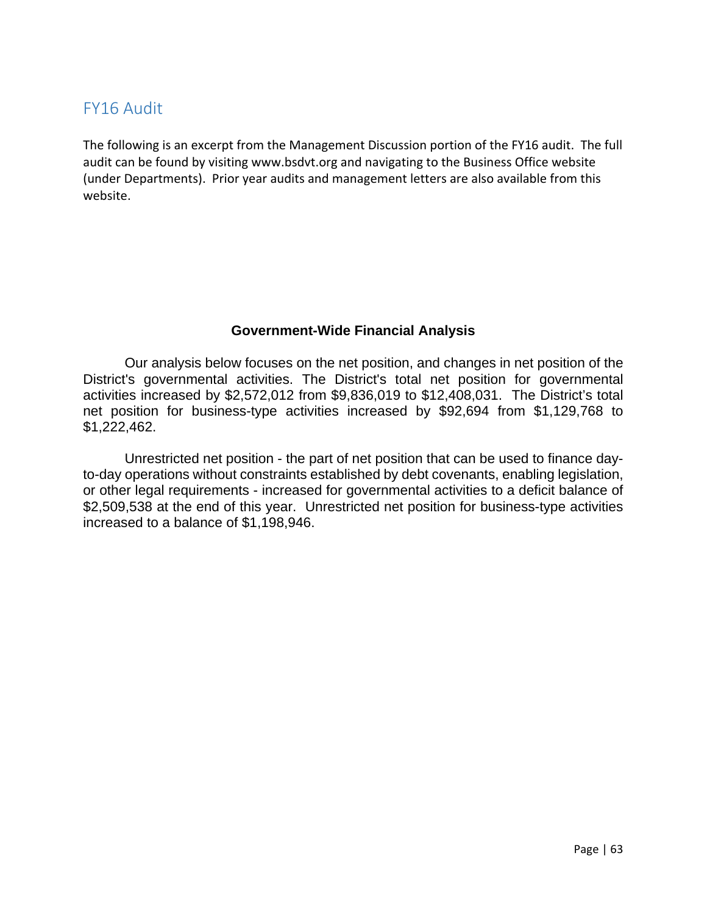## FY16 Audit

The following is an excerpt from the Management Discussion portion of the FY16 audit. The full audit can be found by visiting www.bsdvt.org and navigating to the Business Office website (under Departments). Prior year audits and management letters are also available from this website.

### Government-Wide Financial Analysis

Our analysis below focuses on the net position, and changes in net position of the District's governmental activities. The District's total net position for governmental activities increased by $2,572,012 from $9,836,019 to $12,408,031. The District's total net position for business-type activities increased by $92,694 from $1,129,768 to $1,222,462.

Unrestricted net position - the part of net position that can be used to finance day-to-day operations without constraints established by debt covenants, enabling legislation, or other legal requirements - increased for governmental activities to a deficit balance of $2,509,538 at the end of this year. Unrestricted net position for business-type activities increased to a balance of $1,198,946.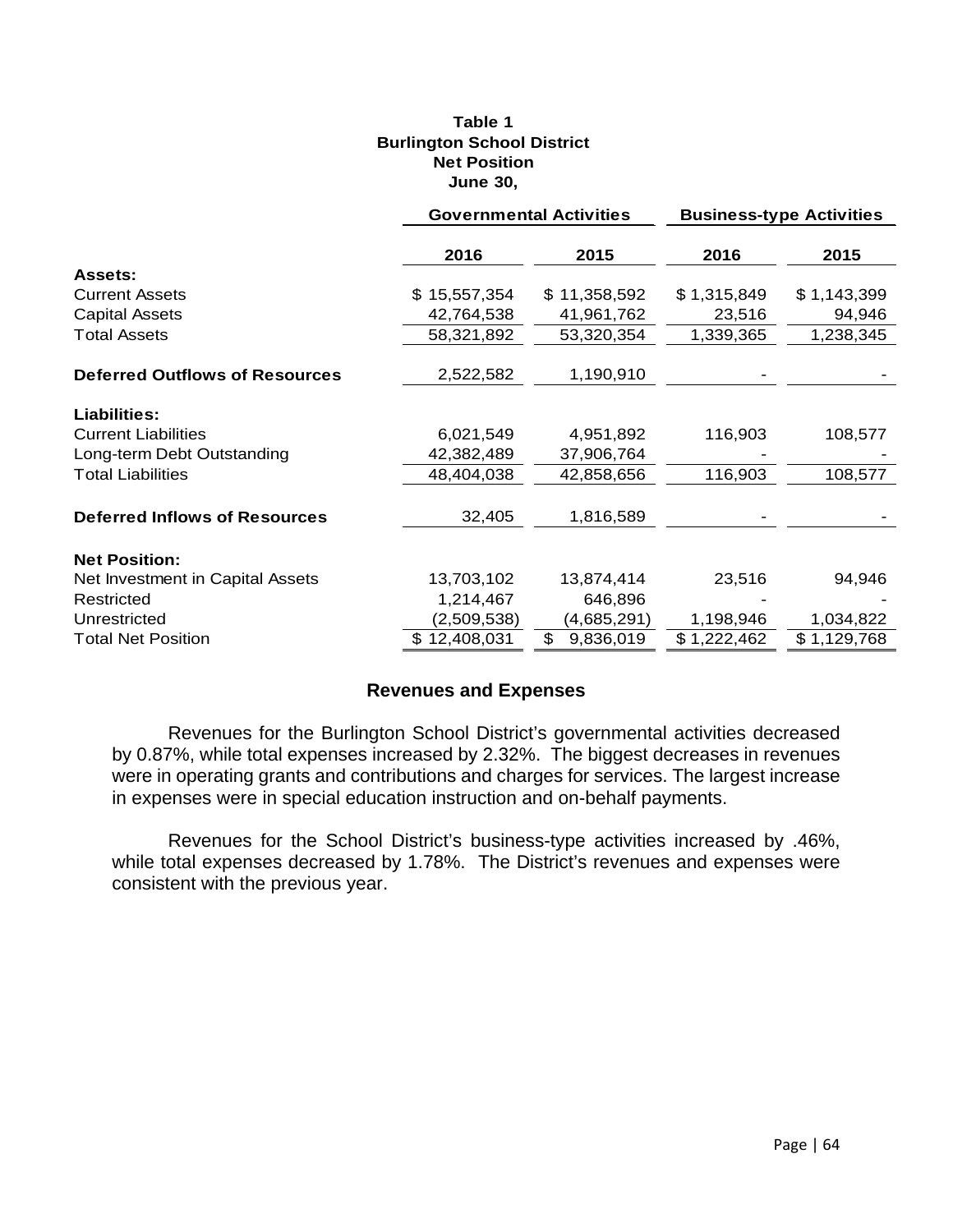**Table 1**
**Burlington School District**
**Net Position**
**June 30,**

| | Governmental Activities | | Business-type Activities | |
|---|---|---|---|---|
| | **2016** | **2015** | **2016** | **2015** |
| **Assets:** | | | | |
| Current Assets | $ 15,557,354 | $ 11,358,592 | $ 1,315,849 | $ 1,143,399 |
| Capital Assets | 42,764,538 | 41,961,762 | 23,516 | 94,946 |
| Total Assets | 58,321,892 | 53,320,354 | 1,339,365 | 1,238,345 |
| **Deferred Outflows of Resources** | 2,522,582 | 1,190,910 | - | - |
| **Liabilities:** | | | | |
| Current Liabilities | 6,021,549 | 4,951,892 | 116,903 | 108,577 |
| Long-term Debt Outstanding | 42,382,489 | 37,906,764 | - | - |
| Total Liabilities | 48,404,038 | 42,858,656 | 116,903 | 108,577 |
| **Deferred Inflows of Resources** | 32,405 | 1,816,589 | - | - |
| **Net Position:** | | | | |
| Net Investment in Capital Assets | 13,703,102 | 13,874,414 | 23,516 | 94,946 |
| Restricted | 1,214,467 | 646,896 | - | - |
| Unrestricted | (2,509,538) | (4,685,291) | 1,198,946 | 1,034,822 |
| Total Net Position | $ 12,408,031 | $ 9,836,019 | $ 1,222,462 | $ 1,129,768 |

## Revenues and Expenses

Revenues for the Burlington School District's governmental activities decreased by 0.87%, while total expenses increased by 2.32%. The biggest decreases in revenues were in operating grants and contributions and charges for services. The largest increase in expenses were in special education instruction and on-behalf payments.

Revenues for the School District's business-type activities increased by .46%, while total expenses decreased by 1.78%. The District's revenues and expenses were consistent with the previous year.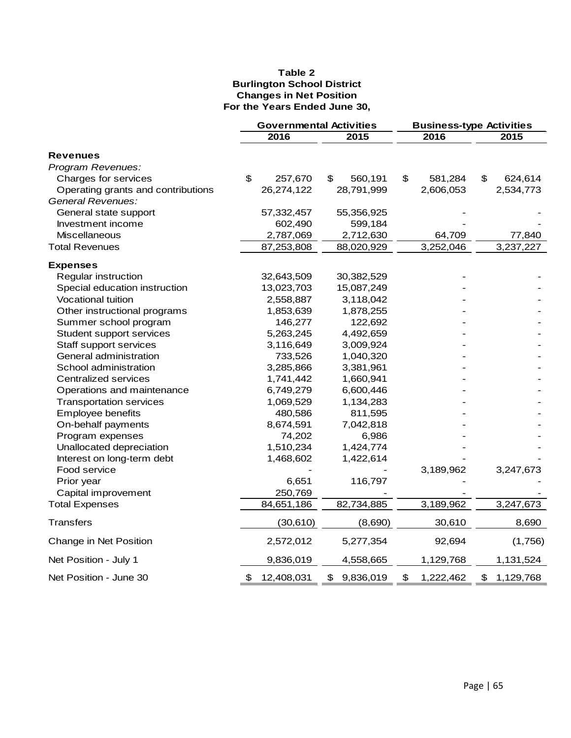**Table 2**
**Burlington School District**
**Changes in Net Position**
**For the Years Ended June 30,**

| | Governmental Activities | | Business-type Activities | |
|---|---|---|---|---|
| | 2016 | 2015 | 2016 | 2015 |
| **Revenues** | | | | |
| *Program Revenues:* | | | | |
| Charges for services | $ 257,670 | $ 560,191 | $ 581,284 | $ 624,614 |
| Operating grants and contributions | 26,274,122 | 28,791,999 | 2,606,053 | 2,534,773 |
| *General Revenues:* | | | | |
| General state support | 57,332,457 | 55,356,925 | - | - |
| Investment income | 602,490 | 599,184 | - | - |
| Miscellaneous | 2,787,069 | 2,712,630 | 64,709 | 77,840 |
| Total Revenues | 87,253,808 | 88,020,929 | 3,252,046 | 3,237,227 |
| **Expenses** | | | | |
| Regular instruction | 32,643,509 | 30,382,529 | - | - |
| Special education instruction | 13,023,703 | 15,087,249 | - | - |
| Vocational tuition | 2,558,887 | 3,118,042 | - | - |
| Other instructional programs | 1,853,639 | 1,878,255 | - | - |
| Summer school program | 146,277 | 122,692 | - | - |
| Student support services | 5,263,245 | 4,492,659 | - | - |
| Staff support services | 3,116,649 | 3,009,924 | - | - |
| General administration | 733,526 | 1,040,320 | - | - |
| School administration | 3,285,866 | 3,381,961 | - | - |
| Centralized services | 1,741,442 | 1,660,941 | - | - |
| Operations and maintenance | 6,749,279 | 6,600,446 | - | - |
| Transportation services | 1,069,529 | 1,134,283 | - | - |
| Employee benefits | 480,586 | 811,595 | - | - |
| On-behalf payments | 8,674,591 | 7,042,818 | - | - |
| Program expenses | 74,202 | 6,986 | - | - |
| Unallocated depreciation | 1,510,234 | 1,424,774 | - | - |
| Interest on long-term debt | 1,468,602 | 1,422,614 | - | - |
| Food service | - | - | 3,189,962 | 3,247,673 |
| Prior year | 6,651 | 116,797 | - | - |
| Capital improvement | 250,769 | - | - | - |
| Total Expenses | 84,651,186 | 82,734,885 | 3,189,962 | 3,247,673 |
| Transfers | (30,610) | (8,690) | 30,610 | 8,690 |
| Change in Net Position | 2,572,012 | 5,277,354 | 92,694 | (1,756) |
| Net Position - July 1 | 9,836,019 | 4,558,665 | 1,129,768 | 1,131,524 |
| Net Position - June 30 | $ 12,408,031 | $ 9,836,019 | $ 1,222,462 | $ 1,129,768 |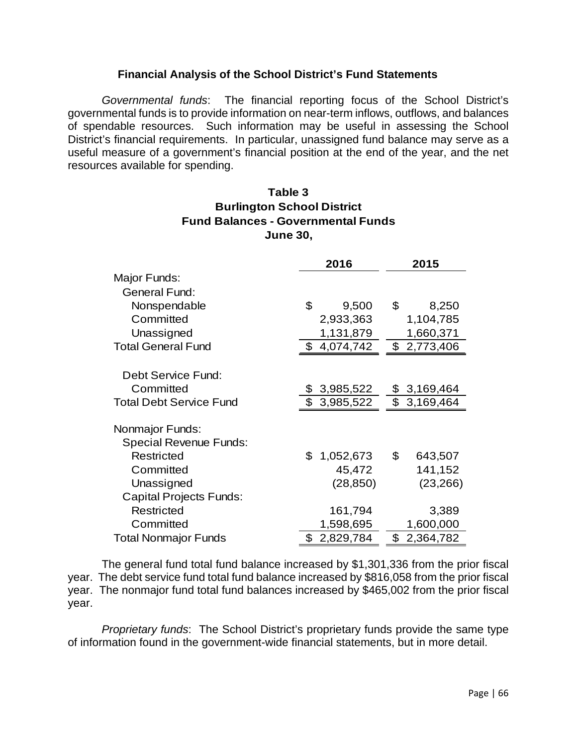## Financial Analysis of the School District's Fund Statements

*Governmental funds*: The financial reporting focus of the School District's governmental funds is to provide information on near-term inflows, outflows, and balances of spendable resources. Such information may be useful in assessing the School District's financial requirements. In particular, unassigned fund balance may serve as a useful measure of a government's financial position at the end of the year, and the net resources available for spending.

**Table 3**
**Burlington School District**
**Fund Balances - Governmental Funds**
**June 30,**

| | 2016 | 2015 |
|---|---|---|
| Major Funds: | | |
| General Fund: | | |
| Nonspendable | $ 9,500 | $ 8,250 |
| Committed | 2,933,363 | 1,104,785 |
| Unassigned | 1,131,879 | 1,660,371 |
| Total General Fund | $ 4,074,742 | $ 2,773,406 |
| | | |
| Debt Service Fund: | | |
| Committed | $ 3,985,522 | $ 3,169,464 |
| Total Debt Service Fund | $ 3,985,522 | $ 3,169,464 |
| | | |
| Nonmajor Funds: | | |
| Special Revenue Funds: | | |
| Restricted | $ 1,052,673 | $ 643,507 |
| Committed | 45,472 | 141,152 |
| Unassigned | (28,850) | (23,266) |
| Capital Projects Funds: | | |
| Restricted | 161,794 | 3,389 |
| Committed | 1,598,695 | 1,600,000 |
| Total Nonmajor Funds | $ 2,829,784 | $ 2,364,782 |

The general fund total fund balance increased by $1,301,336 from the prior fiscal year. The debt service fund total fund balance increased by $816,058 from the prior fiscal year. The nonmajor fund total fund balances increased by $465,002 from the prior fiscal year.

*Proprietary funds*: The School District's proprietary funds provide the same type of information found in the government-wide financial statements, but in more detail.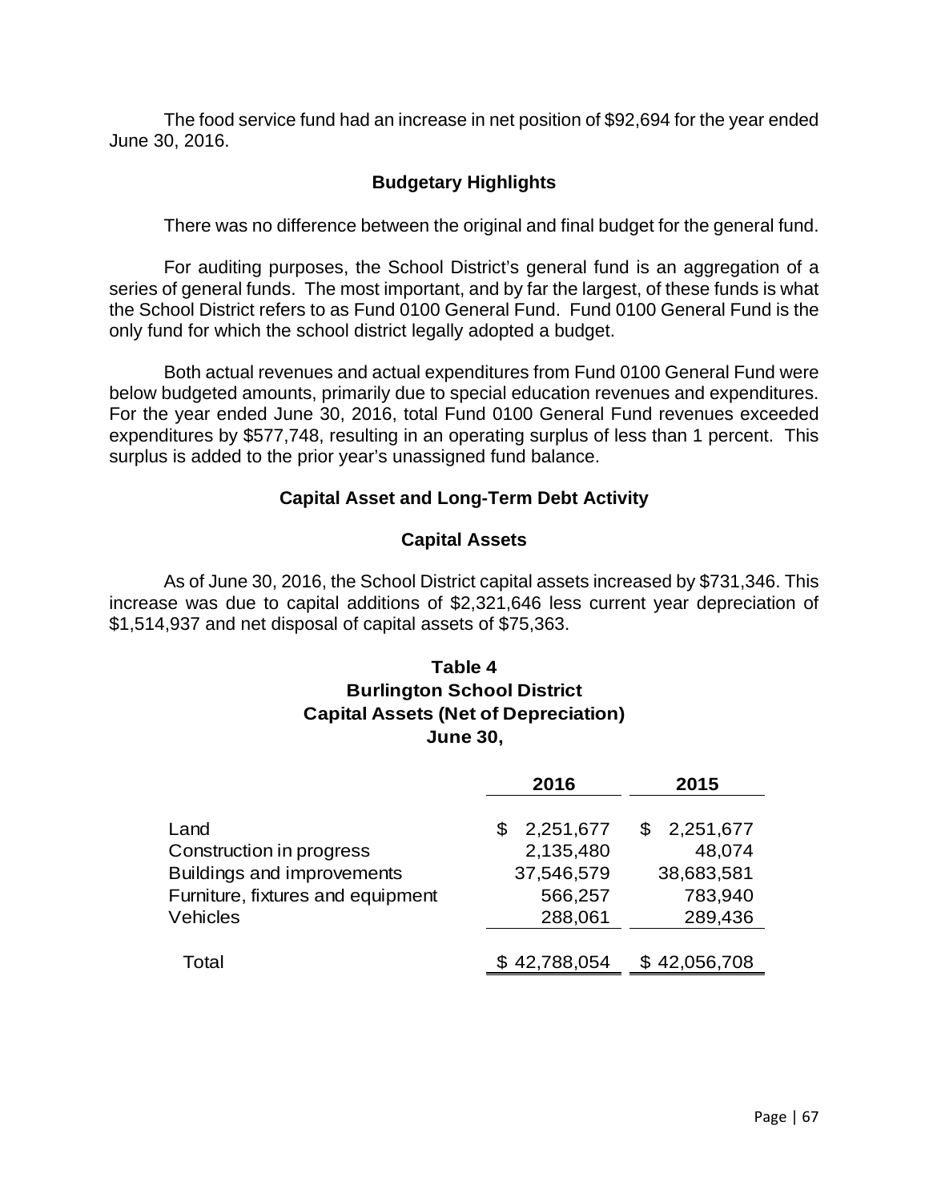The food service fund had an increase in net position of $92,694 for the year ended June 30, 2016.

### Budgetary Highlights

There was no difference between the original and final budget for the general fund.

For auditing purposes, the School District's general fund is an aggregation of a series of general funds. The most important, and by far the largest, of these funds is what the School District refers to as Fund 0100 General Fund. Fund 0100 General Fund is the only fund for which the school district legally adopted a budget.

Both actual revenues and actual expenditures from Fund 0100 General Fund were below budgeted amounts, primarily due to special education revenues and expenditures. For the year ended June 30, 2016, total Fund 0100 General Fund revenues exceeded expenditures by $577,748, resulting in an operating surplus of less than 1 percent. This surplus is added to the prior year's unassigned fund balance.

### Capital Asset and Long-Term Debt Activity

### Capital Assets

As of June 30, 2016, the School District capital assets increased by $731,346. This increase was due to capital additions of $2,321,646 less current year depreciation of $1,514,937 and net disposal of capital assets of $75,363.

**Table 4**
**Burlington School District**
**Capital Assets (Net of Depreciation)**
**June 30,**

| | 2016 | 2015 |
|---|---|---|
| Land | $ 2,251,677 | $ 2,251,677 |
| Construction in progress | 2,135,480 | 48,074 |
| Buildings and improvements | 37,546,579 | 38,683,581 |
| Furniture, fixtures and equipment | 566,257 | 783,940 |
| Vehicles | 288,061 | 289,436 |
| Total | $ 42,788,054 | $ 42,056,708 |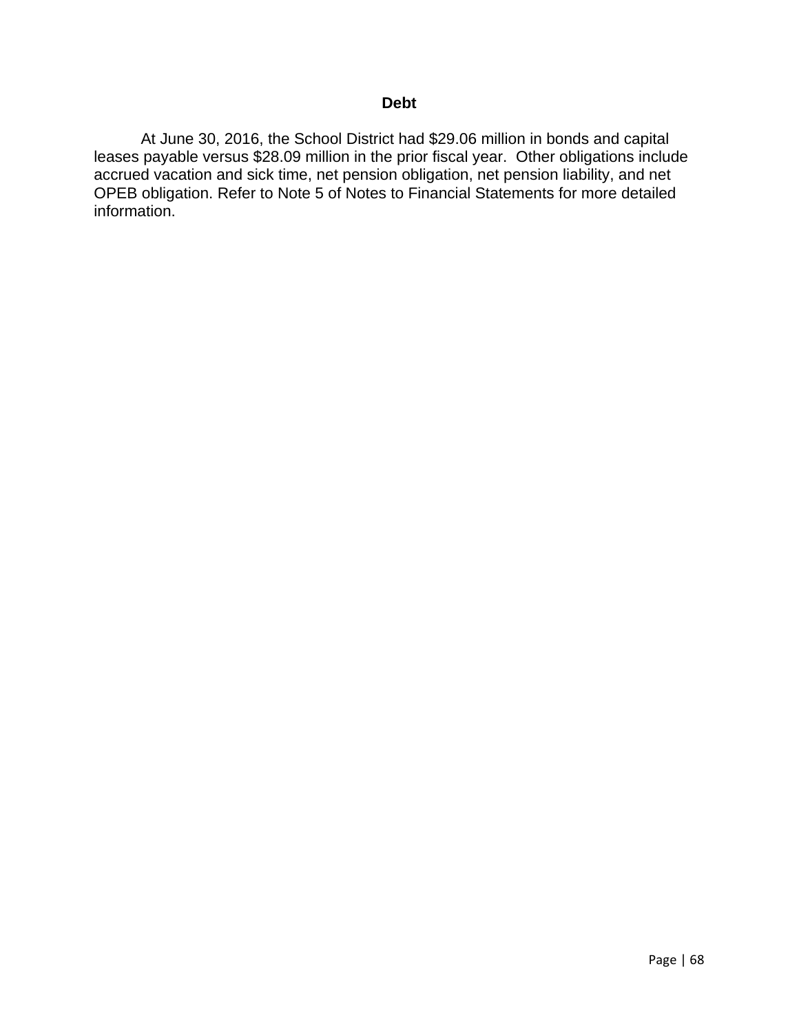## Debt

At June 30, 2016, the School District had $29.06 million in bonds and capital leases payable versus $28.09 million in the prior fiscal year. Other obligations include accrued vacation and sick time, net pension obligation, net pension liability, and net OPEB obligation. Refer to Note 5 of Notes to Financial Statements for more detailed information.